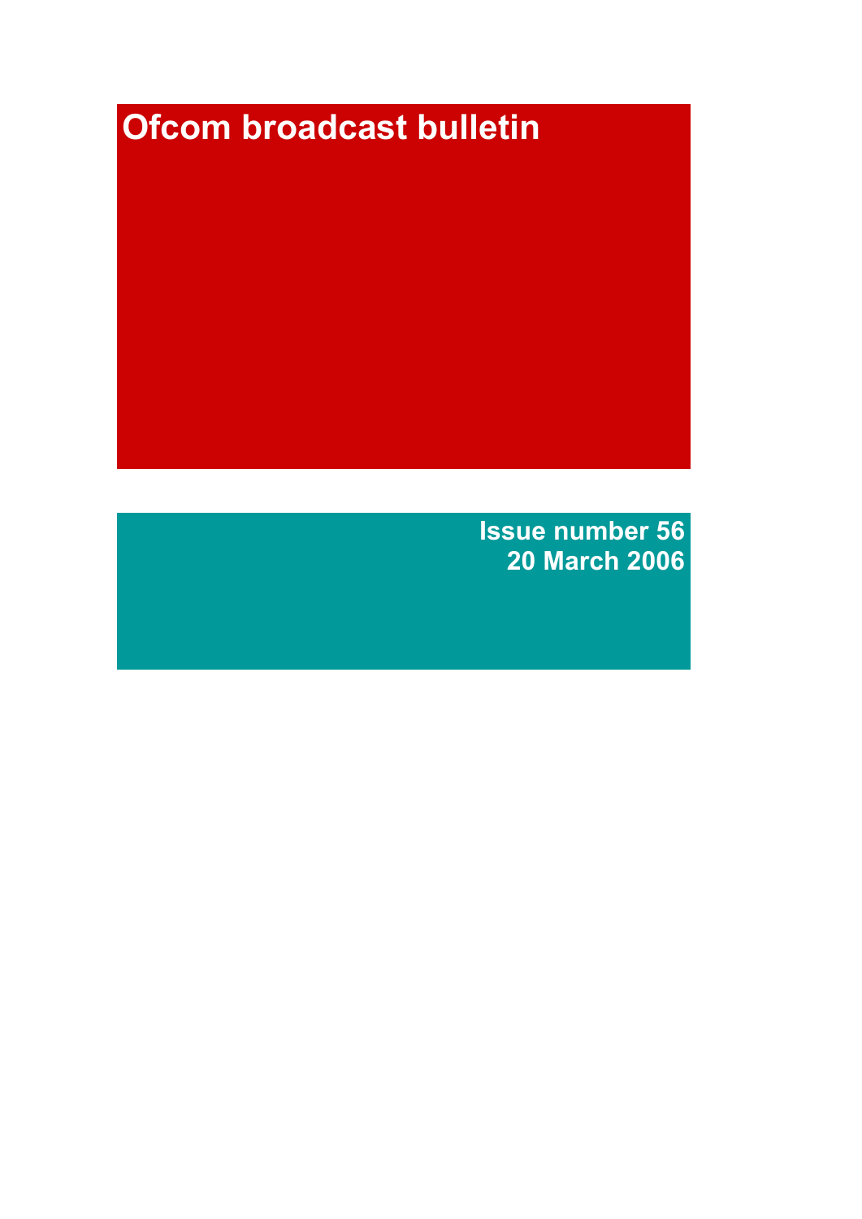# Ofcom broadcast bulletin

**Issue number 56**
**20 March 2006**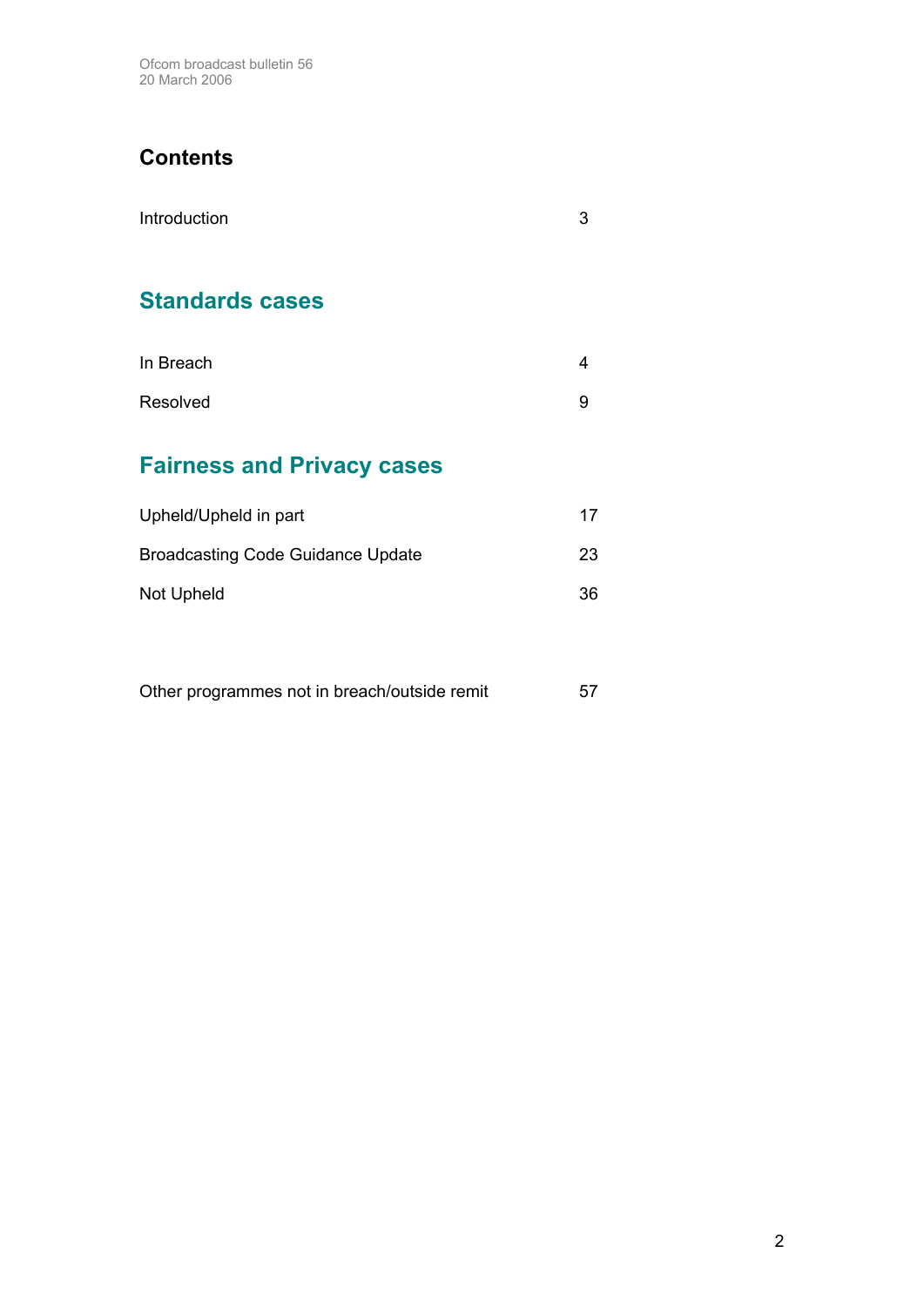## Contents

| | |
|---|---|
| Introduction | 3 |

## Standards cases

| | |
|---|---|
| In Breach | 4 |
| Resolved | 9 |

## Fairness and Privacy cases

| | |
|---|---|
| Upheld/Upheld in part | 17 |
| Broadcasting Code Guidance Update | 23 |
| Not Upheld | 36 |

| | |
|---|---|
| Other programmes not in breach/outside remit | 57 |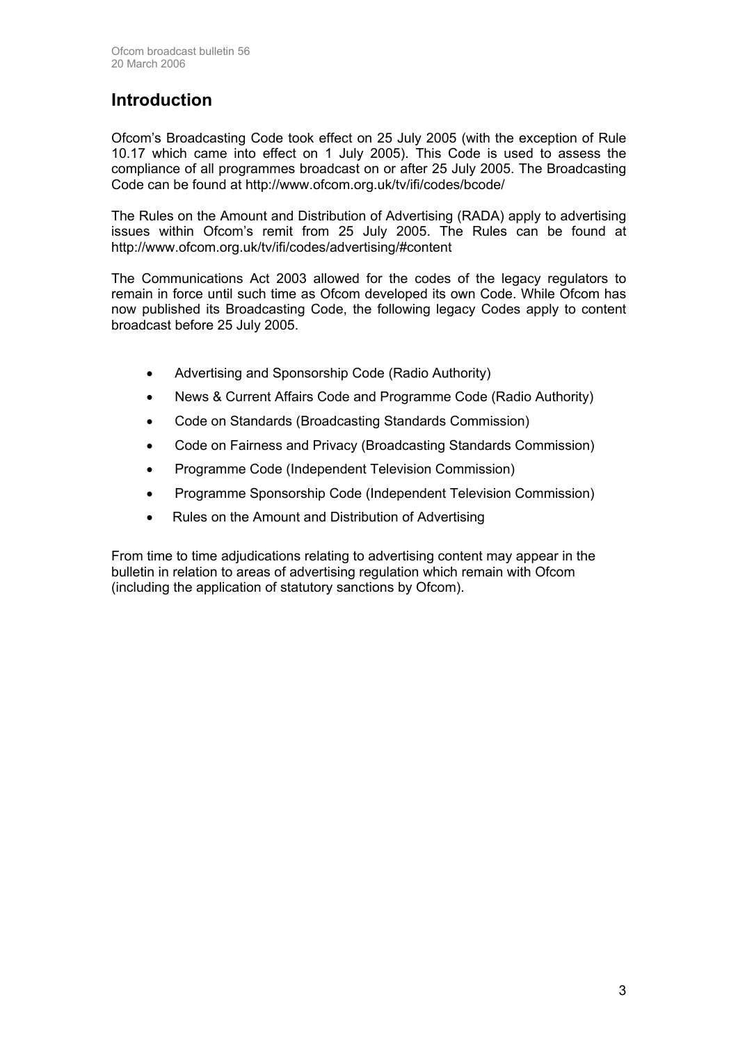# Introduction

Ofcom's Broadcasting Code took effect on 25 July 2005 (with the exception of Rule 10.17 which came into effect on 1 July 2005). This Code is used to assess the compliance of all programmes broadcast on or after 25 July 2005. The Broadcasting Code can be found at http://www.ofcom.org.uk/tv/ifi/codes/bcode/

The Rules on the Amount and Distribution of Advertising (RADA) apply to advertising issues within Ofcom's remit from 25 July 2005. The Rules can be found at http://www.ofcom.org.uk/tv/ifi/codes/advertising/#content

The Communications Act 2003 allowed for the codes of the legacy regulators to remain in force until such time as Ofcom developed its own Code. While Ofcom has now published its Broadcasting Code, the following legacy Codes apply to content broadcast before 25 July 2005.

- Advertising and Sponsorship Code (Radio Authority)
- News & Current Affairs Code and Programme Code (Radio Authority)
- Code on Standards (Broadcasting Standards Commission)
- Code on Fairness and Privacy (Broadcasting Standards Commission)
- Programme Code (Independent Television Commission)
- Programme Sponsorship Code (Independent Television Commission)
- Rules on the Amount and Distribution of Advertising

From time to time adjudications relating to advertising content may appear in the bulletin in relation to areas of advertising regulation which remain with Ofcom (including the application of statutory sanctions by Ofcom).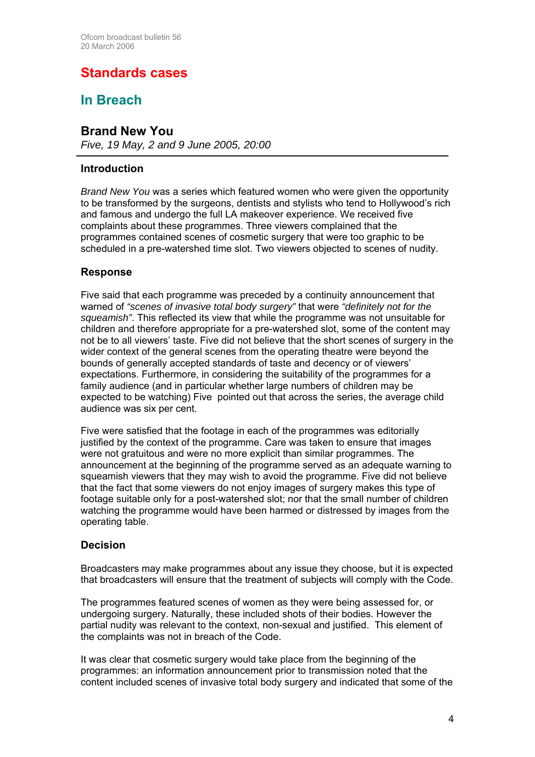# Standards cases

## In Breach

### Brand New You

*Five, 19 May, 2 and 9 June 2005, 20:00*

---

#### Introduction

*Brand New You* was a series which featured women who were given the opportunity to be transformed by the surgeons, dentists and stylists who tend to Hollywood's rich and famous and undergo the full LA makeover experience. We received five complaints about these programmes. Three viewers complained that the programmes contained scenes of cosmetic surgery that were too graphic to be scheduled in a pre-watershed time slot. Two viewers objected to scenes of nudity.

#### Response

Five said that each programme was preceded by a continuity announcement that warned of *"scenes of invasive total body surgery"* that were *"definitely not for the squeamish"*. This reflected its view that while the programme was not unsuitable for children and therefore appropriate for a pre-watershed slot, some of the content may not be to all viewers' taste. Five did not believe that the short scenes of surgery in the wider context of the general scenes from the operating theatre were beyond the bounds of generally accepted standards of taste and decency or of viewers' expectations. Furthermore, in considering the suitability of the programmes for a family audience (and in particular whether large numbers of children may be expected to be watching) Five pointed out that across the series, the average child audience was six per cent.

Five were satisfied that the footage in each of the programmes was editorially justified by the context of the programme. Care was taken to ensure that images were not gratuitous and were no more explicit than similar programmes. The announcement at the beginning of the programme served as an adequate warning to squeamish viewers that they may wish to avoid the programme. Five did not believe that the fact that some viewers do not enjoy images of surgery makes this type of footage suitable only for a post-watershed slot; nor that the small number of children watching the programme would have been harmed or distressed by images from the operating table.

#### Decision

Broadcasters may make programmes about any issue they choose, but it is expected that broadcasters will ensure that the treatment of subjects will comply with the Code.

The programmes featured scenes of women as they were being assessed for, or undergoing surgery. Naturally, these included shots of their bodies. However the partial nudity was relevant to the context, non-sexual and justified. This element of the complaints was not in breach of the Code.

It was clear that cosmetic surgery would take place from the beginning of the programmes: an information announcement prior to transmission noted that the content included scenes of invasive total body surgery and indicated that some of the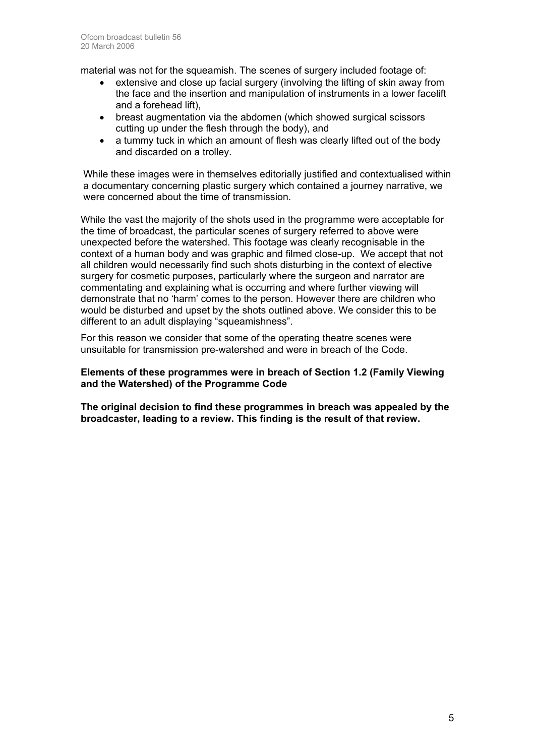material was not for the squeamish. The scenes of surgery included footage of:

- extensive and close up facial surgery (involving the lifting of skin away from the face and the insertion and manipulation of instruments in a lower facelift and a forehead lift),
- breast augmentation via the abdomen (which showed surgical scissors cutting up under the flesh through the body), and
- a tummy tuck in which an amount of flesh was clearly lifted out of the body and discarded on a trolley.

While these images were in themselves editorially justified and contextualised within a documentary concerning plastic surgery which contained a journey narrative, we were concerned about the time of transmission.

While the vast the majority of the shots used in the programme were acceptable for the time of broadcast, the particular scenes of surgery referred to above were unexpected before the watershed. This footage was clearly recognisable in the context of a human body and was graphic and filmed close-up. We accept that not all children would necessarily find such shots disturbing in the context of elective surgery for cosmetic purposes, particularly where the surgeon and narrator are commentating and explaining what is occurring and where further viewing will demonstrate that no 'harm' comes to the person. However there are children who would be disturbed and upset by the shots outlined above. We consider this to be different to an adult displaying "squeamishness".

For this reason we consider that some of the operating theatre scenes were unsuitable for transmission pre-watershed and were in breach of the Code.

**Elements of these programmes were in breach of Section 1.2 (Family Viewing and the Watershed) of the Programme Code**

**The original decision to find these programmes in breach was appealed by the broadcaster, leading to a review. This finding is the result of that review.**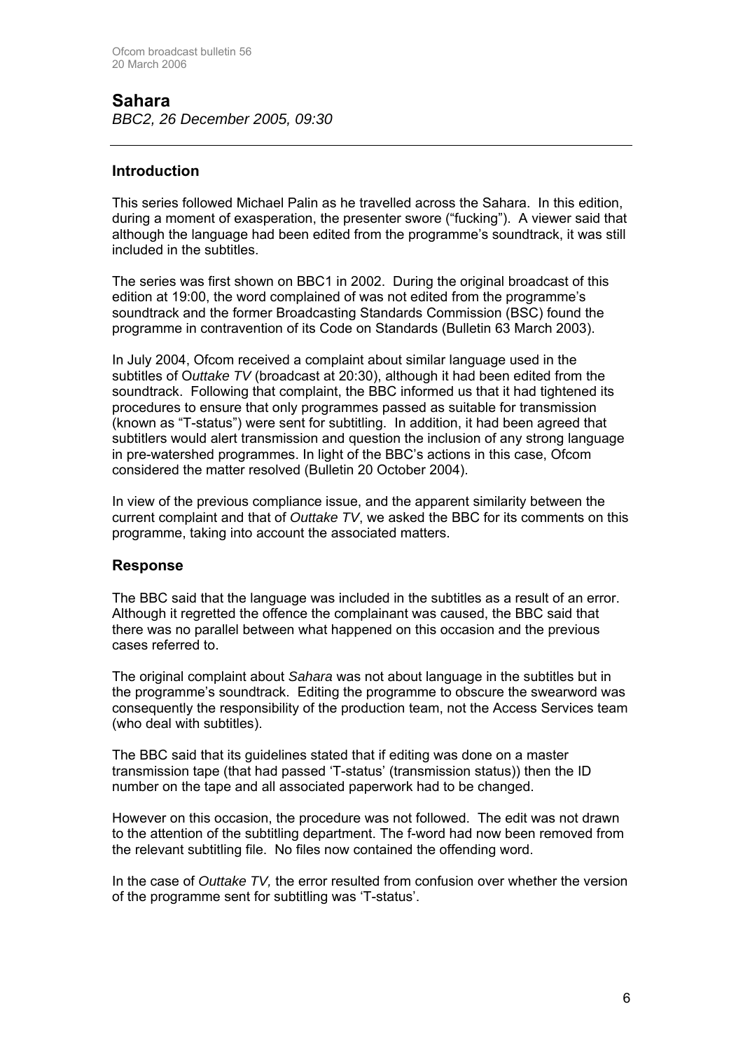# Sahara

*BBC2, 26 December 2005, 09:30*

## Introduction

This series followed Michael Palin as he travelled across the Sahara. In this edition, during a moment of exasperation, the presenter swore ("fucking"). A viewer said that although the language had been edited from the programme's soundtrack, it was still included in the subtitles.

The series was first shown on BBC1 in 2002. During the original broadcast of this edition at 19:00, the word complained of was not edited from the programme's soundtrack and the former Broadcasting Standards Commission (BSC) found the programme in contravention of its Code on Standards (Bulletin 63 March 2003).

In July 2004, Ofcom received a complaint about similar language used in the subtitles of O*uttake TV* (broadcast at 20:30), although it had been edited from the soundtrack. Following that complaint, the BBC informed us that it had tightened its procedures to ensure that only programmes passed as suitable for transmission (known as "T-status") were sent for subtitling. In addition, it had been agreed that subtitlers would alert transmission and question the inclusion of any strong language in pre-watershed programmes. In light of the BBC's actions in this case, Ofcom considered the matter resolved (Bulletin 20 October 2004).

In view of the previous compliance issue, and the apparent similarity between the current complaint and that of *Outtake TV*, we asked the BBC for its comments on this programme, taking into account the associated matters.

## Response

The BBC said that the language was included in the subtitles as a result of an error. Although it regretted the offence the complainant was caused, the BBC said that there was no parallel between what happened on this occasion and the previous cases referred to.

The original complaint about *Sahara* was not about language in the subtitles but in the programme's soundtrack. Editing the programme to obscure the swearword was consequently the responsibility of the production team, not the Access Services team (who deal with subtitles).

The BBC said that its guidelines stated that if editing was done on a master transmission tape (that had passed 'T-status' (transmission status)) then the ID number on the tape and all associated paperwork had to be changed.

However on this occasion, the procedure was not followed. The edit was not drawn to the attention of the subtitling department. The f-word had now been removed from the relevant subtitling file. No files now contained the offending word.

In the case of *Outtake TV,* the error resulted from confusion over whether the version of the programme sent for subtitling was 'T-status'.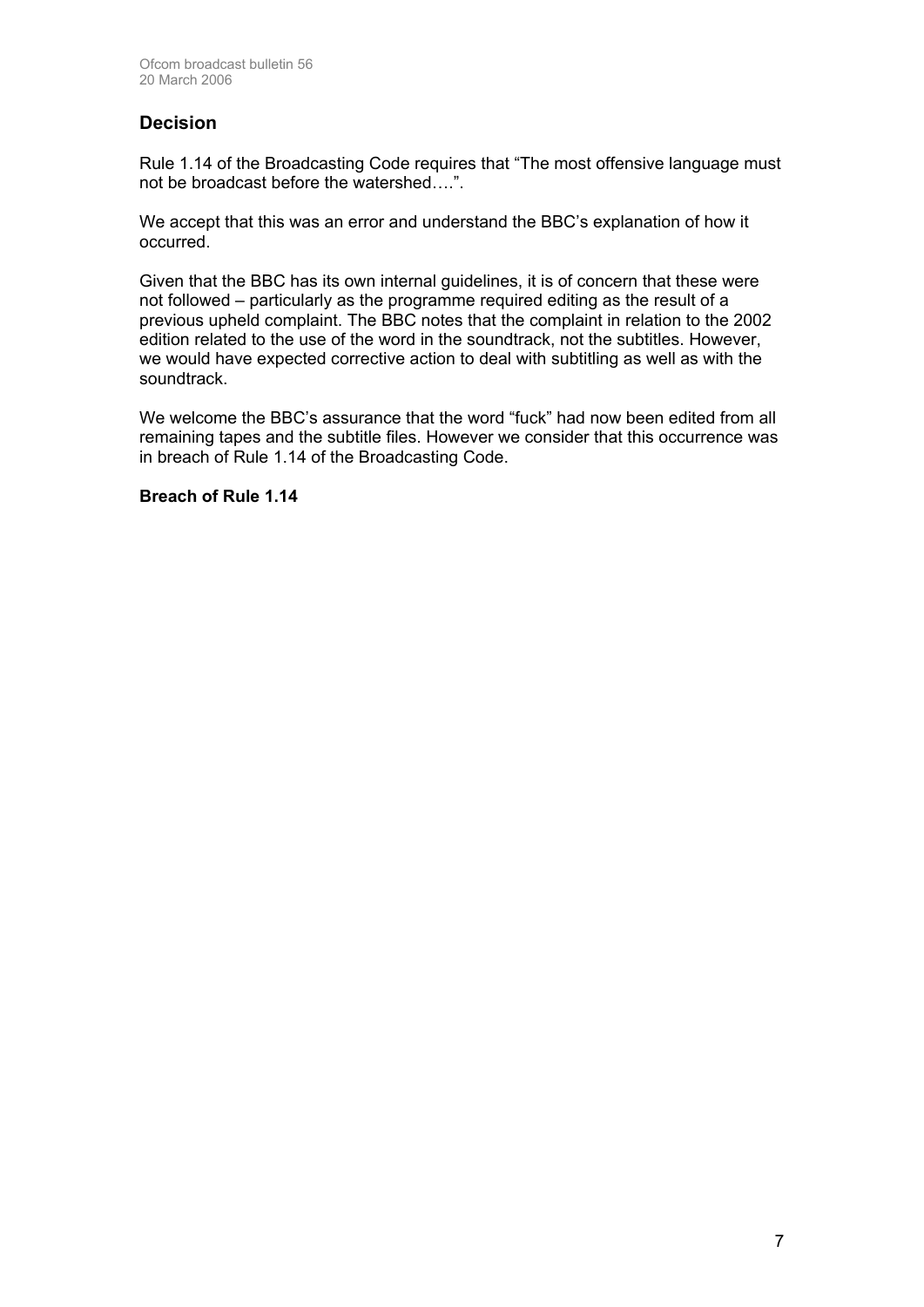## Decision

Rule 1.14 of the Broadcasting Code requires that "The most offensive language must not be broadcast before the watershed….".

We accept that this was an error and understand the BBC's explanation of how it occurred.

Given that the BBC has its own internal guidelines, it is of concern that these were not followed – particularly as the programme required editing as the result of a previous upheld complaint. The BBC notes that the complaint in relation to the 2002 edition related to the use of the word in the soundtrack, not the subtitles. However, we would have expected corrective action to deal with subtitling as well as with the soundtrack.

We welcome the BBC's assurance that the word "fuck" had now been edited from all remaining tapes and the subtitle files. However we consider that this occurrence was in breach of Rule 1.14 of the Broadcasting Code.

**Breach of Rule 1.14**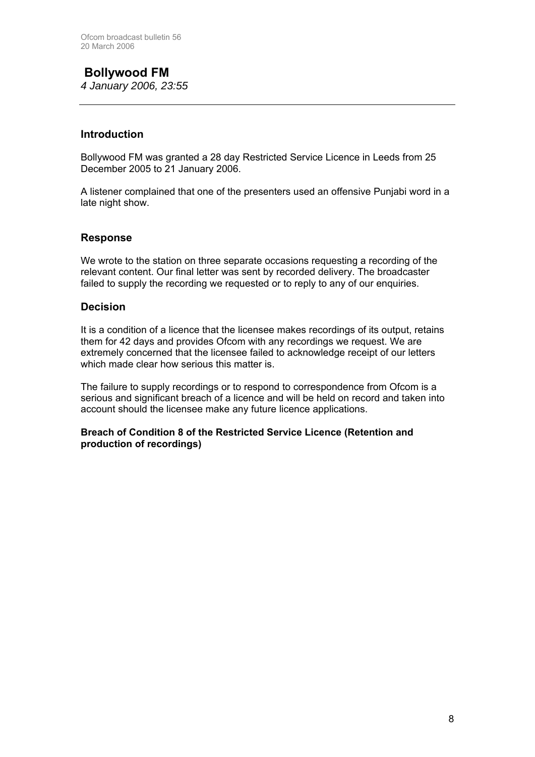## Bollywood FM

*4 January 2006, 23:55*

---

### Introduction

Bollywood FM was granted a 28 day Restricted Service Licence in Leeds from 25 December 2005 to 21 January 2006.

A listener complained that one of the presenters used an offensive Punjabi word in a late night show.

### Response

We wrote to the station on three separate occasions requesting a recording of the relevant content. Our final letter was sent by recorded delivery. The broadcaster failed to supply the recording we requested or to reply to any of our enquiries.

### Decision

It is a condition of a licence that the licensee makes recordings of its output, retains them for 42 days and provides Ofcom with any recordings we request. We are extremely concerned that the licensee failed to acknowledge receipt of our letters which made clear how serious this matter is.

The failure to supply recordings or to respond to correspondence from Ofcom is a serious and significant breach of a licence and will be held on record and taken into account should the licensee make any future licence applications.

**Breach of Condition 8 of the Restricted Service Licence (Retention and production of recordings)**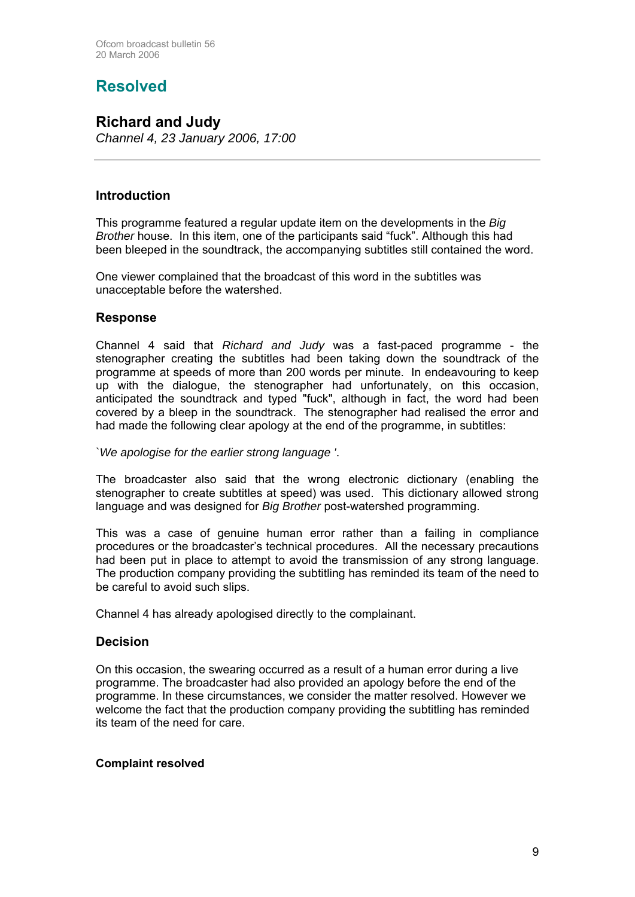## Resolved

### Richard and Judy

*Channel 4, 23 January 2006, 17:00*

---

#### Introduction

This programme featured a regular update item on the developments in the *Big Brother* house. In this item, one of the participants said "fuck". Although this had been bleeped in the soundtrack, the accompanying subtitles still contained the word.

One viewer complained that the broadcast of this word in the subtitles was unacceptable before the watershed.

#### Response

Channel 4 said that *Richard and Judy* was a fast-paced programme - the stenographer creating the subtitles had been taking down the soundtrack of the programme at speeds of more than 200 words per minute. In endeavouring to keep up with the dialogue, the stenographer had unfortunately, on this occasion, anticipated the soundtrack and typed "fuck", although in fact, the word had been covered by a bleep in the soundtrack. The stenographer had realised the error and had made the following clear apology at the end of the programme, in subtitles:

`*We apologise for the earlier strong language* '.

The broadcaster also said that the wrong electronic dictionary (enabling the stenographer to create subtitles at speed) was used. This dictionary allowed strong language and was designed for *Big Brother* post-watershed programming.

This was a case of genuine human error rather than a failing in compliance procedures or the broadcaster's technical procedures. All the necessary precautions had been put in place to attempt to avoid the transmission of any strong language. The production company providing the subtitling has reminded its team of the need to be careful to avoid such slips.

Channel 4 has already apologised directly to the complainant.

#### Decision

On this occasion, the swearing occurred as a result of a human error during a live programme. The broadcaster had also provided an apology before the end of the programme. In these circumstances, we consider the matter resolved. However we welcome the fact that the production company providing the subtitling has reminded its team of the need for care.

**Complaint resolved**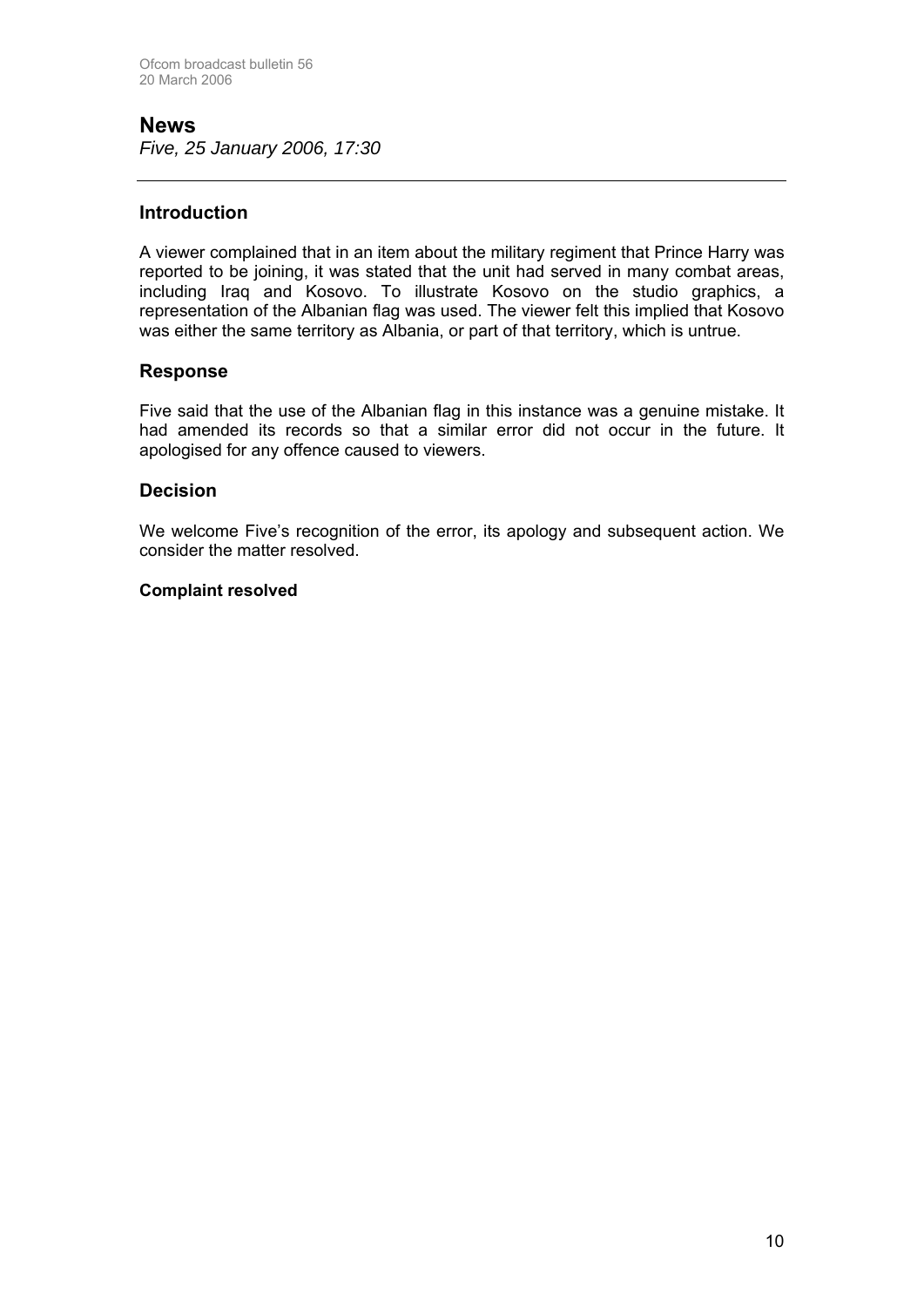## News

*Five, 25 January 2006, 17:30*

### Introduction

A viewer complained that in an item about the military regiment that Prince Harry was reported to be joining, it was stated that the unit had served in many combat areas, including Iraq and Kosovo. To illustrate Kosovo on the studio graphics, a representation of the Albanian flag was used. The viewer felt this implied that Kosovo was either the same territory as Albania, or part of that territory, which is untrue.

### Response

Five said that the use of the Albanian flag in this instance was a genuine mistake. It had amended its records so that a similar error did not occur in the future. It apologised for any offence caused to viewers.

### Decision

We welcome Five's recognition of the error, its apology and subsequent action. We consider the matter resolved.

**Complaint resolved**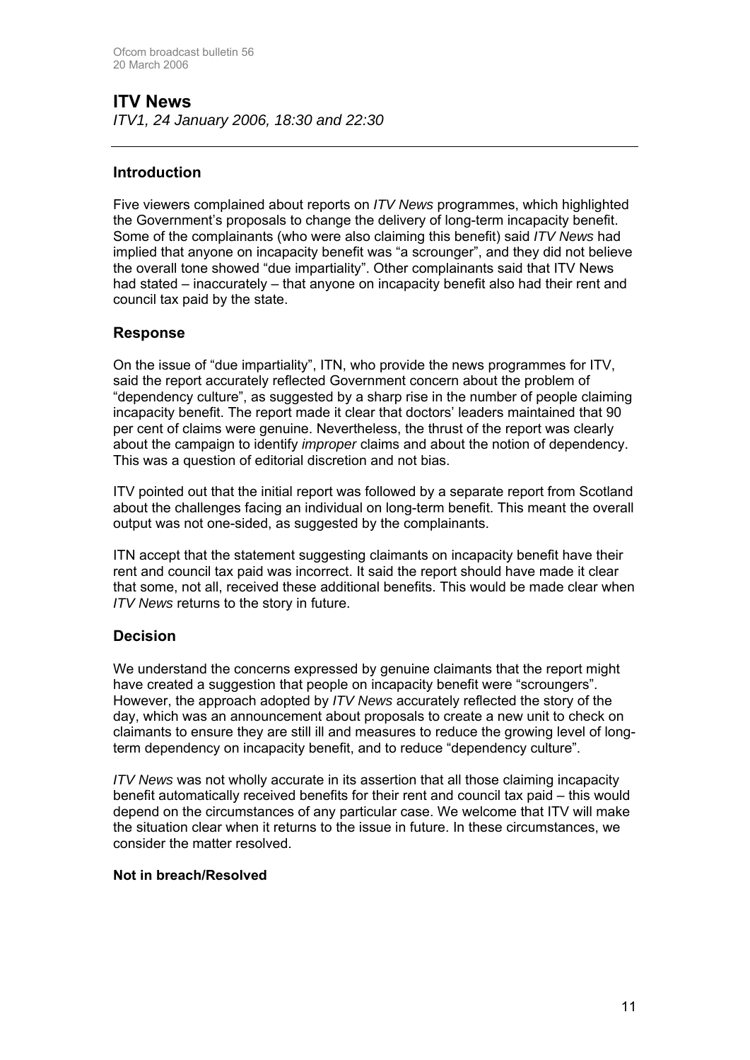## ITV News

*ITV1, 24 January 2006, 18:30 and 22:30*

---

### Introduction

Five viewers complained about reports on *ITV News* programmes, which highlighted the Government's proposals to change the delivery of long-term incapacity benefit. Some of the complainants (who were also claiming this benefit) said *ITV News* had implied that anyone on incapacity benefit was "a scrounger", and they did not believe the overall tone showed "due impartiality". Other complainants said that ITV News had stated – inaccurately – that anyone on incapacity benefit also had their rent and council tax paid by the state.

### Response

On the issue of "due impartiality", ITN, who provide the news programmes for ITV, said the report accurately reflected Government concern about the problem of "dependency culture", as suggested by a sharp rise in the number of people claiming incapacity benefit. The report made it clear that doctors' leaders maintained that 90 per cent of claims were genuine. Nevertheless, the thrust of the report was clearly about the campaign to identify *improper* claims and about the notion of dependency. This was a question of editorial discretion and not bias.

ITV pointed out that the initial report was followed by a separate report from Scotland about the challenges facing an individual on long-term benefit. This meant the overall output was not one-sided, as suggested by the complainants.

ITN accept that the statement suggesting claimants on incapacity benefit have their rent and council tax paid was incorrect. It said the report should have made it clear that some, not all, received these additional benefits. This would be made clear when *ITV News* returns to the story in future.

### Decision

We understand the concerns expressed by genuine claimants that the report might have created a suggestion that people on incapacity benefit were "scroungers". However, the approach adopted by *ITV News* accurately reflected the story of the day, which was an announcement about proposals to create a new unit to check on claimants to ensure they are still ill and measures to reduce the growing level of long-term dependency on incapacity benefit, and to reduce "dependency culture".

*ITV News* was not wholly accurate in its assertion that all those claiming incapacity benefit automatically received benefits for their rent and council tax paid – this would depend on the circumstances of any particular case. We welcome that ITV will make the situation clear when it returns to the issue in future. In these circumstances, we consider the matter resolved.

**Not in breach/Resolved**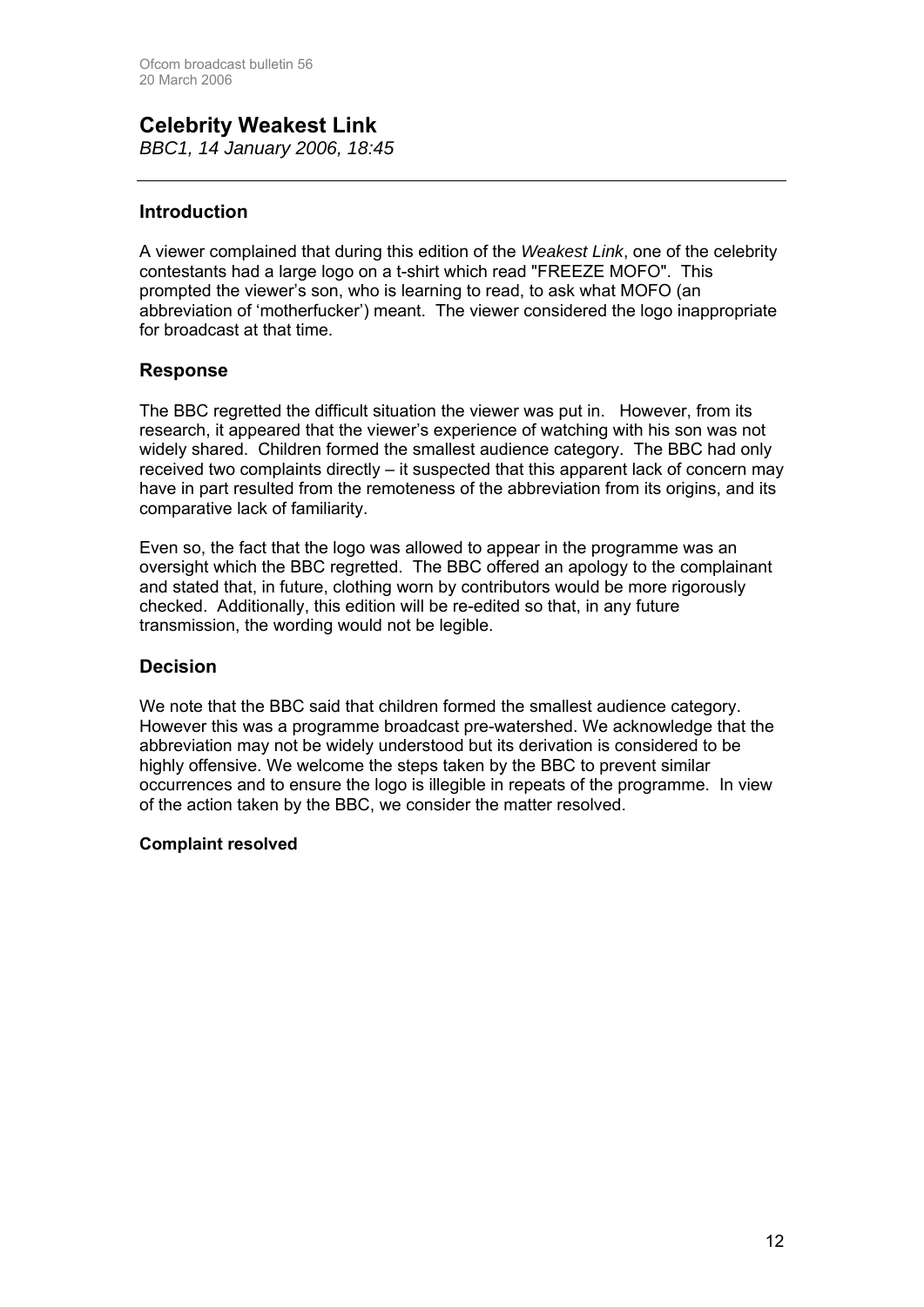## Celebrity Weakest Link

*BBC1, 14 January 2006, 18:45*

### Introduction

A viewer complained that during this edition of the *Weakest Link*, one of the celebrity contestants had a large logo on a t-shirt which read "FREEZE MOFO". This prompted the viewer's son, who is learning to read, to ask what MOFO (an abbreviation of 'motherfucker') meant. The viewer considered the logo inappropriate for broadcast at that time.

### Response

The BBC regretted the difficult situation the viewer was put in. However, from its research, it appeared that the viewer's experience of watching with his son was not widely shared. Children formed the smallest audience category. The BBC had only received two complaints directly – it suspected that this apparent lack of concern may have in part resulted from the remoteness of the abbreviation from its origins, and its comparative lack of familiarity.

Even so, the fact that the logo was allowed to appear in the programme was an oversight which the BBC regretted. The BBC offered an apology to the complainant and stated that, in future, clothing worn by contributors would be more rigorously checked. Additionally, this edition will be re-edited so that, in any future transmission, the wording would not be legible.

### Decision

We note that the BBC said that children formed the smallest audience category. However this was a programme broadcast pre-watershed. We acknowledge that the abbreviation may not be widely understood but its derivation is considered to be highly offensive. We welcome the steps taken by the BBC to prevent similar occurrences and to ensure the logo is illegible in repeats of the programme. In view of the action taken by the BBC, we consider the matter resolved.

**Complaint resolved**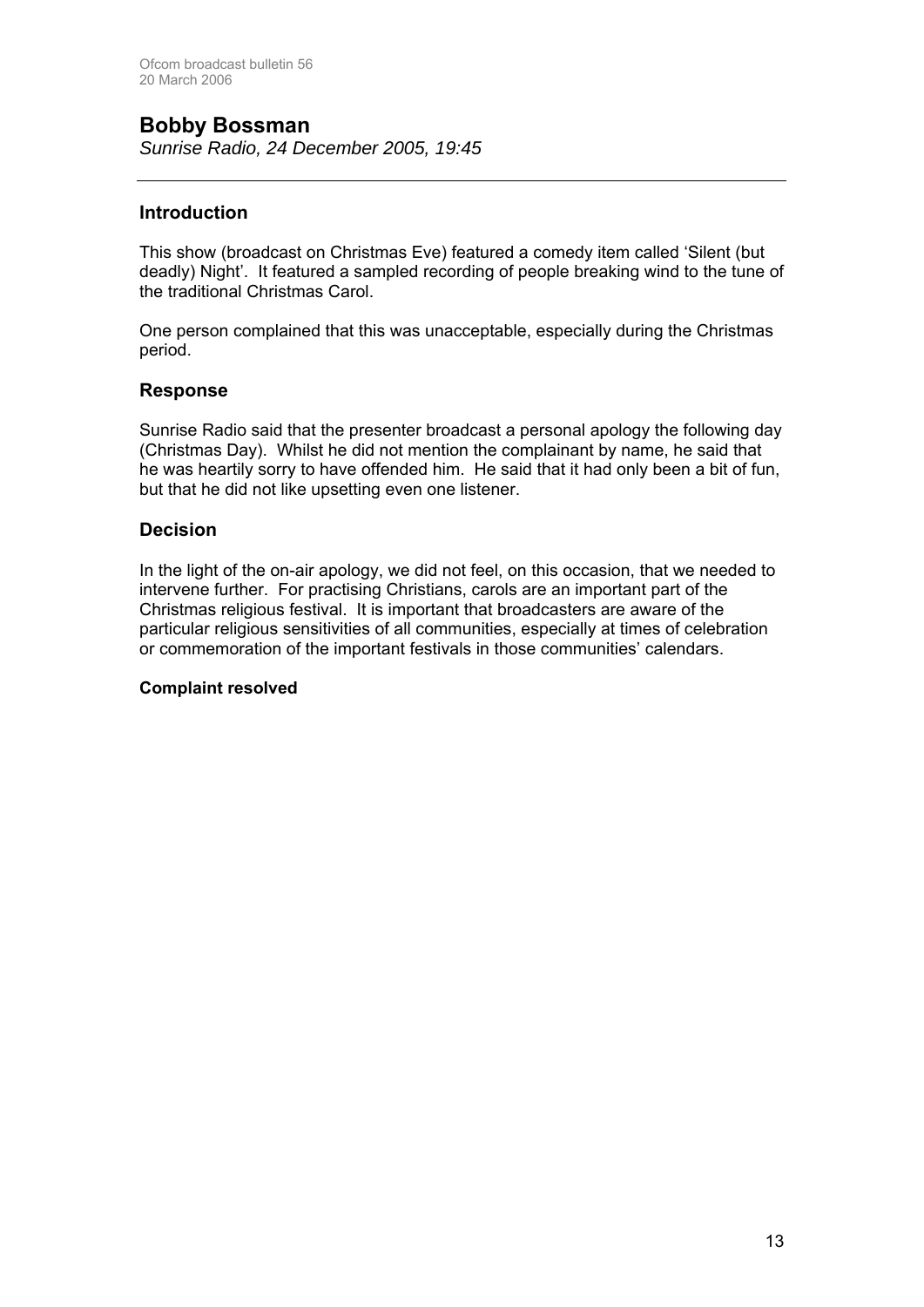## Bobby Bossman

*Sunrise Radio, 24 December 2005, 19:45*

---

### Introduction

This show (broadcast on Christmas Eve) featured a comedy item called 'Silent (but deadly) Night'. It featured a sampled recording of people breaking wind to the tune of the traditional Christmas Carol.

One person complained that this was unacceptable, especially during the Christmas period.

### Response

Sunrise Radio said that the presenter broadcast a personal apology the following day (Christmas Day). Whilst he did not mention the complainant by name, he said that he was heartily sorry to have offended him. He said that it had only been a bit of fun, but that he did not like upsetting even one listener.

### Decision

In the light of the on-air apology, we did not feel, on this occasion, that we needed to intervene further. For practising Christians, carols are an important part of the Christmas religious festival. It is important that broadcasters are aware of the particular religious sensitivities of all communities, especially at times of celebration or commemoration of the important festivals in those communities' calendars.

**Complaint resolved**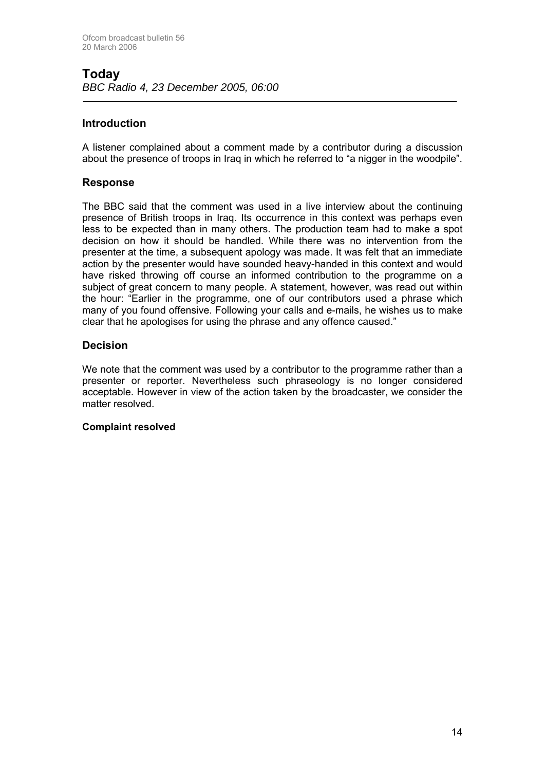## Today

*BBC Radio 4, 23 December 2005, 06:00*

---

### Introduction

A listener complained about a comment made by a contributor during a discussion about the presence of troops in Iraq in which he referred to "a nigger in the woodpile".

### Response

The BBC said that the comment was used in a live interview about the continuing presence of British troops in Iraq. Its occurrence in this context was perhaps even less to be expected than in many others. The production team had to make a spot decision on how it should be handled. While there was no intervention from the presenter at the time, a subsequent apology was made. It was felt that an immediate action by the presenter would have sounded heavy-handed in this context and would have risked throwing off course an informed contribution to the programme on a subject of great concern to many people. A statement, however, was read out within the hour: "Earlier in the programme, one of our contributors used a phrase which many of you found offensive. Following your calls and e-mails, he wishes us to make clear that he apologises for using the phrase and any offence caused."

### Decision

We note that the comment was used by a contributor to the programme rather than a presenter or reporter. Nevertheless such phraseology is no longer considered acceptable. However in view of the action taken by the broadcaster, we consider the matter resolved.

**Complaint resolved**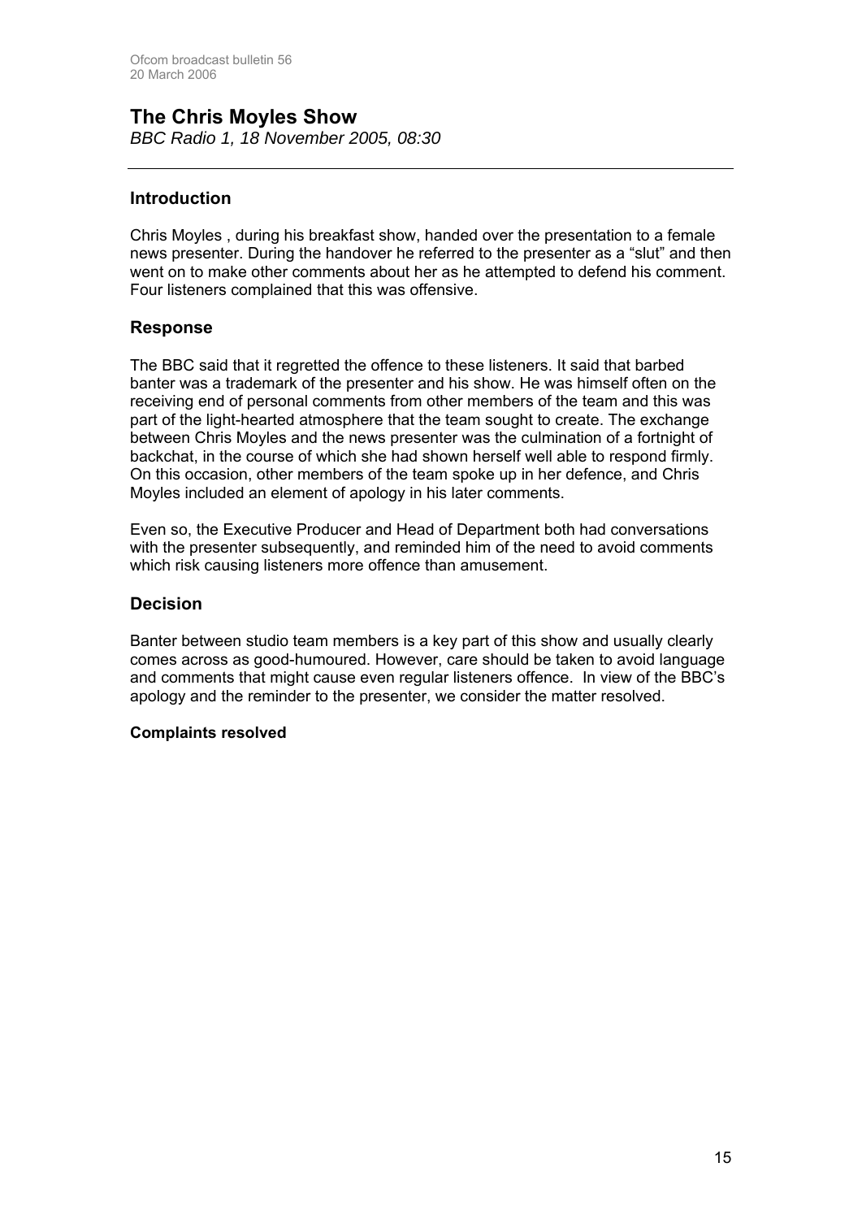## The Chris Moyles Show

*BBC Radio 1, 18 November 2005, 08:30*

### Introduction

Chris Moyles , during his breakfast show, handed over the presentation to a female news presenter. During the handover he referred to the presenter as a "slut" and then went on to make other comments about her as he attempted to defend his comment. Four listeners complained that this was offensive.

### Response

The BBC said that it regretted the offence to these listeners. It said that barbed banter was a trademark of the presenter and his show. He was himself often on the receiving end of personal comments from other members of the team and this was part of the light-hearted atmosphere that the team sought to create. The exchange between Chris Moyles and the news presenter was the culmination of a fortnight of backchat, in the course of which she had shown herself well able to respond firmly. On this occasion, other members of the team spoke up in her defence, and Chris Moyles included an element of apology in his later comments.

Even so, the Executive Producer and Head of Department both had conversations with the presenter subsequently, and reminded him of the need to avoid comments which risk causing listeners more offence than amusement.

### Decision

Banter between studio team members is a key part of this show and usually clearly comes across as good-humoured. However, care should be taken to avoid language and comments that might cause even regular listeners offence. In view of the BBC's apology and the reminder to the presenter, we consider the matter resolved.

**Complaints resolved**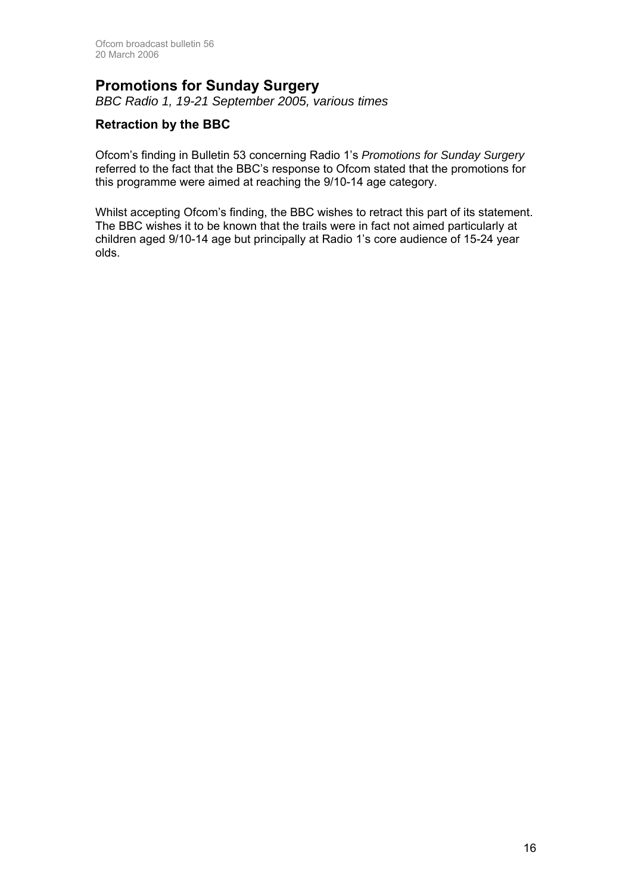## Promotions for Sunday Surgery

*BBC Radio 1, 19-21 September 2005, various times*

### Retraction by the BBC

Ofcom's finding in Bulletin 53 concerning Radio 1's *Promotions for Sunday Surgery* referred to the fact that the BBC's response to Ofcom stated that the promotions for this programme were aimed at reaching the 9/10-14 age category.

Whilst accepting Ofcom's finding, the BBC wishes to retract this part of its statement. The BBC wishes it to be known that the trails were in fact not aimed particularly at children aged 9/10-14 age but principally at Radio 1's core audience of 15-24 year olds.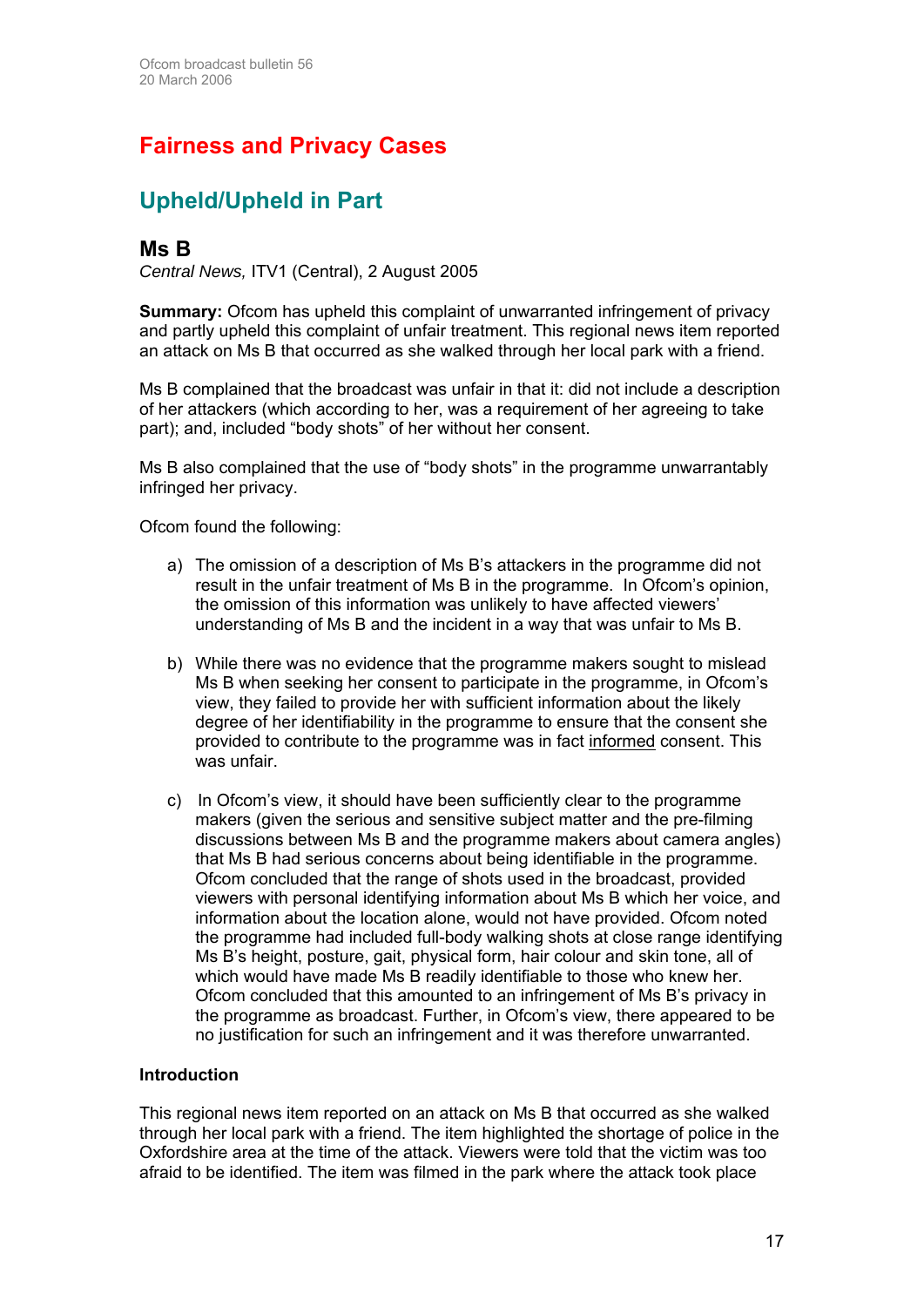# Fairness and Privacy Cases

## Upheld/Upheld in Part

### Ms B

*Central News,* ITV1 (Central), 2 August 2005

**Summary:** Ofcom has upheld this complaint of unwarranted infringement of privacy and partly upheld this complaint of unfair treatment. This regional news item reported an attack on Ms B that occurred as she walked through her local park with a friend.

Ms B complained that the broadcast was unfair in that it: did not include a description of her attackers (which according to her, was a requirement of her agreeing to take part); and, included "body shots" of her without her consent.

Ms B also complained that the use of "body shots" in the programme unwarrantably infringed her privacy.

Ofcom found the following:

a) The omission of a description of Ms B's attackers in the programme did not result in the unfair treatment of Ms B in the programme. In Ofcom's opinion, the omission of this information was unlikely to have affected viewers' understanding of Ms B and the incident in a way that was unfair to Ms B.

b) While there was no evidence that the programme makers sought to mislead Ms B when seeking her consent to participate in the programme, in Ofcom's view, they failed to provide her with sufficient information about the likely degree of her identifiability in the programme to ensure that the consent she provided to contribute to the programme was in fact informed consent. This was unfair.

c) In Ofcom's view, it should have been sufficiently clear to the programme makers (given the serious and sensitive subject matter and the pre-filming discussions between Ms B and the programme makers about camera angles) that Ms B had serious concerns about being identifiable in the programme. Ofcom concluded that the range of shots used in the broadcast, provided viewers with personal identifying information about Ms B which her voice, and information about the location alone, would not have provided. Ofcom noted the programme had included full-body walking shots at close range identifying Ms B's height, posture, gait, physical form, hair colour and skin tone, all of which would have made Ms B readily identifiable to those who knew her. Ofcom concluded that this amounted to an infringement of Ms B's privacy in the programme as broadcast. Further, in Ofcom's view, there appeared to be no justification for such an infringement and it was therefore unwarranted.

**Introduction**

This regional news item reported on an attack on Ms B that occurred as she walked through her local park with a friend. The item highlighted the shortage of police in the Oxfordshire area at the time of the attack. Viewers were told that the victim was too afraid to be identified. The item was filmed in the park where the attack took place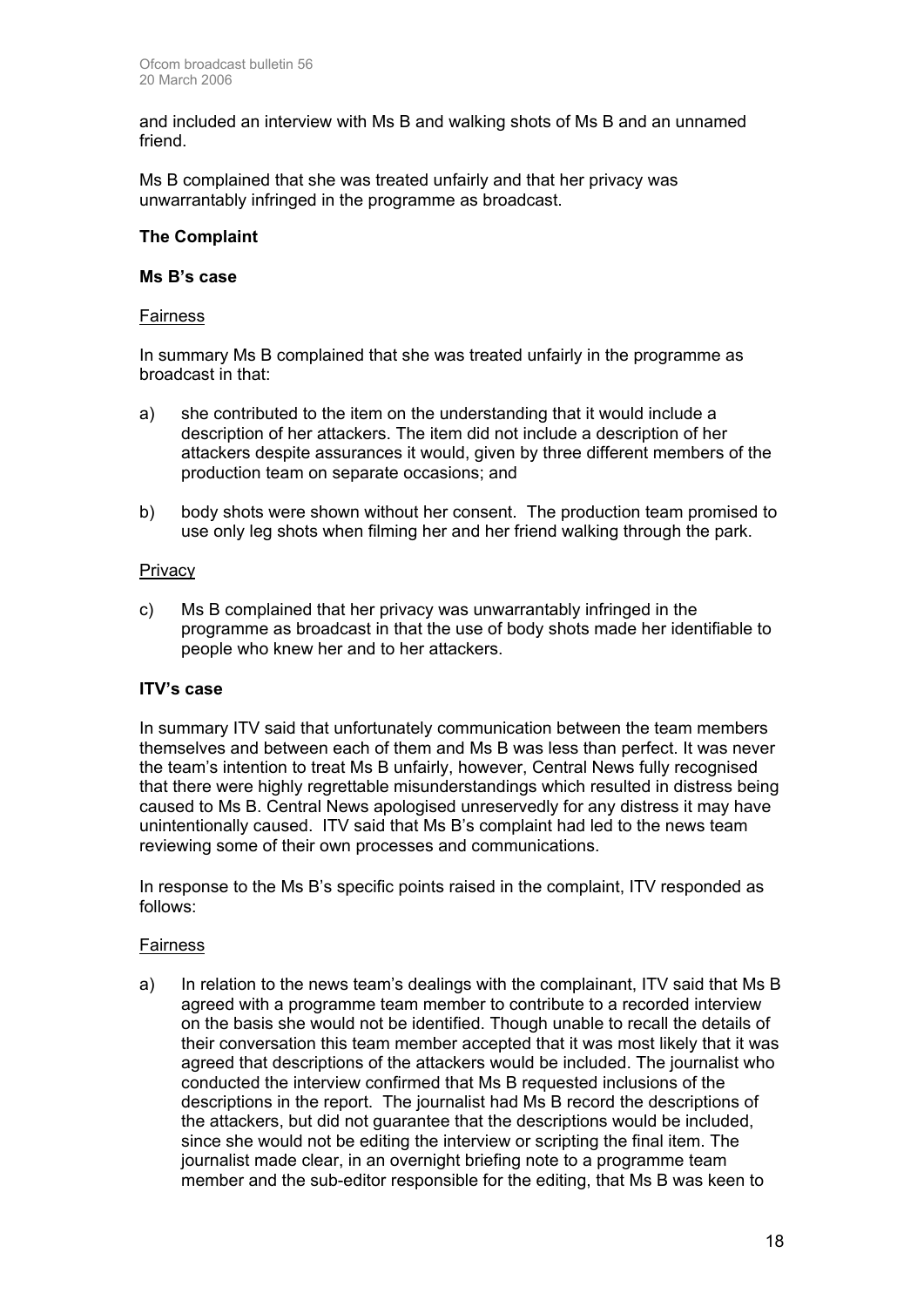and included an interview with Ms B and walking shots of Ms B and an unnamed friend.

Ms B complained that she was treated unfairly and that her privacy was unwarrantably infringed in the programme as broadcast.

### The Complaint

#### Ms B's case

Fairness

In summary Ms B complained that she was treated unfairly in the programme as broadcast in that:

a) she contributed to the item on the understanding that it would include a description of her attackers. The item did not include a description of her attackers despite assurances it would, given by three different members of the production team on separate occasions; and

b) body shots were shown without her consent. The production team promised to use only leg shots when filming her and her friend walking through the park.

Privacy

c) Ms B complained that her privacy was unwarrantably infringed in the programme as broadcast in that the use of body shots made her identifiable to people who knew her and to her attackers.

#### ITV's case

In summary ITV said that unfortunately communication between the team members themselves and between each of them and Ms B was less than perfect. It was never the team's intention to treat Ms B unfairly, however, Central News fully recognised that there were highly regrettable misunderstandings which resulted in distress being caused to Ms B. Central News apologised unreservedly for any distress it may have unintentionally caused. ITV said that Ms B's complaint had led to the news team reviewing some of their own processes and communications.

In response to the Ms B's specific points raised in the complaint, ITV responded as follows:

Fairness

a) In relation to the news team's dealings with the complainant, ITV said that Ms B agreed with a programme team member to contribute to a recorded interview on the basis she would not be identified. Though unable to recall the details of their conversation this team member accepted that it was most likely that it was agreed that descriptions of the attackers would be included. The journalist who conducted the interview confirmed that Ms B requested inclusions of the descriptions in the report. The journalist had Ms B record the descriptions of the attackers, but did not guarantee that the descriptions would be included, since she would not be editing the interview or scripting the final item. The journalist made clear, in an overnight briefing note to a programme team member and the sub-editor responsible for the editing, that Ms B was keen to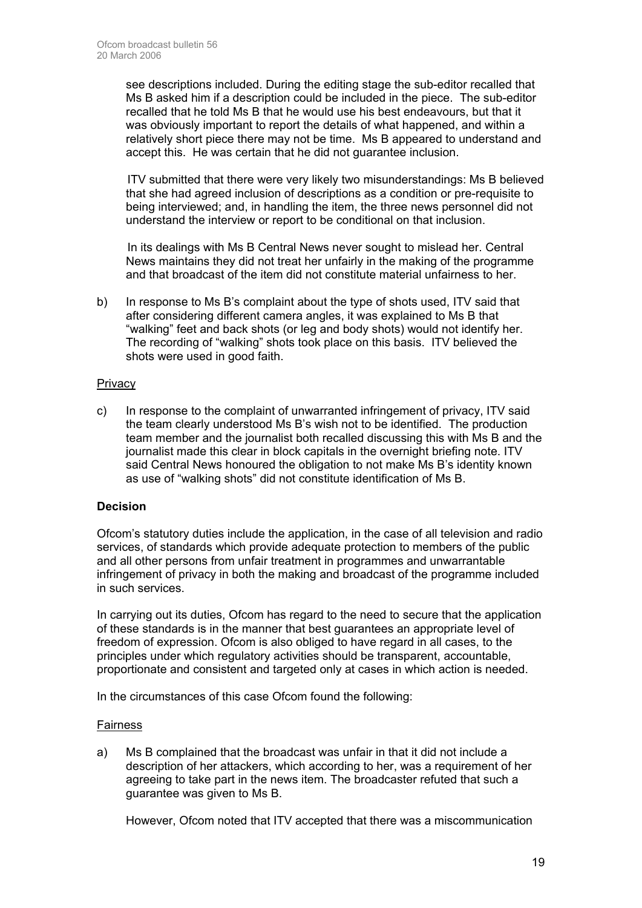see descriptions included. During the editing stage the sub-editor recalled that Ms B asked him if a description could be included in the piece. The sub-editor recalled that he told Ms B that he would use his best endeavours, but that it was obviously important to report the details of what happened, and within a relatively short piece there may not be time. Ms B appeared to understand and accept this. He was certain that he did not guarantee inclusion.

ITV submitted that there were very likely two misunderstandings: Ms B believed that she had agreed inclusion of descriptions as a condition or pre-requisite to being interviewed; and, in handling the item, the three news personnel did not understand the interview or report to be conditional on that inclusion.

In its dealings with Ms B Central News never sought to mislead her. Central News maintains they did not treat her unfairly in the making of the programme and that broadcast of the item did not constitute material unfairness to her.

b) In response to Ms B's complaint about the type of shots used, ITV said that after considering different camera angles, it was explained to Ms B that "walking" feet and back shots (or leg and body shots) would not identify her. The recording of "walking" shots took place on this basis. ITV believed the shots were used in good faith.

<u>Privacy</u>

c) In response to the complaint of unwarranted infringement of privacy, ITV said the team clearly understood Ms B's wish not to be identified. The production team member and the journalist both recalled discussing this with Ms B and the journalist made this clear in block capitals in the overnight briefing note. ITV said Central News honoured the obligation to not make Ms B's identity known as use of "walking shots" did not constitute identification of Ms B.

**Decision**

Ofcom's statutory duties include the application, in the case of all television and radio services, of standards which provide adequate protection to members of the public and all other persons from unfair treatment in programmes and unwarrantable infringement of privacy in both the making and broadcast of the programme included in such services.

In carrying out its duties, Ofcom has regard to the need to secure that the application of these standards is in the manner that best guarantees an appropriate level of freedom of expression. Ofcom is also obliged to have regard in all cases, to the principles under which regulatory activities should be transparent, accountable, proportionate and consistent and targeted only at cases in which action is needed.

In the circumstances of this case Ofcom found the following:

<u>Fairness</u>

a) Ms B complained that the broadcast was unfair in that it did not include a description of her attackers, which according to her, was a requirement of her agreeing to take part in the news item. The broadcaster refuted that such a guarantee was given to Ms B.

However, Ofcom noted that ITV accepted that there was a miscommunication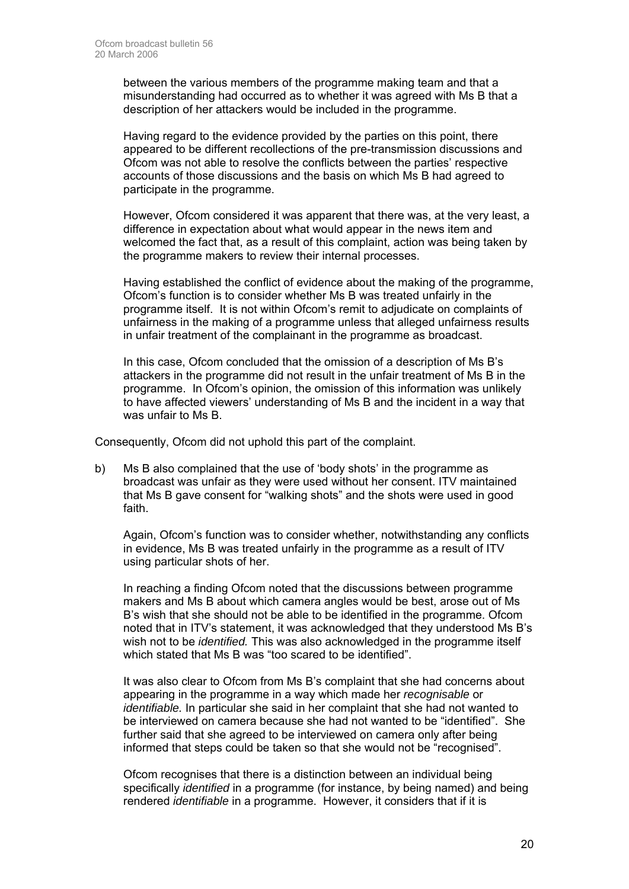between the various members of the programme making team and that a misunderstanding had occurred as to whether it was agreed with Ms B that a description of her attackers would be included in the programme.

Having regard to the evidence provided by the parties on this point, there appeared to be different recollections of the pre-transmission discussions and Ofcom was not able to resolve the conflicts between the parties' respective accounts of those discussions and the basis on which Ms B had agreed to participate in the programme.

However, Ofcom considered it was apparent that there was, at the very least, a difference in expectation about what would appear in the news item and welcomed the fact that, as a result of this complaint, action was being taken by the programme makers to review their internal processes.

Having established the conflict of evidence about the making of the programme, Ofcom's function is to consider whether Ms B was treated unfairly in the programme itself. It is not within Ofcom's remit to adjudicate on complaints of unfairness in the making of a programme unless that alleged unfairness results in unfair treatment of the complainant in the programme as broadcast.

In this case, Ofcom concluded that the omission of a description of Ms B's attackers in the programme did not result in the unfair treatment of Ms B in the programme. In Ofcom's opinion, the omission of this information was unlikely to have affected viewers' understanding of Ms B and the incident in a way that was unfair to Ms B.

Consequently, Ofcom did not uphold this part of the complaint.

b) Ms B also complained that the use of 'body shots' in the programme as broadcast was unfair as they were used without her consent. ITV maintained that Ms B gave consent for "walking shots" and the shots were used in good faith.

Again, Ofcom's function was to consider whether, notwithstanding any conflicts in evidence, Ms B was treated unfairly in the programme as a result of ITV using particular shots of her.

In reaching a finding Ofcom noted that the discussions between programme makers and Ms B about which camera angles would be best, arose out of Ms B's wish that she should not be able to be identified in the programme. Ofcom noted that in ITV's statement, it was acknowledged that they understood Ms B's wish not to be *identified.* This was also acknowledged in the programme itself which stated that Ms B was "too scared to be identified".

It was also clear to Ofcom from Ms B's complaint that she had concerns about appearing in the programme in a way which made her *recognisable* or *identifiable.* In particular she said in her complaint that she had not wanted to be interviewed on camera because she had not wanted to be "identified". She further said that she agreed to be interviewed on camera only after being informed that steps could be taken so that she would not be "recognised".

Ofcom recognises that there is a distinction between an individual being specifically *identified* in a programme (for instance, by being named) and being rendered *identifiable* in a programme. However, it considers that if it is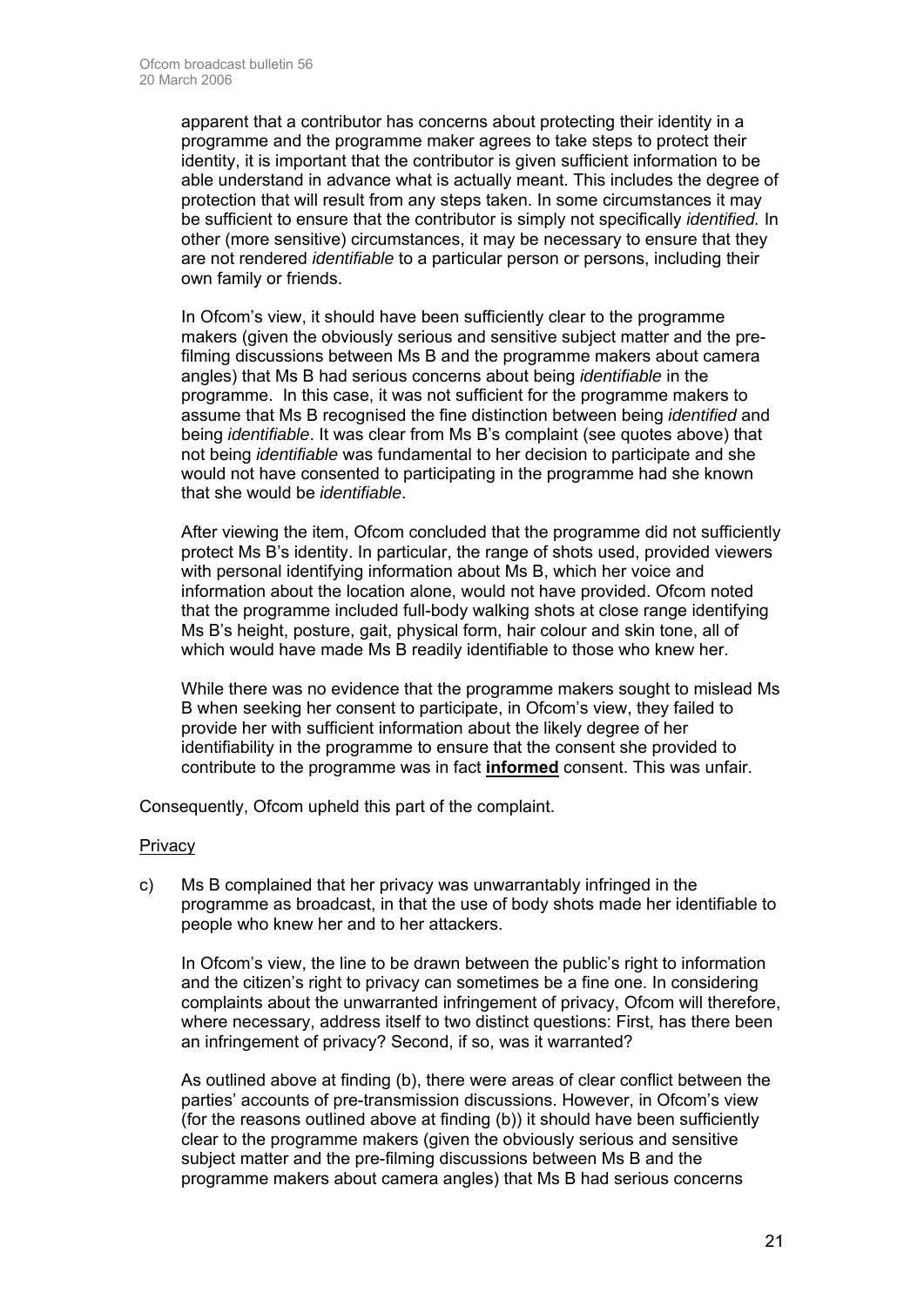apparent that a contributor has concerns about protecting their identity in a programme and the programme maker agrees to take steps to protect their identity, it is important that the contributor is given sufficient information to be able understand in advance what is actually meant. This includes the degree of protection that will result from any steps taken. In some circumstances it may be sufficient to ensure that the contributor is simply not specifically *identified.* In other (more sensitive) circumstances, it may be necessary to ensure that they are not rendered *identifiable* to a particular person or persons, including their own family or friends.

In Ofcom's view, it should have been sufficiently clear to the programme makers (given the obviously serious and sensitive subject matter and the pre-filming discussions between Ms B and the programme makers about camera angles) that Ms B had serious concerns about being *identifiable* in the programme. In this case, it was not sufficient for the programme makers to assume that Ms B recognised the fine distinction between being *identified* and being *identifiable*. It was clear from Ms B's complaint (see quotes above) that not being *identifiable* was fundamental to her decision to participate and she would not have consented to participating in the programme had she known that she would be *identifiable*.

After viewing the item, Ofcom concluded that the programme did not sufficiently protect Ms B's identity. In particular, the range of shots used, provided viewers with personal identifying information about Ms B, which her voice and information about the location alone, would not have provided. Ofcom noted that the programme included full-body walking shots at close range identifying Ms B's height, posture, gait, physical form, hair colour and skin tone, all of which would have made Ms B readily identifiable to those who knew her.

While there was no evidence that the programme makers sought to mislead Ms B when seeking her consent to participate, in Ofcom's view, they failed to provide her with sufficient information about the likely degree of her identifiability in the programme to ensure that the consent she provided to contribute to the programme was in fact **informed** consent. This was unfair.

Consequently, Ofcom upheld this part of the complaint.

Privacy

c) Ms B complained that her privacy was unwarrantably infringed in the programme as broadcast, in that the use of body shots made her identifiable to people who knew her and to her attackers.

In Ofcom's view, the line to be drawn between the public's right to information and the citizen's right to privacy can sometimes be a fine one. In considering complaints about the unwarranted infringement of privacy, Ofcom will therefore, where necessary, address itself to two distinct questions: First, has there been an infringement of privacy? Second, if so, was it warranted?

As outlined above at finding (b), there were areas of clear conflict between the parties' accounts of pre-transmission discussions. However, in Ofcom's view (for the reasons outlined above at finding (b)) it should have been sufficiently clear to the programme makers (given the obviously serious and sensitive subject matter and the pre-filming discussions between Ms B and the programme makers about camera angles) that Ms B had serious concerns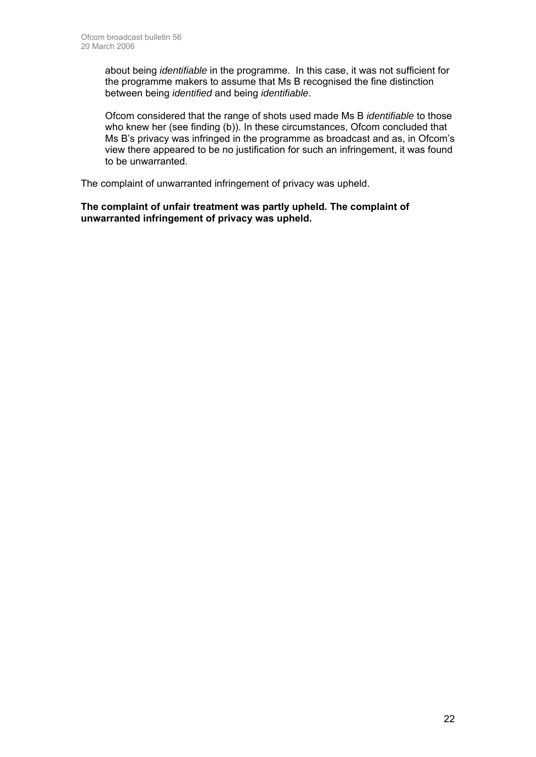about being *identifiable* in the programme. In this case, it was not sufficient for the programme makers to assume that Ms B recognised the fine distinction between being *identified* and being *identifiable*.

Ofcom considered that the range of shots used made Ms B *identifiable* to those who knew her (see finding (b)). In these circumstances, Ofcom concluded that Ms B's privacy was infringed in the programme as broadcast and as, in Ofcom's view there appeared to be no justification for such an infringement, it was found to be unwarranted.

The complaint of unwarranted infringement of privacy was upheld.

**The complaint of unfair treatment was partly upheld. The complaint of unwarranted infringement of privacy was upheld.**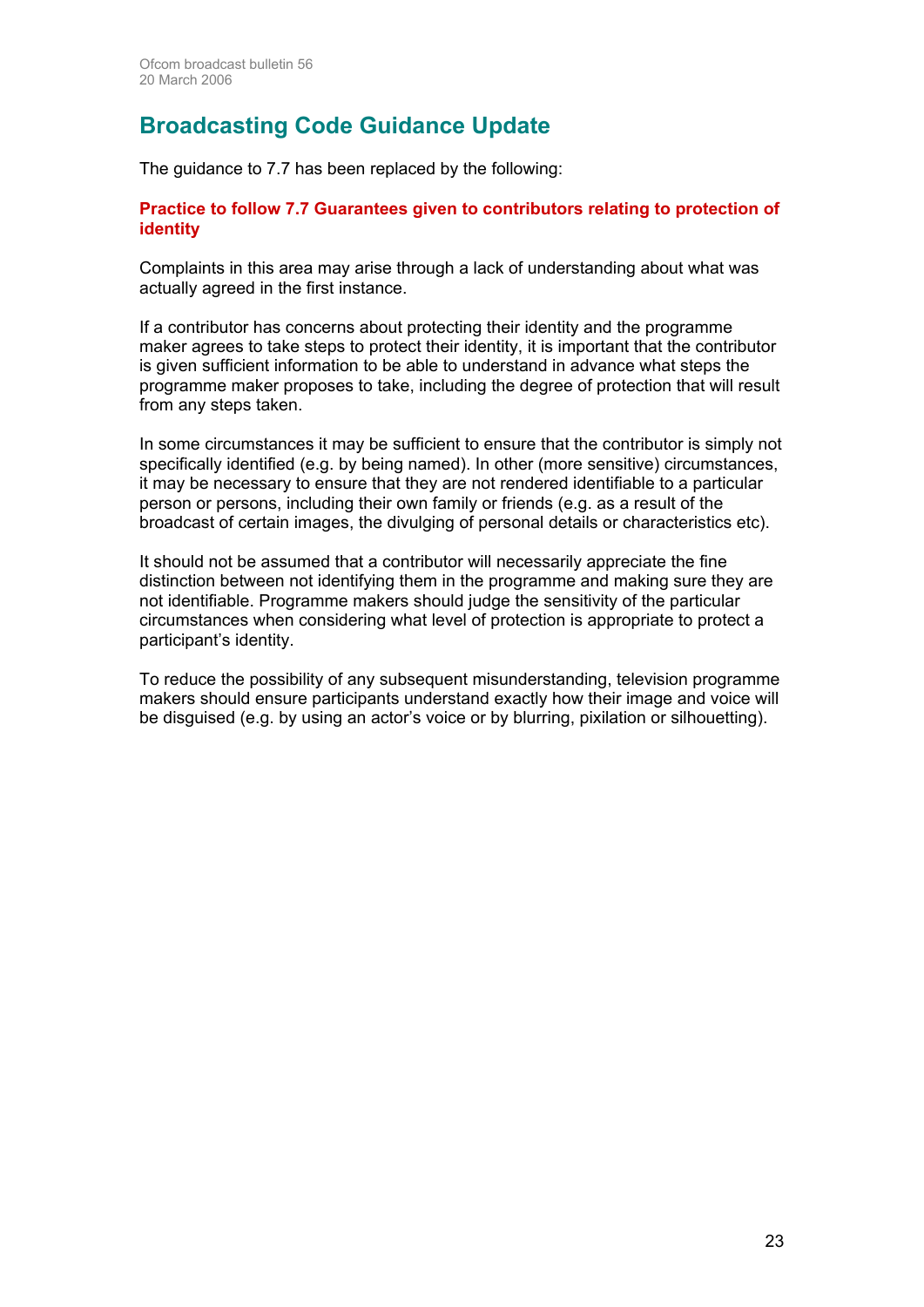# Broadcasting Code Guidance Update

The guidance to 7.7 has been replaced by the following:

**Practice to follow 7.7 Guarantees given to contributors relating to protection of identity**

Complaints in this area may arise through a lack of understanding about what was actually agreed in the first instance.

If a contributor has concerns about protecting their identity and the programme maker agrees to take steps to protect their identity, it is important that the contributor is given sufficient information to be able to understand in advance what steps the programme maker proposes to take, including the degree of protection that will result from any steps taken.

In some circumstances it may be sufficient to ensure that the contributor is simply not specifically identified (e.g. by being named). In other (more sensitive) circumstances, it may be necessary to ensure that they are not rendered identifiable to a particular person or persons, including their own family or friends (e.g. as a result of the broadcast of certain images, the divulging of personal details or characteristics etc).

It should not be assumed that a contributor will necessarily appreciate the fine distinction between not identifying them in the programme and making sure they are not identifiable. Programme makers should judge the sensitivity of the particular circumstances when considering what level of protection is appropriate to protect a participant's identity.

To reduce the possibility of any subsequent misunderstanding, television programme makers should ensure participants understand exactly how their image and voice will be disguised (e.g. by using an actor's voice or by blurring, pixilation or silhouetting).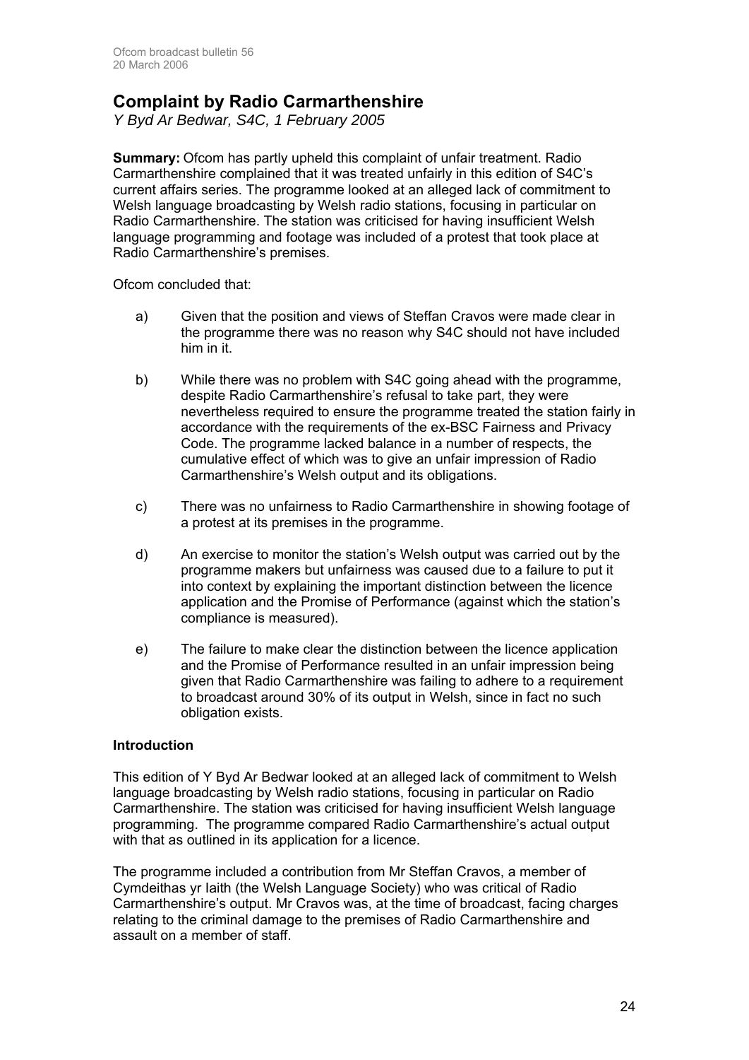# Complaint by Radio Carmarthenshire

*Y Byd Ar Bedwar, S4C, 1 February 2005*

**Summary:** Ofcom has partly upheld this complaint of unfair treatment. Radio Carmarthenshire complained that it was treated unfairly in this edition of S4C's current affairs series. The programme looked at an alleged lack of commitment to Welsh language broadcasting by Welsh radio stations, focusing in particular on Radio Carmarthenshire. The station was criticised for having insufficient Welsh language programming and footage was included of a protest that took place at Radio Carmarthenshire's premises.

Ofcom concluded that:

a) Given that the position and views of Steffan Cravos were made clear in the programme there was no reason why S4C should not have included him in it.

b) While there was no problem with S4C going ahead with the programme, despite Radio Carmarthenshire's refusal to take part, they were nevertheless required to ensure the programme treated the station fairly in accordance with the requirements of the ex-BSC Fairness and Privacy Code. The programme lacked balance in a number of respects, the cumulative effect of which was to give an unfair impression of Radio Carmarthenshire's Welsh output and its obligations.

c) There was no unfairness to Radio Carmarthenshire in showing footage of a protest at its premises in the programme.

d) An exercise to monitor the station's Welsh output was carried out by the programme makers but unfairness was caused due to a failure to put it into context by explaining the important distinction between the licence application and the Promise of Performance (against which the station's compliance is measured).

e) The failure to make clear the distinction between the licence application and the Promise of Performance resulted in an unfair impression being given that Radio Carmarthenshire was failing to adhere to a requirement to broadcast around 30% of its output in Welsh, since in fact no such obligation exists.

### Introduction

This edition of Y Byd Ar Bedwar looked at an alleged lack of commitment to Welsh language broadcasting by Welsh radio stations, focusing in particular on Radio Carmarthenshire. The station was criticised for having insufficient Welsh language programming. The programme compared Radio Carmarthenshire's actual output with that as outlined in its application for a licence.

The programme included a contribution from Mr Steffan Cravos, a member of Cymdeithas yr Iaith (the Welsh Language Society) who was critical of Radio Carmarthenshire's output. Mr Cravos was, at the time of broadcast, facing charges relating to the criminal damage to the premises of Radio Carmarthenshire and assault on a member of staff.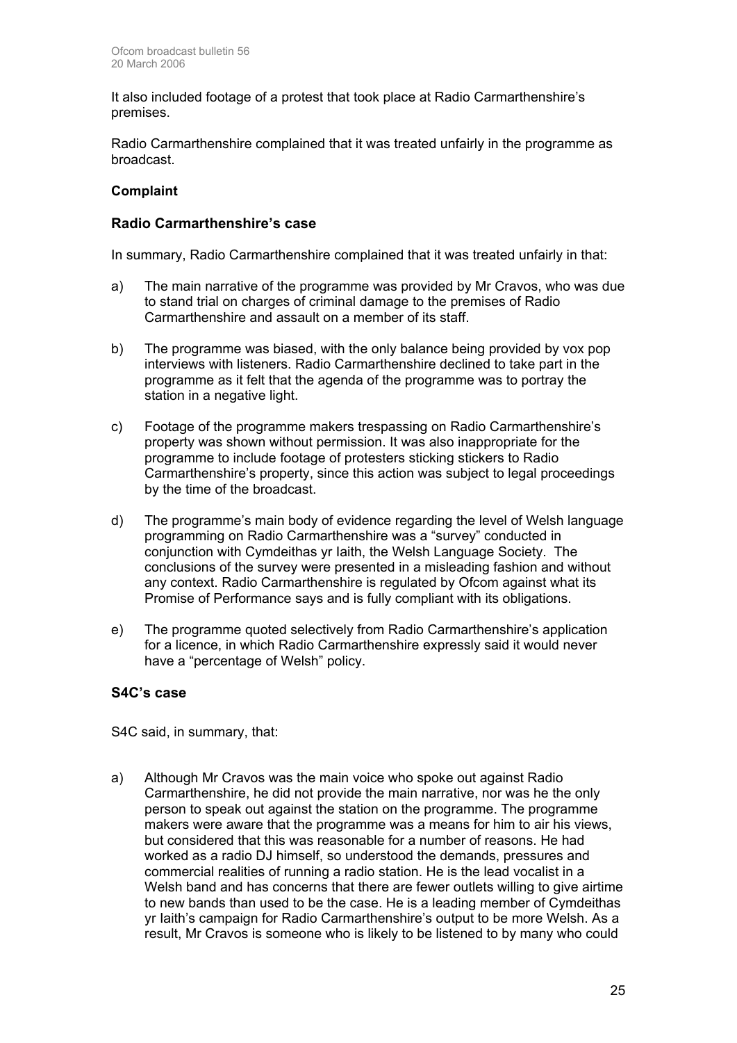It also included footage of a protest that took place at Radio Carmarthenshire's premises.

Radio Carmarthenshire complained that it was treated unfairly in the programme as broadcast.

### Complaint

### Radio Carmarthenshire's case

In summary, Radio Carmarthenshire complained that it was treated unfairly in that:

a) The main narrative of the programme was provided by Mr Cravos, who was due to stand trial on charges of criminal damage to the premises of Radio Carmarthenshire and assault on a member of its staff.

b) The programme was biased, with the only balance being provided by vox pop interviews with listeners. Radio Carmarthenshire declined to take part in the programme as it felt that the agenda of the programme was to portray the station in a negative light.

c) Footage of the programme makers trespassing on Radio Carmarthenshire's property was shown without permission. It was also inappropriate for the programme to include footage of protesters sticking stickers to Radio Carmarthenshire's property, since this action was subject to legal proceedings by the time of the broadcast.

d) The programme's main body of evidence regarding the level of Welsh language programming on Radio Carmarthenshire was a "survey" conducted in conjunction with Cymdeithas yr Iaith, the Welsh Language Society. The conclusions of the survey were presented in a misleading fashion and without any context. Radio Carmarthenshire is regulated by Ofcom against what its Promise of Performance says and is fully compliant with its obligations.

e) The programme quoted selectively from Radio Carmarthenshire's application for a licence, in which Radio Carmarthenshire expressly said it would never have a "percentage of Welsh" policy.

### S4C's case

S4C said, in summary, that:

a) Although Mr Cravos was the main voice who spoke out against Radio Carmarthenshire, he did not provide the main narrative, nor was he the only person to speak out against the station on the programme. The programme makers were aware that the programme was a means for him to air his views, but considered that this was reasonable for a number of reasons. He had worked as a radio DJ himself, so understood the demands, pressures and commercial realities of running a radio station. He is the lead vocalist in a Welsh band and has concerns that there are fewer outlets willing to give airtime to new bands than used to be the case. He is a leading member of Cymdeithas yr Iaith's campaign for Radio Carmarthenshire's output to be more Welsh. As a result, Mr Cravos is someone who is likely to be listened to by many who could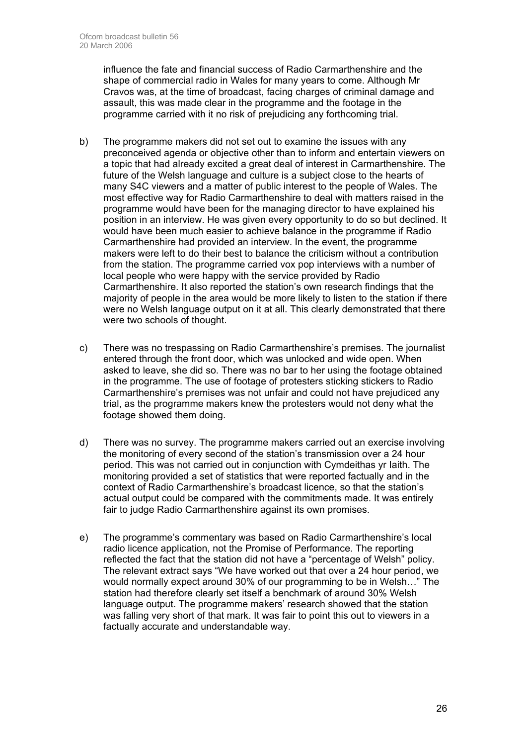influence the fate and financial success of Radio Carmarthenshire and the shape of commercial radio in Wales for many years to come. Although Mr Cravos was, at the time of broadcast, facing charges of criminal damage and assault, this was made clear in the programme and the footage in the programme carried with it no risk of prejudicing any forthcoming trial.

b) The programme makers did not set out to examine the issues with any preconceived agenda or objective other than to inform and entertain viewers on a topic that had already excited a great deal of interest in Carmarthenshire. The future of the Welsh language and culture is a subject close to the hearts of many S4C viewers and a matter of public interest to the people of Wales. The most effective way for Radio Carmarthenshire to deal with matters raised in the programme would have been for the managing director to have explained his position in an interview. He was given every opportunity to do so but declined. It would have been much easier to achieve balance in the programme if Radio Carmarthenshire had provided an interview. In the event, the programme makers were left to do their best to balance the criticism without a contribution from the station. The programme carried vox pop interviews with a number of local people who were happy with the service provided by Radio Carmarthenshire. It also reported the station's own research findings that the majority of people in the area would be more likely to listen to the station if there were no Welsh language output on it at all. This clearly demonstrated that there were two schools of thought.

c) There was no trespassing on Radio Carmarthenshire's premises. The journalist entered through the front door, which was unlocked and wide open. When asked to leave, she did so. There was no bar to her using the footage obtained in the programme. The use of footage of protesters sticking stickers to Radio Carmarthenshire's premises was not unfair and could not have prejudiced any trial, as the programme makers knew the protesters would not deny what the footage showed them doing.

d) There was no survey. The programme makers carried out an exercise involving the monitoring of every second of the station's transmission over a 24 hour period. This was not carried out in conjunction with Cymdeithas yr Iaith. The monitoring provided a set of statistics that were reported factually and in the context of Radio Carmarthenshire's broadcast licence, so that the station's actual output could be compared with the commitments made. It was entirely fair to judge Radio Carmarthenshire against its own promises.

e) The programme's commentary was based on Radio Carmarthenshire's local radio licence application, not the Promise of Performance. The reporting reflected the fact that the station did not have a "percentage of Welsh" policy. The relevant extract says "We have worked out that over a 24 hour period, we would normally expect around 30% of our programming to be in Welsh…" The station had therefore clearly set itself a benchmark of around 30% Welsh language output. The programme makers' research showed that the station was falling very short of that mark. It was fair to point this out to viewers in a factually accurate and understandable way.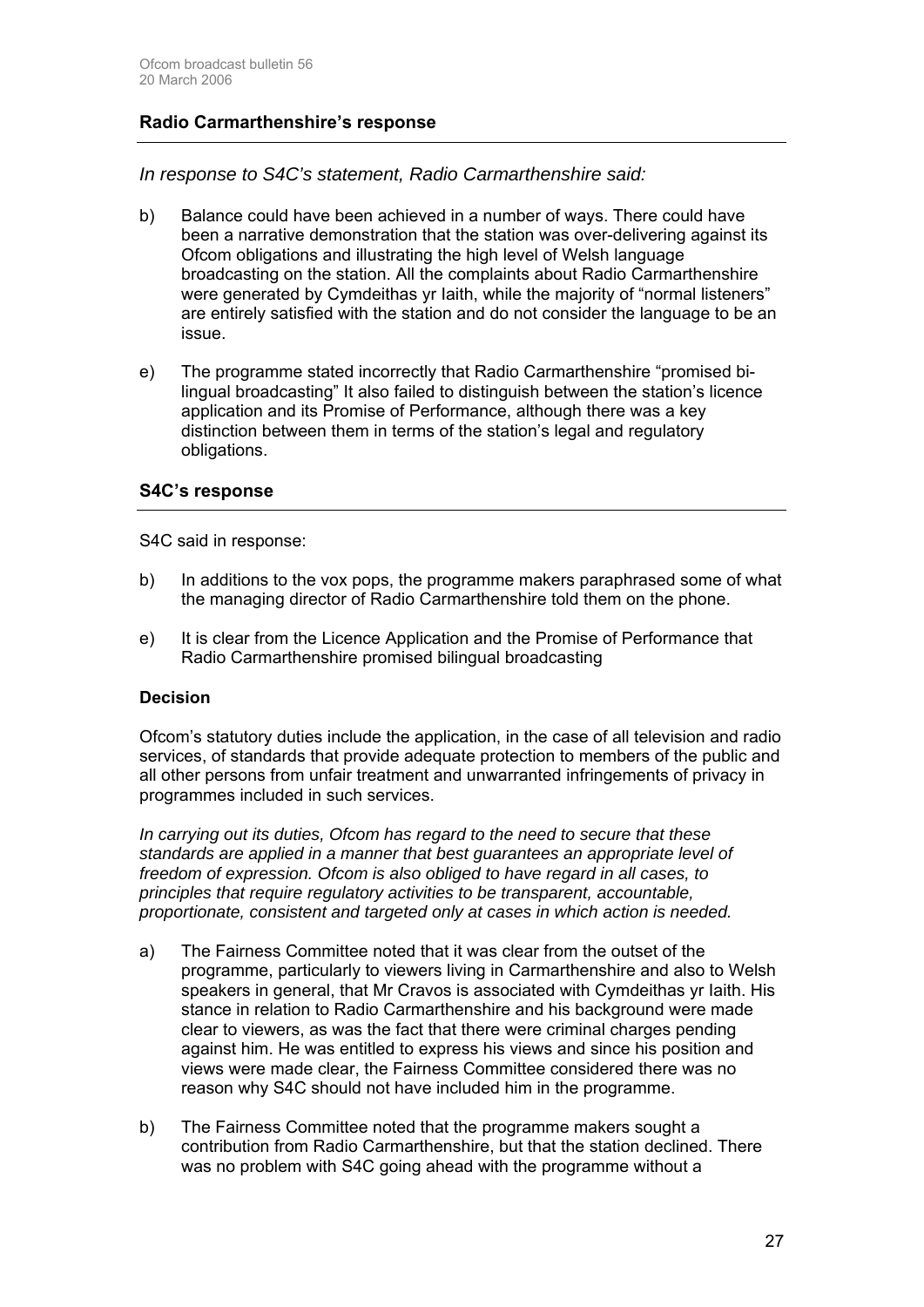### Radio Carmarthenshire's response

*In response to S4C's statement, Radio Carmarthenshire said:*

b) Balance could have been achieved in a number of ways. There could have been a narrative demonstration that the station was over-delivering against its Ofcom obligations and illustrating the high level of Welsh language broadcasting on the station. All the complaints about Radio Carmarthenshire were generated by Cymdeithas yr Iaith, while the majority of "normal listeners" are entirely satisfied with the station and do not consider the language to be an issue.

e) The programme stated incorrectly that Radio Carmarthenshire "promised bi-lingual broadcasting" It also failed to distinguish between the station's licence application and its Promise of Performance, although there was a key distinction between them in terms of the station's legal and regulatory obligations.

### S4C's response

S4C said in response:

b) In additions to the vox pops, the programme makers paraphrased some of what the managing director of Radio Carmarthenshire told them on the phone.

e) It is clear from the Licence Application and the Promise of Performance that Radio Carmarthenshire promised bilingual broadcasting

**Decision**

Ofcom's statutory duties include the application, in the case of all television and radio services, of standards that provide adequate protection to members of the public and all other persons from unfair treatment and unwarranted infringements of privacy in programmes included in such services.

*In carrying out its duties, Ofcom has regard to the need to secure that these standards are applied in a manner that best guarantees an appropriate level of freedom of expression. Ofcom is also obliged to have regard in all cases, to principles that require regulatory activities to be transparent, accountable, proportionate, consistent and targeted only at cases in which action is needed.*

a) The Fairness Committee noted that it was clear from the outset of the programme, particularly to viewers living in Carmarthenshire and also to Welsh speakers in general, that Mr Cravos is associated with Cymdeithas yr Iaith. His stance in relation to Radio Carmarthenshire and his background were made clear to viewers, as was the fact that there were criminal charges pending against him. He was entitled to express his views and since his position and views were made clear, the Fairness Committee considered there was no reason why S4C should not have included him in the programme.

b) The Fairness Committee noted that the programme makers sought a contribution from Radio Carmarthenshire, but that the station declined. There was no problem with S4C going ahead with the programme without a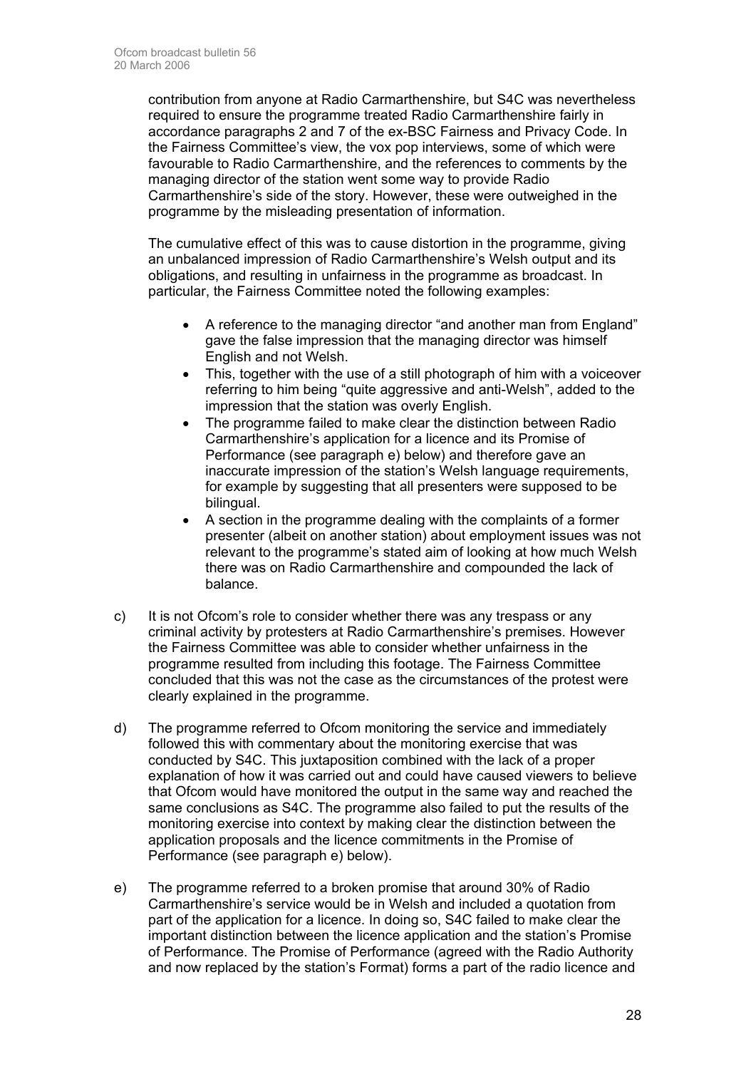contribution from anyone at Radio Carmarthenshire, but S4C was nevertheless required to ensure the programme treated Radio Carmarthenshire fairly in accordance paragraphs 2 and 7 of the ex-BSC Fairness and Privacy Code. In the Fairness Committee's view, the vox pop interviews, some of which were favourable to Radio Carmarthenshire, and the references to comments by the managing director of the station went some way to provide Radio Carmarthenshire's side of the story. However, these were outweighed in the programme by the misleading presentation of information.

The cumulative effect of this was to cause distortion in the programme, giving an unbalanced impression of Radio Carmarthenshire's Welsh output and its obligations, and resulting in unfairness in the programme as broadcast. In particular, the Fairness Committee noted the following examples:

- A reference to the managing director "and another man from England" gave the false impression that the managing director was himself English and not Welsh.
- This, together with the use of a still photograph of him with a voiceover referring to him being "quite aggressive and anti-Welsh", added to the impression that the station was overly English.
- The programme failed to make clear the distinction between Radio Carmarthenshire's application for a licence and its Promise of Performance (see paragraph e) below) and therefore gave an inaccurate impression of the station's Welsh language requirements, for example by suggesting that all presenters were supposed to be bilingual.
- A section in the programme dealing with the complaints of a former presenter (albeit on another station) about employment issues was not relevant to the programme's stated aim of looking at how much Welsh there was on Radio Carmarthenshire and compounded the lack of balance.

c) It is not Ofcom's role to consider whether there was any trespass or any criminal activity by protesters at Radio Carmarthenshire's premises. However the Fairness Committee was able to consider whether unfairness in the programme resulted from including this footage. The Fairness Committee concluded that this was not the case as the circumstances of the protest were clearly explained in the programme.

d) The programme referred to Ofcom monitoring the service and immediately followed this with commentary about the monitoring exercise that was conducted by S4C. This juxtaposition combined with the lack of a proper explanation of how it was carried out and could have caused viewers to believe that Ofcom would have monitored the output in the same way and reached the same conclusions as S4C. The programme also failed to put the results of the monitoring exercise into context by making clear the distinction between the application proposals and the licence commitments in the Promise of Performance (see paragraph e) below).

e) The programme referred to a broken promise that around 30% of Radio Carmarthenshire's service would be in Welsh and included a quotation from part of the application for a licence. In doing so, S4C failed to make clear the important distinction between the licence application and the station's Promise of Performance. The Promise of Performance (agreed with the Radio Authority and now replaced by the station's Format) forms a part of the radio licence and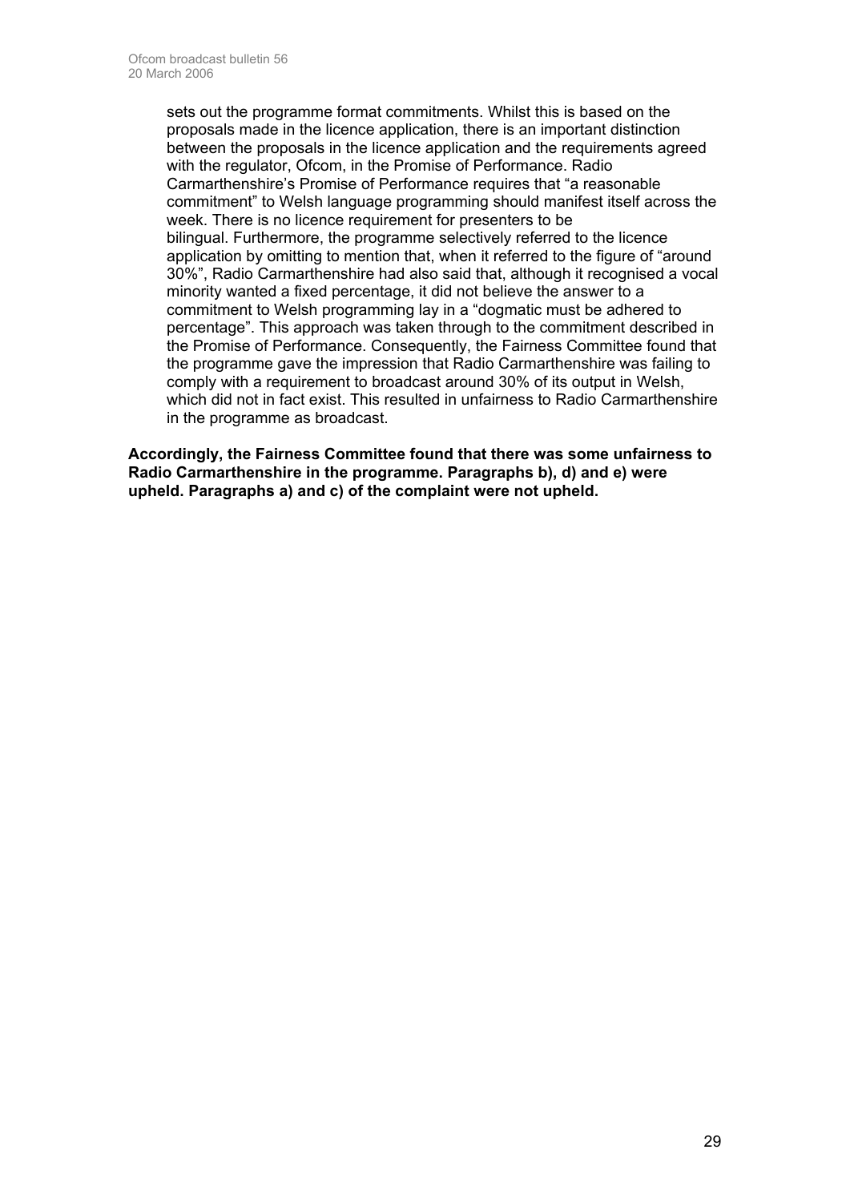sets out the programme format commitments. Whilst this is based on the proposals made in the licence application, there is an important distinction between the proposals in the licence application and the requirements agreed with the regulator, Ofcom, in the Promise of Performance. Radio Carmarthenshire's Promise of Performance requires that "a reasonable commitment" to Welsh language programming should manifest itself across the week. There is no licence requirement for presenters to be bilingual. Furthermore, the programme selectively referred to the licence application by omitting to mention that, when it referred to the figure of "around 30%", Radio Carmarthenshire had also said that, although it recognised a vocal minority wanted a fixed percentage, it did not believe the answer to a commitment to Welsh programming lay in a "dogmatic must be adhered to percentage". This approach was taken through to the commitment described in the Promise of Performance. Consequently, the Fairness Committee found that the programme gave the impression that Radio Carmarthenshire was failing to comply with a requirement to broadcast around 30% of its output in Welsh, which did not in fact exist. This resulted in unfairness to Radio Carmarthenshire in the programme as broadcast.

**Accordingly, the Fairness Committee found that there was some unfairness to Radio Carmarthenshire in the programme. Paragraphs b), d) and e) were upheld. Paragraphs a) and c) of the complaint were not upheld.**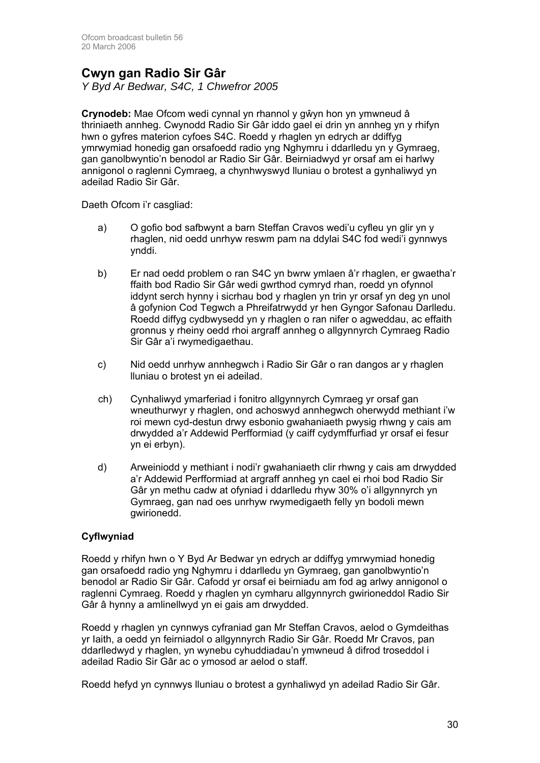## Cwyn gan Radio Sir Gâr

*Y Byd Ar Bedwar, S4C, 1 Chwefror 2005*

**Crynodeb:** Mae Ofcom wedi cynnal yn rhannol y gŵyn hon yn ymwneud â thriniaeth annheg. Cwynodd Radio Sir Gâr iddo gael ei drin yn annheg yn y rhifyn hwn o gyfres materion cyfoes S4C. Roedd y rhaglen yn edrych ar ddiffyg ymrwymiad honedig gan orsafoedd radio yng Nghymru i ddarlledu yn y Gymraeg, gan ganolbwyntio'n benodol ar Radio Sir Gâr. Beirniadwyd yr orsaf am ei harlwy annigonol o raglenni Cymraeg, a chynhwyswyd lluniau o brotest a gynhaliwyd yn adeilad Radio Sir Gâr.

Daeth Ofcom i'r casgliad:

a) O gofio bod safbwynt a barn Steffan Cravos wedi'u cyfleu yn glir yn y rhaglen, nid oedd unrhyw reswm pam na ddylai S4C fod wedi'i gynnwys ynddi.

b) Er nad oedd problem o ran S4C yn bwrw ymlaen â'r rhaglen, er gwaetha'r ffaith bod Radio Sir Gâr wedi gwrthod cymryd rhan, roedd yn ofynnol iddynt serch hynny i sicrhau bod y rhaglen yn trin yr orsaf yn deg yn unol â gofynion Cod Tegwch a Phreifatrwydd yr hen Gyngor Safonau Darlledu. Roedd diffyg cydbwysedd yn y rhaglen o ran nifer o agweddau, ac effaith gronnus y rheiny oedd rhoi argraff annheg o allgynnyrch Cymraeg Radio Sir Gâr a'i rwymedigaethau.

c) Nid oedd unrhyw annhegwch i Radio Sir Gâr o ran dangos ar y rhaglen luniau o brotest yn ei adeilad.

ch) Cynhaliwyd ymarferiad i fonitro allgynnyrch Cymraeg yr orsaf gan wneuthurwyr y rhaglen, ond achoswyd annhegwch oherwydd methiant i'w roi mewn cyd-destun drwy esbonio gwahaniaeth pwysig rhwng y cais am drwydded a'r Addewid Perfformiad (y caiff cydymffurfiad yr orsaf ei fesur yn ei erbyn).

d) Arweiniodd y methiant i nodi'r gwahaniaeth clir rhwng y cais am drwydded a'r Addewid Perfformiad at argraff annheg yn cael ei rhoi bod Radio Sir Gâr yn methu cadw at ofyniad i ddarlledu rhyw 30% o'i allgynnyrch yn Gymraeg, gan nad oes unrhyw rwymedigaeth felly yn bodoli mewn gwirionedd.

### Cyflwyniad

Roedd y rhifyn hwn o Y Byd Ar Bedwar yn edrych ar ddiffyg ymrwymiad honedig gan orsafoedd radio yng Nghymru i ddarlledu yn Gymraeg, gan ganolbwyntio'n benodol ar Radio Sir Gâr. Cafodd yr orsaf ei beirniadu am fod ag arlwy annigonol o raglenni Cymraeg. Roedd y rhaglen yn cymharu allgynnyrch gwirioneddol Radio Sir Gâr â hynny a amlinellwyd yn ei gais am drwydded.

Roedd y rhaglen yn cynnwys cyfraniad gan Mr Steffan Cravos, aelod o Gymdeithas yr Iaith, a oedd yn feirniadol o allgynnyrch Radio Sir Gâr. Roedd Mr Cravos, pan ddarlledwyd y rhaglen, yn wynebu cyhuddiadau'n ymwneud â difrod troseddol i adeilad Radio Sir Gâr ac o ymosod ar aelod o staff.

Roedd hefyd yn cynnwys lluniau o brotest a gynhaliwyd yn adeilad Radio Sir Gâr.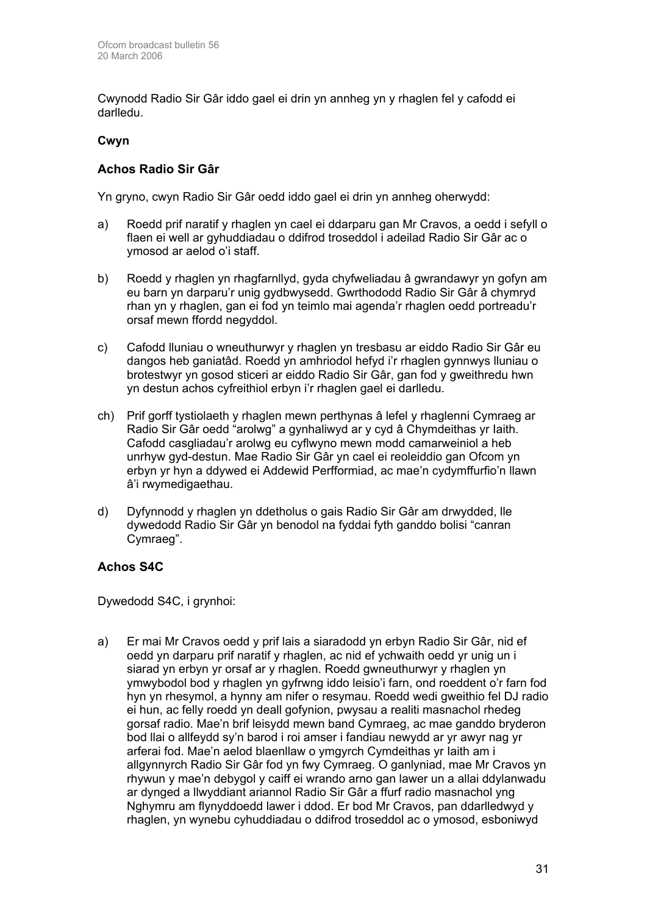Cwynodd Radio Sir Gâr iddo gael ei drin yn annheg yn y rhaglen fel y cafodd ei darlledu.

**Cwyn**

**Achos Radio Sir Gâr**

Yn gryno, cwyn Radio Sir Gâr oedd iddo gael ei drin yn annheg oherwydd:

a) Roedd prif naratif y rhaglen yn cael ei ddarparu gan Mr Cravos, a oedd i sefyll o flaen ei well ar gyhuddiadau o ddifrod troseddol i adeilad Radio Sir Gâr ac o ymosod ar aelod o'i staff.

b) Roedd y rhaglen yn rhagfarnllyd, gyda chyfweliadau â gwrandawyr yn gofyn am eu barn yn darparu'r unig gydbwysedd. Gwrthododd Radio Sir Gâr â chymryd rhan yn y rhaglen, gan ei fod yn teimlo mai agenda'r rhaglen oedd portreadu'r orsaf mewn ffordd negyddol.

c) Cafodd lluniau o wneuthurwyr y rhaglen yn tresbasu ar eiddo Radio Sir Gâr eu dangos heb ganiatâd. Roedd yn amhriodol hefyd i'r rhaglen gynnwys lluniau o brotestwyr yn gosod sticeri ar eiddo Radio Sir Gâr, gan fod y gweithredu hwn yn destun achos cyfreithiol erbyn i'r rhaglen gael ei darlledu.

ch) Prif gorff tystiolaeth y rhaglen mewn perthynas â lefel y rhaglenni Cymraeg ar Radio Sir Gâr oedd "arolwg" a gynhaliwyd ar y cyd â Chymdeithas yr Iaith. Cafodd casgliadau'r arolwg eu cyflwyno mewn modd camarweiniol a heb unrhyw gyd-destun. Mae Radio Sir Gâr yn cael ei reoleiddio gan Ofcom yn erbyn yr hyn a ddywed ei Addewid Perfformiad, ac mae'n cydymffurfio'n llawn â'i rwymedigaethau.

d) Dyfynnodd y rhaglen yn ddetholus o gais Radio Sir Gâr am drwydded, lle dywedodd Radio Sir Gâr yn benodol na fyddai fyth ganddo bolisi "canran Cymraeg".

**Achos S4C**

Dywedodd S4C, i grynhoi:

a) Er mai Mr Cravos oedd y prif lais a siaradodd yn erbyn Radio Sir Gâr, nid ef oedd yn darparu prif naratif y rhaglen, ac nid ef ychwaith oedd yr unig un i siarad yn erbyn yr orsaf ar y rhaglen. Roedd gwneuthurwyr y rhaglen yn ymwybodol bod y rhaglen yn gyfrwng iddo leisio'i farn, ond roeddent o'r farn fod hyn yn rhesymol, a hynny am nifer o resymau. Roedd wedi gweithio fel DJ radio ei hun, ac felly roedd yn deall gofynion, pwysau a realiti masnachol rhedeg gorsaf radio. Mae'n brif leisydd mewn band Cymraeg, ac mae ganddo bryderon bod llai o allfeydd sy'n barod i roi amser i fandiau newydd ar yr awyr nag yr arferai fod. Mae'n aelod blaenllaw o ymgyrch Cymdeithas yr Iaith am i allgynnyrch Radio Sir Gâr fod yn fwy Cymraeg. O ganlyniad, mae Mr Cravos yn rhywun y mae'n debygol y caiff ei wrando arno gan lawer un a allai ddylanwadu ar dynged a llwyddiant ariannol Radio Sir Gâr a ffurf radio masnachol yng Nghymru am flynyddoedd lawer i ddod. Er bod Mr Cravos, pan ddarlledwyd y rhaglen, yn wynebu cyhuddiadau o ddifrod troseddol ac o ymosod, esboniwyd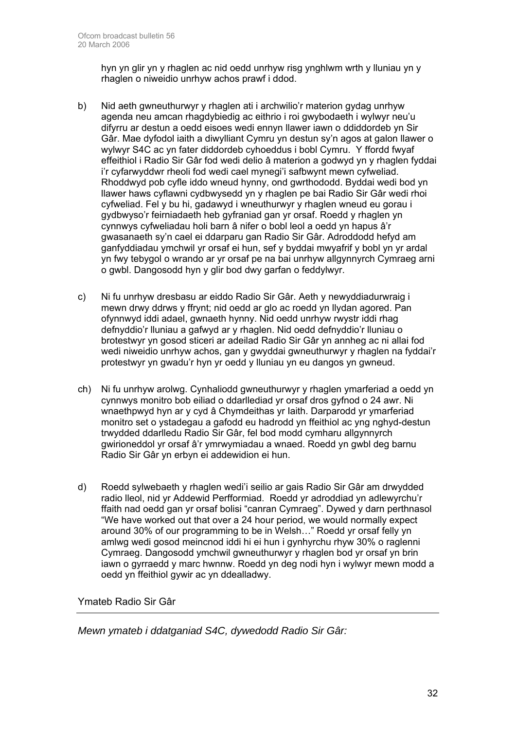hyn yn glir yn y rhaglen ac nid oedd unrhyw risg ynghlwm wrth y lluniau yn y rhaglen o niweidio unrhyw achos prawf i ddod.

b) Nid aeth gwneuthurwyr y rhaglen ati i archwilio'r materion gydag unrhyw agenda neu amcan rhagdybiedig ac eithrio i roi gwybodaeth i wylwyr neu'u difyrru ar destun a oedd eisoes wedi ennyn llawer iawn o ddiddordeb yn Sir Gâr. Mae dyfodol iaith a diwylliant Cymru yn destun sy'n agos at galon llawer o wylwyr S4C ac yn fater diddordeb cyhoeddus i bobl Cymru. Y ffordd fwyaf effeithiol i Radio Sir Gâr fod wedi delio â materion a godwyd yn y rhaglen fyddai i'r cyfarwyddwr rheoli fod wedi cael mynegi'i safbwynt mewn cyfweliad. Rhoddwyd pob cyfle iddo wneud hynny, ond gwrthododd. Byddai wedi bod yn llawer haws cyflawni cydbwysedd yn y rhaglen pe bai Radio Sir Gâr wedi rhoi cyfweliad. Fel y bu hi, gadawyd i wneuthurwyr y rhaglen wneud eu gorau i gydbwyso'r feirniadaeth heb gyfraniad gan yr orsaf. Roedd y rhaglen yn cynnwys cyfweliadau holi barn â nifer o bobl leol a oedd yn hapus â'r gwasanaeth sy'n cael ei ddarparu gan Radio Sir Gâr. Adroddodd hefyd am ganfyddiadau ymchwil yr orsaf ei hun, sef y byddai mwyafrif y bobl yn yr ardal yn fwy tebygol o wrando ar yr orsaf pe na bai unrhyw allgynnyrch Cymraeg arni o gwbl. Dangosodd hyn y glir bod dwy garfan o feddylwyr.

c) Ni fu unrhyw dresbasu ar eiddo Radio Sir Gâr. Aeth y newyddiadurwraig i mewn drwy ddrws y ffrynt; nid oedd ar glo ac roedd yn llydan agored. Pan ofynnwyd iddi adael, gwnaeth hynny. Nid oedd unrhyw rwystr iddi rhag defnyddio'r lluniau a gafwyd ar y rhaglen. Nid oedd defnyddio'r lluniau o brotestwyr yn gosod sticeri ar adeilad Radio Sir Gâr yn annheg ac ni allai fod wedi niweidio unrhyw achos, gan y gwyddai gwneuthurwyr y rhaglen na fyddai'r protestwyr yn gwadu'r hyn yr oedd y lluniau yn eu dangos yn gwneud.

ch) Ni fu unrhyw arolwg. Cynhaliodd gwneuthurwyr y rhaglen ymarferiad a oedd yn cynnwys monitro bob eiliad o ddarllediad yr orsaf dros gyfnod o 24 awr. Ni wnaethpwyd hyn ar y cyd â Chymdeithas yr Iaith. Darparodd yr ymarferiad monitro set o ystadegau a gafodd eu hadrodd yn ffeithiol ac yng nghyd-destun trwydded ddarlledu Radio Sir Gâr, fel bod modd cymharu allgynnyrch gwirioneddol yr orsaf â'r ymrwymiadau a wnaed. Roedd yn gwbl deg barnu Radio Sir Gâr yn erbyn ei addewidion ei hun.

d) Roedd sylwebaeth y rhaglen wedi'i seilio ar gais Radio Sir Gâr am drwydded radio lleol, nid yr Addewid Perfformiad. Roedd yr adroddiad yn adlewyrchu'r ffaith nad oedd gan yr orsaf bolisi "canran Cymraeg". Dywed y darn perthnasol "We have worked out that over a 24 hour period, we would normally expect around 30% of our programming to be in Welsh…" Roedd yr orsaf felly yn amlwg wedi gosod meincnod iddi hi ei hun i gynhyrchu rhyw 30% o raglenni Cymraeg. Dangosodd ymchwil gwneuthurwyr y rhaglen bod yr orsaf yn brin iawn o gyrraedd y marc hwnnw. Roedd yn deg nodi hyn i wylwyr mewn modd a oedd yn ffeithiol gywir ac yn ddealladwy.

## Ymateb Radio Sir Gâr

*Mewn ymateb i ddatganiad S4C, dywedodd Radio Sir Gâr:*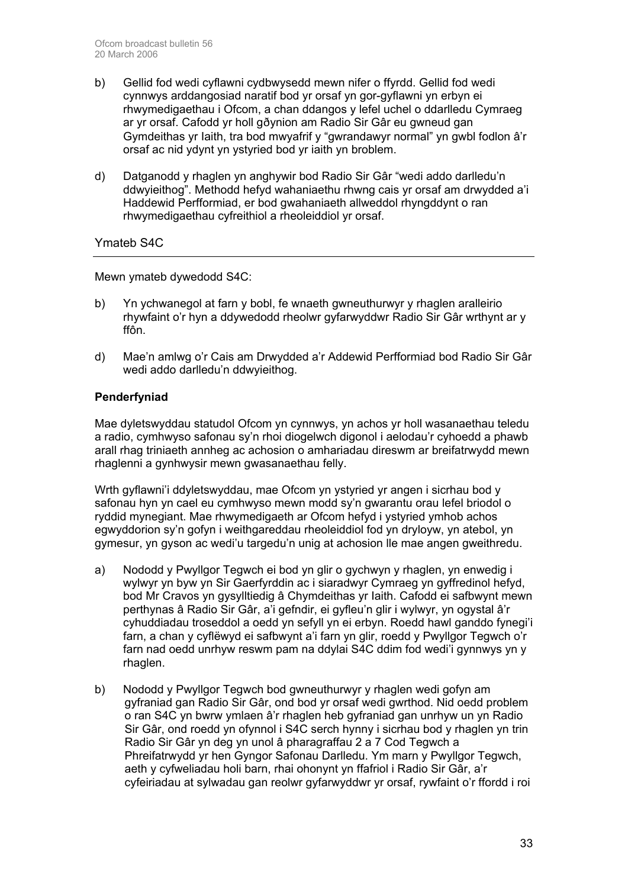b) Gellid fod wedi cyflawni cydbwysedd mewn nifer o ffyrdd. Gellid fod wedi cynnwys arddangosiad naratif bod yr orsaf yn gor-gyflawni yn erbyn ei rhwymedigaethau i Ofcom, a chan ddangos y lefel uchel o ddarlledu Cymraeg ar yr orsaf. Cafodd yr holl gŵynion am Radio Sir Gâr eu gwneud gan Gymdeithas yr Iaith, tra bod mwyafrif y "gwrandawyr normal" yn gwbl fodlon â'r orsaf ac nid ydynt yn ystyried bod yr iaith yn broblem.

d) Datganodd y rhaglen yn anghywir bod Radio Sir Gâr "wedi addo darlledu'n ddwyieithog". Methodd hefyd wahaniaethu rhwng cais yr orsaf am drwydded a'i Haddewid Perfformiad, er bod gwahaniaeth allweddol rhyngddynt o ran rhwymedigaethau cyfreithiol a rheoleiddiol yr orsaf.

## Ymateb S4C

Mewn ymateb dywedodd S4C:

b) Yn ychwanegol at farn y bobl, fe wnaeth gwneuthurwyr y rhaglen aralleirio rhywfaint o'r hyn a ddywedodd rheolwr gyfarwyddwr Radio Sir Gâr wrthynt ar y ffôn.

d) Mae'n amlwg o'r Cais am Drwydded a'r Addewid Perfformiad bod Radio Sir Gâr wedi addo darlledu'n ddwyieithog.

**Penderfyniad**

Mae dyletswyddau statudol Ofcom yn cynnwys, yn achos yr holl wasanaethau teledu a radio, cymhwyso safonau sy'n rhoi diogelwch digonol i aelodau'r cyhoedd a phawb arall rhag triniaeth annheg ac achosion o amhariadau direswm ar breifatrwydd mewn rhaglenni a gynhwysir mewn gwasanaethau felly.

Wrth gyflawni'i ddyletswyddau, mae Ofcom yn ystyried yr angen i sicrhau bod y safonau hyn yn cael eu cymhwyso mewn modd sy'n gwarantu orau lefel briodol o ryddid mynegiant. Mae rhwymedigaeth ar Ofcom hefyd i ystyried ymhob achos egwyddorion sy'n gofyn i weithgareddau rheoleiddiol fod yn dryloyw, yn atebol, yn gymesur, yn gyson ac wedi'u targedu'n unig at achosion lle mae angen gweithredu.

a) Nododd y Pwyllgor Tegwch ei bod yn glir o gychwyn y rhaglen, yn enwedig i wylwyr yn byw yn Sir Gaerfyrddin ac i siaradwyr Cymraeg yn gyffredinol hefyd, bod Mr Cravos yn gysylltiedig â Chymdeithas yr Iaith. Cafodd ei safbwynt mewn perthynas â Radio Sir Gâr, a'i gefndir, ei gyfleu'n glir i wylwyr, yn ogystal â'r cyhuddiadau troseddol a oedd yn sefyll yn ei erbyn. Roedd hawl ganddo fynegi'i farn, a chan y cyflëwyd ei safbwynt a'i farn yn glir, roedd y Pwyllgor Tegwch o'r farn nad oedd unrhyw reswm pam na ddylai S4C ddim fod wedi'i gynnwys yn y rhaglen.

b) Nododd y Pwyllgor Tegwch bod gwneuthurwyr y rhaglen wedi gofyn am gyfraniad gan Radio Sir Gâr, ond bod yr orsaf wedi gwrthod. Nid oedd problem o ran S4C yn bwrw ymlaen â'r rhaglen heb gyfraniad gan unrhyw un yn Radio Sir Gâr, ond roedd yn ofynnol i S4C serch hynny i sicrhau bod y rhaglen yn trin Radio Sir Gâr yn deg yn unol â pharagraffau 2 a 7 Cod Tegwch a Phreifatrwydd yr hen Gyngor Safonau Darlledu. Ym marn y Pwyllgor Tegwch, aeth y cyfweliadau holi barn, rhai ohonynt yn ffafriol i Radio Sir Gâr, a'r cyfeiriadau at sylwadau gan reolwr gyfarwyddwr yr orsaf, rywfaint o'r ffordd i roi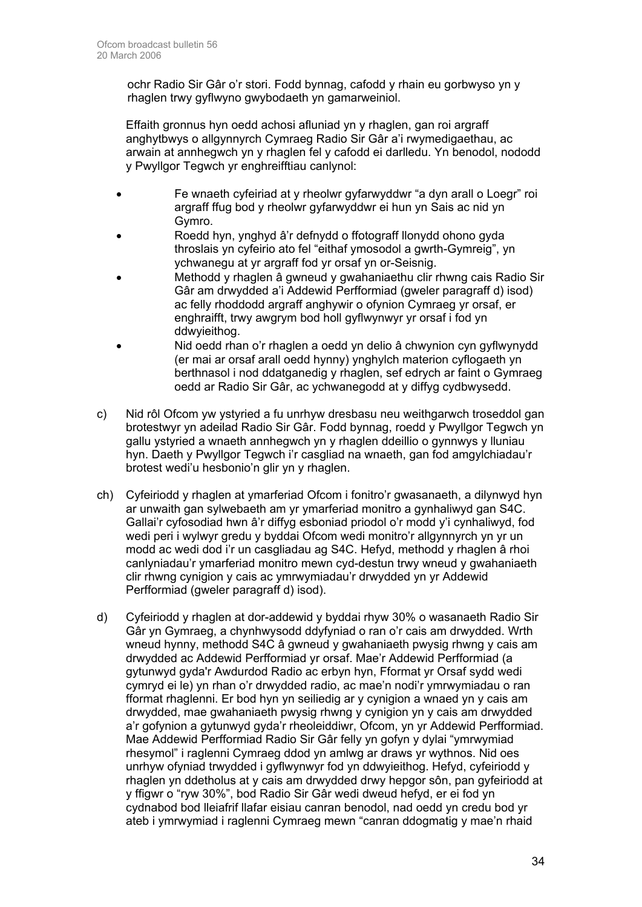ochr Radio Sir Gâr o'r stori. Fodd bynnag, cafodd y rhain eu gorbwyso yn y rhaglen trwy gyflwyno gwybodaeth yn gamarweiniol.

Effaith gronnus hyn oedd achosi afluniad yn y rhaglen, gan roi argraff anghytbwys o allgynnyrch Cymraeg Radio Sir Gâr a'i rwymedigaethau, ac arwain at annhegwch yn y rhaglen fel y cafodd ei darlledu. Yn benodol, nododd y Pwyllgor Tegwch yr enghreifftiau canlynol:

- Fe wnaeth cyfeiriad at y rheolwr gyfarwyddwr "a dyn arall o Loegr" roi argraff ffug bod y rheolwr gyfarwyddwr ei hun yn Sais ac nid yn Gymro.
- Roedd hyn, ynghyd â'r defnydd o ffotograff llonydd ohono gyda throslais yn cyfeirio ato fel "eithaf ymosodol a gwrth-Gymreig", yn ychwanegu at yr argraff fod yr orsaf yn or-Seisnig.
- Methodd y rhaglen â gwneud y gwahaniaethu clir rhwng cais Radio Sir Gâr am drwydded a'i Addewid Perfformiad (gweler paragraff d) isod) ac felly rhoddodd argraff anghywir o ofynion Cymraeg yr orsaf, er enghraifft, trwy awgrym bod holl gyflwynwyr yr orsaf i fod yn ddwyieithog.
- Nid oedd rhan o'r rhaglen a oedd yn delio â chwynion cyn gyflwynydd (er mai er orsaf arall oedd hynny) ynghylch materion cyflogaeth yn berthnasol i nod ddatganedig y rhaglen, sef edrych ar faint o Gymraeg oedd ar Radio Sir Gâr, ac ychwanegodd at y diffyg cydbwysedd.

c) Nid rôl Ofcom yw ystyried a fu unrhyw dresbasu neu weithgarwch troseddol gan brotestwyr yn adeilad Radio Sir Gâr. Fodd bynnag, roedd y Pwyllgor Tegwch yn gallu ystyried a wnaeth annhegwch yn y rhaglen ddeillio o gynnwys y lluniau hyn. Daeth y Pwyllgor Tegwch i'r casgliad na wnaeth, gan fod amgylchiadau'r brotest wedi'u hesbonio'n glir yn y rhaglen.

ch) Cyfeiriodd y rhaglen at ymarferiad Ofcom i fonitro'r gwasanaeth, a dilynwyd hyn ar unwaith gan sylwebaeth am yr ymarferiad monitro a gynhaliwyd gan S4C. Gallai'r cyfosodiad hwn â'r diffyg esboniad priodol o'r modd y'i cynhaliwyd, fod wedi peri i wylwyr gredu y byddai Ofcom wedi monitro'r allgynnyrch yn yr un modd ac wedi dod i'r un casgliadau ag S4C. Hefyd, methodd y rhaglen â rhoi canlyniadau'r ymarferiad monitro mewn cyd-destun trwy wneud y gwahaniaeth clir rhwng cynigion y cais ac ymrwymiadau'r drwydded yn yr Addewid Perfformiad (gweler paragraff d) isod).

d) Cyfeiriodd y rhaglen at dor-addewid y byddai rhyw 30% o wasanaeth Radio Sir Gâr yn Gymraeg, a chynhwysodd ddyfyniad o ran o'r cais am drwydded. Wrth wneud hynny, methodd S4C â gwneud y gwahaniaeth pwysig rhwng y cais am drwydded ac Addewid Perfformiad yr orsaf. Mae'r Addewid Perfformiad (a gytunwyd gyda'r Awdurdod Radio ac erbyn hyn, Fformat yr Orsaf sydd wedi cymryd ei le) yn rhan o'r drwydded radio, ac mae'n nodi'r ymrwymiadau o ran fformat rhaglenni. Er bod hyn yn seiliedig ar y cynigion a wnaed yn y cais am drwydded, mae gwahaniaeth pwysig rhwng y cynigion yn y cais am drwydded a'r gofynion a gytunwyd gyda'r rheoleiddiwr, Ofcom, yn yr Addewid Perfformiad. Mae Addewid Perfformiad Radio Sir Gâr felly yn gofyn y dylai "ymrwymiad rhesymol" i raglenni Cymraeg ddod yn amlwg ar draws yr wythnos. Nid oes unrhyw ofyniad trwydded i gyflwynwyr fod yn ddwyieithog. Hefyd, cyfeiriodd y rhaglen yn ddetholus at y cais am drwydded drwy hepgor sôn, pan gyfeiriodd at y ffigwr o "ryw 30%", bod Radio Sir Gâr wedi dweud hefyd, er ei fod yn cydnabod bod lleiafrif llafar eisiau canran benodol, nad oedd yn credu bod yr ateb i ymrwymiad i raglenni Cymraeg mewn "canran ddogmatig y mae'n rhaid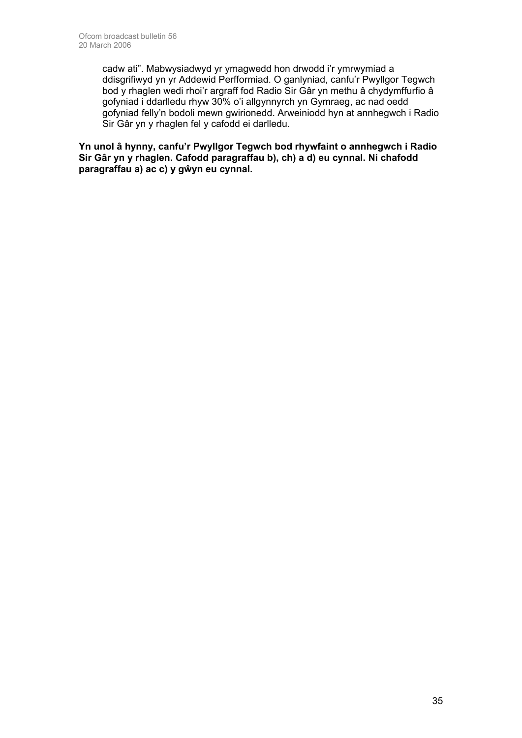cadw ati". Mabwysiadwyd yr ymagwedd hon drwodd i'r ymrwymiad a ddisgrifiwyd yn yr Addewid Perfformiad. O ganlyniad, canfu'r Pwyllgor Tegwch bod y rhaglen wedi rhoi'r argraff fod Radio Sir Gâr yn methu â chydymffurfio â gofyniad i ddarlledu rhyw 30% o'i allgynnyrch yn Gymraeg, ac nad oedd gofyniad felly'n bodoli mewn gwirionedd. Arweiniodd hyn at annhegwch i Radio Sir Gâr yn y rhaglen fel y cafodd ei darlledu.

**Yn unol â hynny, canfu'r Pwyllgor Tegwch bod rhywfaint o annhegwch i Radio Sir Gâr yn y rhaglen. Cafodd paragraffau b), ch) a d) eu cynnal. Ni chafodd paragraffau a) ac c) y gŵyn eu cynnal.**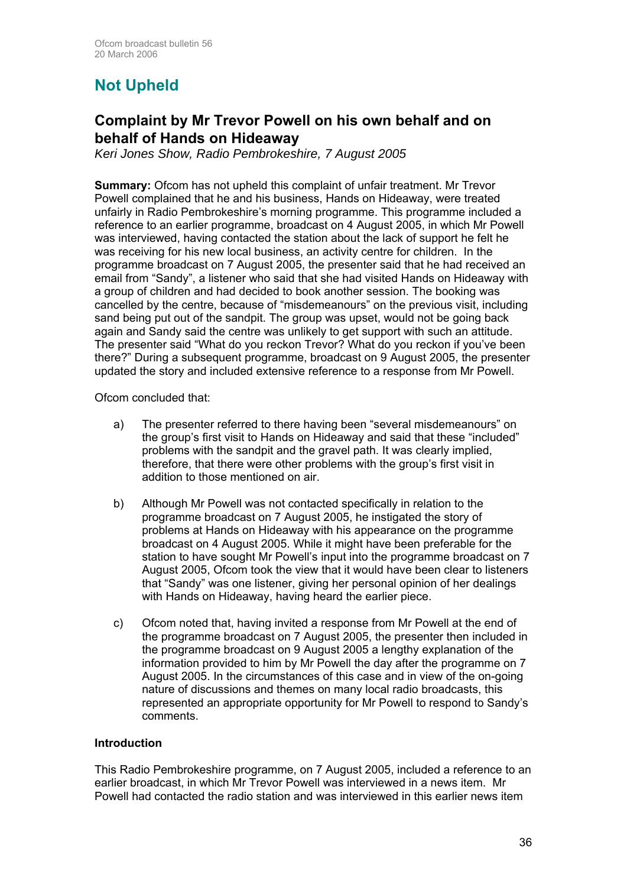## Not Upheld

### Complaint by Mr Trevor Powell on his own behalf and on behalf of Hands on Hideaway

*Keri Jones Show, Radio Pembrokeshire, 7 August 2005*

**Summary:** Ofcom has not upheld this complaint of unfair treatment. Mr Trevor Powell complained that he and his business, Hands on Hideaway, were treated unfairly in Radio Pembrokeshire's morning programme. This programme included a reference to an earlier programme, broadcast on 4 August 2005, in which Mr Powell was interviewed, having contacted the station about the lack of support he felt he was receiving for his new local business, an activity centre for children. In the programme broadcast on 7 August 2005, the presenter said that he had received an email from "Sandy", a listener who said that she had visited Hands on Hideaway with a group of children and had decided to book another session. The booking was cancelled by the centre, because of "misdemeanours" on the previous visit, including sand being put out of the sandpit. The group was upset, would not be going back again and Sandy said the centre was unlikely to get support with such an attitude. The presenter said "What do you reckon Trevor? What do you reckon if you've been there?" During a subsequent programme, broadcast on 9 August 2005, the presenter updated the story and included extensive reference to a response from Mr Powell.

Ofcom concluded that:

a) The presenter referred to there having been "several misdemeanours" on the group's first visit to Hands on Hideaway and said that these "included" problems with the sandpit and the gravel path. It was clearly implied, therefore, that there were other problems with the group's first visit in addition to those mentioned on air.

b) Although Mr Powell was not contacted specifically in relation to the programme broadcast on 7 August 2005, he instigated the story of problems at Hands on Hideaway with his appearance on the programme broadcast on 4 August 2005. While it might have been preferable for the station to have sought Mr Powell's input into the programme broadcast on 7 August 2005, Ofcom took the view that it would have been clear to listeners that "Sandy" was one listener, giving her personal opinion of her dealings with Hands on Hideaway, having heard the earlier piece.

c) Ofcom noted that, having invited a response from Mr Powell at the end of the programme broadcast on 7 August 2005, the presenter then included in the programme broadcast on 9 August 2005 a lengthy explanation of the information provided to him by Mr Powell the day after the programme on 7 August 2005. In the circumstances of this case and in view of the on-going nature of discussions and themes on many local radio broadcasts, this represented an appropriate opportunity for Mr Powell to respond to Sandy's comments.

#### Introduction

This Radio Pembrokeshire programme, on 7 August 2005, included a reference to an earlier broadcast, in which Mr Trevor Powell was interviewed in a news item. Mr Powell had contacted the radio station and was interviewed in this earlier news item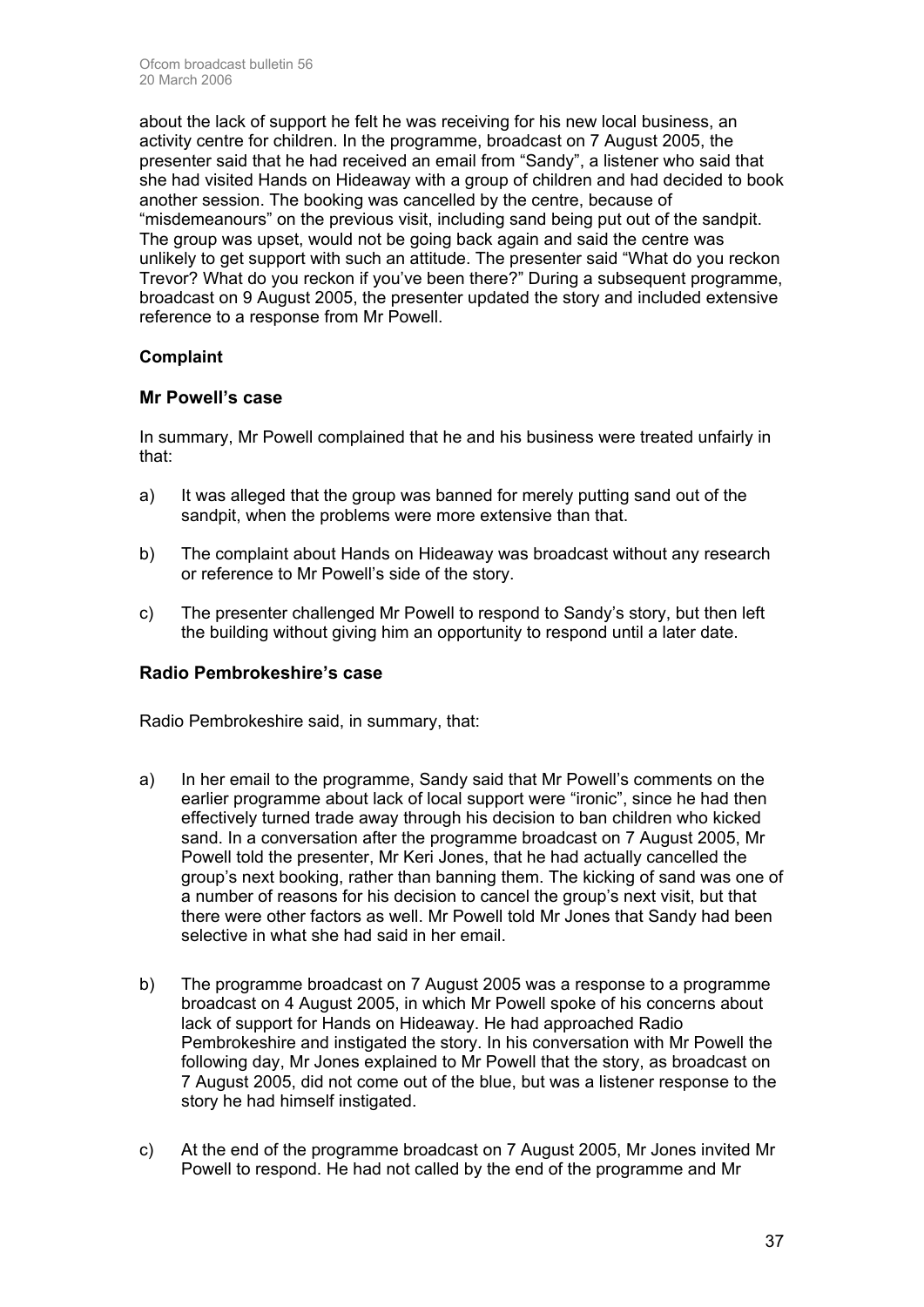about the lack of support he felt he was receiving for his new local business, an activity centre for children. In the programme, broadcast on 7 August 2005, the presenter said that he had received an email from "Sandy", a listener who said that she had visited Hands on Hideaway with a group of children and had decided to book another session. The booking was cancelled by the centre, because of "misdemeanours" on the previous visit, including sand being put out of the sandpit. The group was upset, would not be going back again and said the centre was unlikely to get support with such an attitude. The presenter said "What do you reckon Trevor? What do you reckon if you've been there?" During a subsequent programme, broadcast on 9 August 2005, the presenter updated the story and included extensive reference to a response from Mr Powell.

### Complaint

### Mr Powell's case

In summary, Mr Powell complained that he and his business were treated unfairly in that:

a) It was alleged that the group was banned for merely putting sand out of the sandpit, when the problems were more extensive than that.

b) The complaint about Hands on Hideaway was broadcast without any research or reference to Mr Powell's side of the story.

c) The presenter challenged Mr Powell to respond to Sandy's story, but then left the building without giving him an opportunity to respond until a later date.

### Radio Pembrokeshire's case

Radio Pembrokeshire said, in summary, that:

a) In her email to the programme, Sandy said that Mr Powell's comments on the earlier programme about lack of local support were "ironic", since he had then effectively turned trade away through his decision to ban children who kicked sand. In a conversation after the programme broadcast on 7 August 2005, Mr Powell told the presenter, Mr Keri Jones, that he had actually cancelled the group's next booking, rather than banning them. The kicking of sand was one of a number of reasons for his decision to cancel the group's next visit, but that there were other factors as well. Mr Powell told Mr Jones that Sandy had been selective in what she had said in her email.

b) The programme broadcast on 7 August 2005 was a response to a programme broadcast on 4 August 2005, in which Mr Powell spoke of his concerns about lack of support for Hands on Hideaway. He had approached Radio Pembrokeshire and instigated the story. In his conversation with Mr Powell the following day, Mr Jones explained to Mr Powell that the story, as broadcast on 7 August 2005, did not come out of the blue, but was a listener response to the story he had himself instigated.

c) At the end of the programme broadcast on 7 August 2005, Mr Jones invited Mr Powell to respond. He had not called by the end of the programme and Mr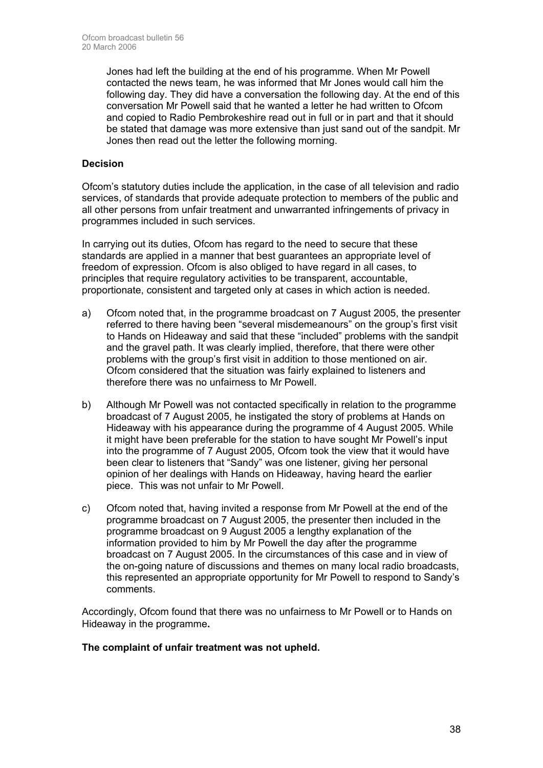Jones had left the building at the end of his programme. When Mr Powell contacted the news team, he was informed that Mr Jones would call him the following day. They did have a conversation the following day. At the end of this conversation Mr Powell said that he wanted a letter he had written to Ofcom and copied to Radio Pembrokeshire read out in full or in part and that it should be stated that damage was more extensive than just sand out of the sandpit. Mr Jones then read out the letter the following morning.

## Decision

Ofcom's statutory duties include the application, in the case of all television and radio services, of standards that provide adequate protection to members of the public and all other persons from unfair treatment and unwarranted infringements of privacy in programmes included in such services.

In carrying out its duties, Ofcom has regard to the need to secure that these standards are applied in a manner that best guarantees an appropriate level of freedom of expression. Ofcom is also obliged to have regard in all cases, to principles that require regulatory activities to be transparent, accountable, proportionate, consistent and targeted only at cases in which action is needed.

a) Ofcom noted that, in the programme broadcast on 7 August 2005, the presenter referred to there having been "several misdemeanours" on the group's first visit to Hands on Hideaway and said that these "included" problems with the sandpit and the gravel path. It was clearly implied, therefore, that there were other problems with the group's first visit in addition to those mentioned on air. Ofcom considered that the situation was fairly explained to listeners and therefore there was no unfairness to Mr Powell.

b) Although Mr Powell was not contacted specifically in relation to the programme broadcast of 7 August 2005, he instigated the story of problems at Hands on Hideaway with his appearance during the programme of 4 August 2005. While it might have been preferable for the station to have sought Mr Powell's input into the programme of 7 August 2005, Ofcom took the view that it would have been clear to listeners that "Sandy" was one listener, giving her personal opinion of her dealings with Hands on Hideaway, having heard the earlier piece. This was not unfair to Mr Powell.

c) Ofcom noted that, having invited a response from Mr Powell at the end of the programme broadcast on 7 August 2005, the presenter then included in the programme broadcast on 9 August 2005 a lengthy explanation of the information provided to him by Mr Powell the day after the programme broadcast on 7 August 2005. In the circumstances of this case and in view of the on-going nature of discussions and themes on many local radio broadcasts, this represented an appropriate opportunity for Mr Powell to respond to Sandy's comments.

Accordingly, Ofcom found that there was no unfairness to Mr Powell or to Hands on Hideaway in the programme**.**

**The complaint of unfair treatment was not upheld.**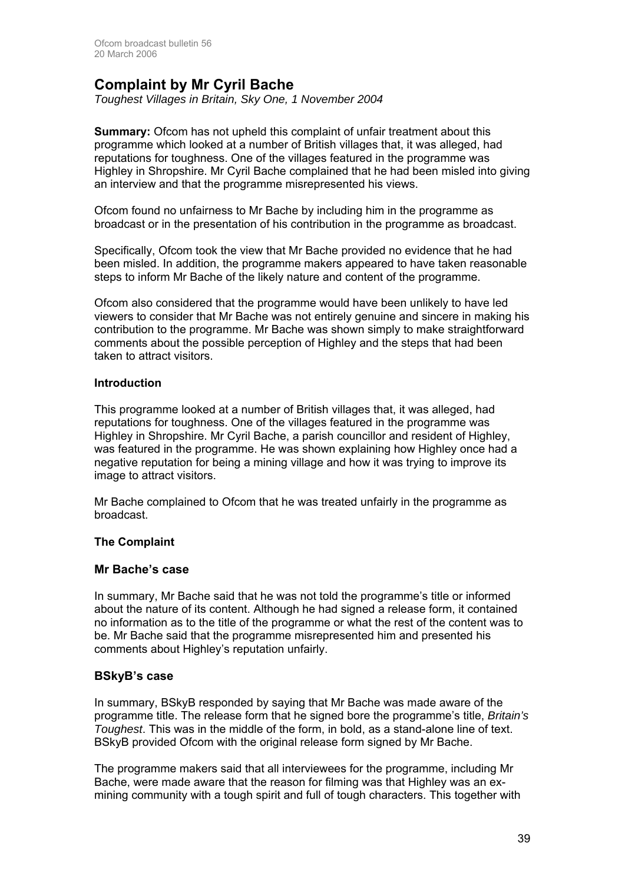# Complaint by Mr Cyril Bache

*Toughest Villages in Britain, Sky One, 1 November 2004*

**Summary:** Ofcom has not upheld this complaint of unfair treatment about this programme which looked at a number of British villages that, it was alleged, had reputations for toughness. One of the villages featured in the programme was Highley in Shropshire. Mr Cyril Bache complained that he had been misled into giving an interview and that the programme misrepresented his views.

Ofcom found no unfairness to Mr Bache by including him in the programme as broadcast or in the presentation of his contribution in the programme as broadcast.

Specifically, Ofcom took the view that Mr Bache provided no evidence that he had been misled. In addition, the programme makers appeared to have taken reasonable steps to inform Mr Bache of the likely nature and content of the programme.

Ofcom also considered that the programme would have been unlikely to have led viewers to consider that Mr Bache was not entirely genuine and sincere in making his contribution to the programme. Mr Bache was shown simply to make straightforward comments about the possible perception of Highley and the steps that had been taken to attract visitors.

### Introduction

This programme looked at a number of British villages that, it was alleged, had reputations for toughness. One of the villages featured in the programme was Highley in Shropshire. Mr Cyril Bache, a parish councillor and resident of Highley, was featured in the programme. He was shown explaining how Highley once had a negative reputation for being a mining village and how it was trying to improve its image to attract visitors.

Mr Bache complained to Ofcom that he was treated unfairly in the programme as broadcast.

### The Complaint

### Mr Bache's case

In summary, Mr Bache said that he was not told the programme's title or informed about the nature of its content. Although he had signed a release form, it contained no information as to the title of the programme or what the rest of the content was to be. Mr Bache said that the programme misrepresented him and presented his comments about Highley's reputation unfairly.

### BSkyB's case

In summary, BSkyB responded by saying that Mr Bache was made aware of the programme title. The release form that he signed bore the programme's title, *Britain's Toughest*. This was in the middle of the form, in bold, as a stand-alone line of text. BSkyB provided Ofcom with the original release form signed by Mr Bache.

The programme makers said that all interviewees for the programme, including Mr Bache, were made aware that the reason for filming was that Highley was an ex-mining community with a tough spirit and full of tough characters. This together with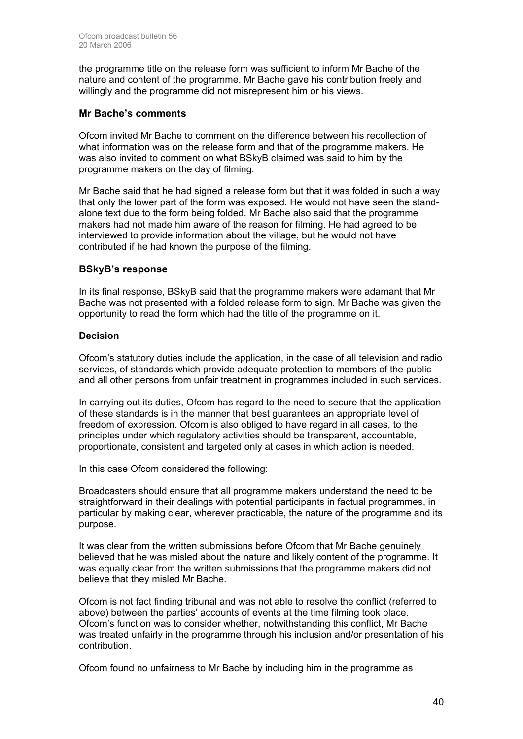the programme title on the release form was sufficient to inform Mr Bache of the nature and content of the programme. Mr Bache gave his contribution freely and willingly and the programme did not misrepresent him or his views.

### Mr Bache's comments

Ofcom invited Mr Bache to comment on the difference between his recollection of what information was on the release form and that of the programme makers. He was also invited to comment on what BSkyB claimed was said to him by the programme makers on the day of filming.

Mr Bache said that he had signed a release form but that it was folded in such a way that only the lower part of the form was exposed. He would not have seen the stand-alone text due to the form being folded. Mr Bache also said that the programme makers had not made him aware of the reason for filming. He had agreed to be interviewed to provide information about the village, but he would not have contributed if he had known the purpose of the filming.

### BSkyB's response

In its final response, BSkyB said that the programme makers were adamant that Mr Bache was not presented with a folded release form to sign. Mr Bache was given the opportunity to read the form which had the title of the programme on it.

### Decision

Ofcom's statutory duties include the application, in the case of all television and radio services, of standards which provide adequate protection to members of the public and all other persons from unfair treatment in programmes included in such services.

In carrying out its duties, Ofcom has regard to the need to secure that the application of these standards is in the manner that best guarantees an appropriate level of freedom of expression. Ofcom is also obliged to have regard in all cases, to the principles under which regulatory activities should be transparent, accountable, proportionate, consistent and targeted only at cases in which action is needed.

In this case Ofcom considered the following:

Broadcasters should ensure that all programme makers understand the need to be straightforward in their dealings with potential participants in factual programmes, in particular by making clear, wherever practicable, the nature of the programme and its purpose.

It was clear from the written submissions before Ofcom that Mr Bache genuinely believed that he was misled about the nature and likely content of the programme. It was equally clear from the written submissions that the programme makers did not believe that they misled Mr Bache.

Ofcom is not fact finding tribunal and was not able to resolve the conflict (referred to above) between the parties' accounts of events at the time filming took place. Ofcom's function was to consider whether, notwithstanding this conflict, Mr Bache was treated unfairly in the programme through his inclusion and/or presentation of his contribution.

Ofcom found no unfairness to Mr Bache by including him in the programme as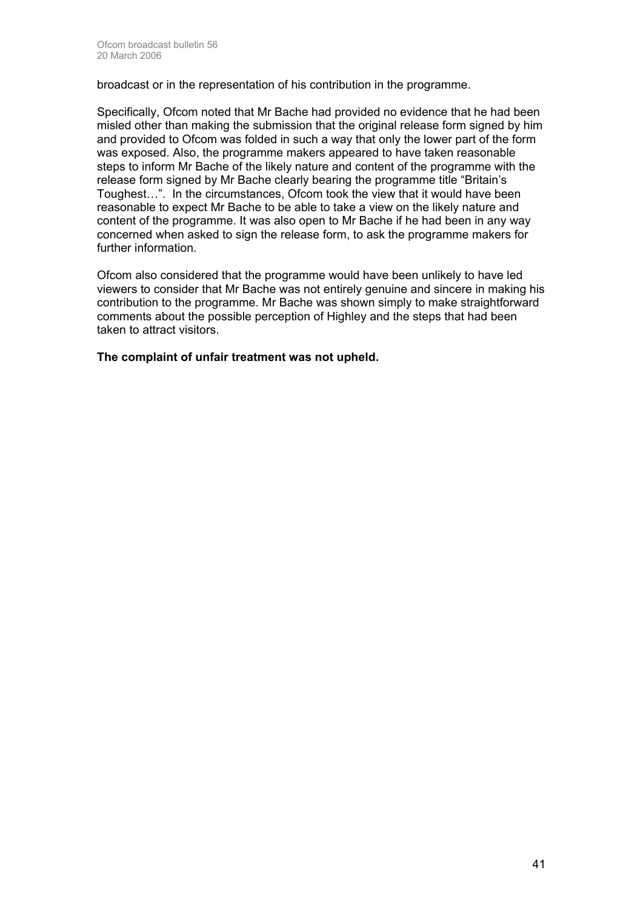broadcast or in the representation of his contribution in the programme.

Specifically, Ofcom noted that Mr Bache had provided no evidence that he had been misled other than making the submission that the original release form signed by him and provided to Ofcom was folded in such a way that only the lower part of the form was exposed. Also, the programme makers appeared to have taken reasonable steps to inform Mr Bache of the likely nature and content of the programme with the release form signed by Mr Bache clearly bearing the programme title "Britain's Toughest…". In the circumstances, Ofcom took the view that it would have been reasonable to expect Mr Bache to be able to take a view on the likely nature and content of the programme. It was also open to Mr Bache if he had been in any way concerned when asked to sign the release form, to ask the programme makers for further information.

Ofcom also considered that the programme would have been unlikely to have led viewers to consider that Mr Bache was not entirely genuine and sincere in making his contribution to the programme. Mr Bache was shown simply to make straightforward comments about the possible perception of Highley and the steps that had been taken to attract visitors.

**The complaint of unfair treatment was not upheld.**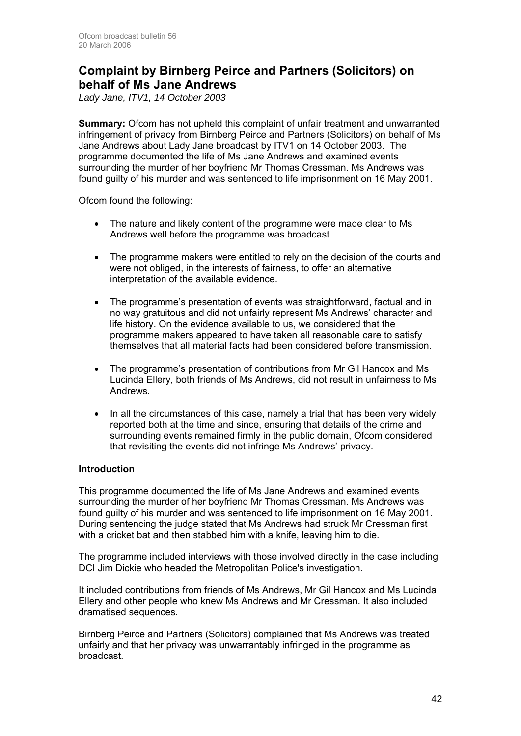# Complaint by Birnberg Peirce and Partners (Solicitors) on behalf of Ms Jane Andrews

*Lady Jane, ITV1, 14 October 2003*

**Summary:** Ofcom has not upheld this complaint of unfair treatment and unwarranted infringement of privacy from Birnberg Peirce and Partners (Solicitors) on behalf of Ms Jane Andrews about Lady Jane broadcast by ITV1 on 14 October 2003. The programme documented the life of Ms Jane Andrews and examined events surrounding the murder of her boyfriend Mr Thomas Cressman. Ms Andrews was found guilty of his murder and was sentenced to life imprisonment on 16 May 2001.

Ofcom found the following:

- The nature and likely content of the programme were made clear to Ms Andrews well before the programme was broadcast.
- The programme makers were entitled to rely on the decision of the courts and were not obliged, in the interests of fairness, to offer an alternative interpretation of the available evidence.
- The programme's presentation of events was straightforward, factual and in no way gratuitous and did not unfairly represent Ms Andrews' character and life history. On the evidence available to us, we considered that the programme makers appeared to have taken all reasonable care to satisfy themselves that all material facts had been considered before transmission.
- The programme's presentation of contributions from Mr Gil Hancox and Ms Lucinda Ellery, both friends of Ms Andrews, did not result in unfairness to Ms Andrews.
- In all the circumstances of this case, namely a trial that has been very widely reported both at the time and since, ensuring that details of the crime and surrounding events remained firmly in the public domain, Ofcom considered that revisiting the events did not infringe Ms Andrews' privacy.

## Introduction

This programme documented the life of Ms Jane Andrews and examined events surrounding the murder of her boyfriend Mr Thomas Cressman. Ms Andrews was found guilty of his murder and was sentenced to life imprisonment on 16 May 2001. During sentencing the judge stated that Ms Andrews had struck Mr Cressman first with a cricket bat and then stabbed him with a knife, leaving him to die.

The programme included interviews with those involved directly in the case including DCI Jim Dickie who headed the Metropolitan Police's investigation.

It included contributions from friends of Ms Andrews, Mr Gil Hancox and Ms Lucinda Ellery and other people who knew Ms Andrews and Mr Cressman. It also included dramatised sequences.

Birnberg Peirce and Partners (Solicitors) complained that Ms Andrews was treated unfairly and that her privacy was unwarrantably infringed in the programme as broadcast.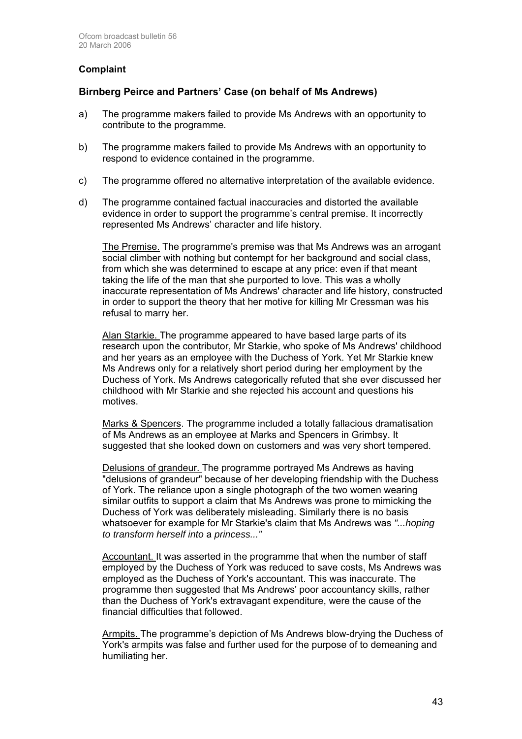## Complaint

### Birnberg Peirce and Partners' Case (on behalf of Ms Andrews)

a) The programme makers failed to provide Ms Andrews with an opportunity to contribute to the programme.

b) The programme makers failed to provide Ms Andrews with an opportunity to respond to evidence contained in the programme.

c) The programme offered no alternative interpretation of the available evidence.

d) The programme contained factual inaccuracies and distorted the available evidence in order to support the programme's central premise. It incorrectly represented Ms Andrews' character and life history.

   The Premise. The programme's premise was that Ms Andrews was an arrogant social climber with nothing but contempt for her background and social class, from which she was determined to escape at any price: even if that meant taking the life of the man that she purported to love. This was a wholly inaccurate representation of Ms Andrews' character and life history, constructed in order to support the theory that her motive for killing Mr Cressman was his refusal to marry her.

   Alan Starkie. The programme appeared to have based large parts of its research upon the contributor, Mr Starkie, who spoke of Ms Andrews' childhood and her years as an employee with the Duchess of York. Yet Mr Starkie knew Ms Andrews only for a relatively short period during her employment by the Duchess of York. Ms Andrews categorically refuted that she ever discussed her childhood with Mr Starkie and she rejected his account and questions his motives.

   Marks & Spencers. The programme included a totally fallacious dramatisation of Ms Andrews as an employee at Marks and Spencers in Grimbsy. It suggested that she looked down on customers and was very short tempered.

   Delusions of grandeur. The programme portrayed Ms Andrews as having "delusions of grandeur" because of her developing friendship with the Duchess of York. The reliance upon a single photograph of the two women wearing similar outfits to support a claim that Ms Andrews was prone to mimicking the Duchess of York was deliberately misleading. Similarly there is no basis whatsoever for example for Mr Starkie's claim that Ms Andrews was *"...hoping to transform herself into* a *princess..."*

   Accountant. It was asserted in the programme that when the number of staff employed by the Duchess of York was reduced to save costs, Ms Andrews was employed as the Duchess of York's accountant. This was inaccurate. The programme then suggested that Ms Andrews' poor accountancy skills, rather than the Duchess of York's extravagant expenditure, were the cause of the financial difficulties that followed.

   Armpits. The programme's depiction of Ms Andrews blow-drying the Duchess of York's armpits was false and further used for the purpose of to demeaning and humiliating her.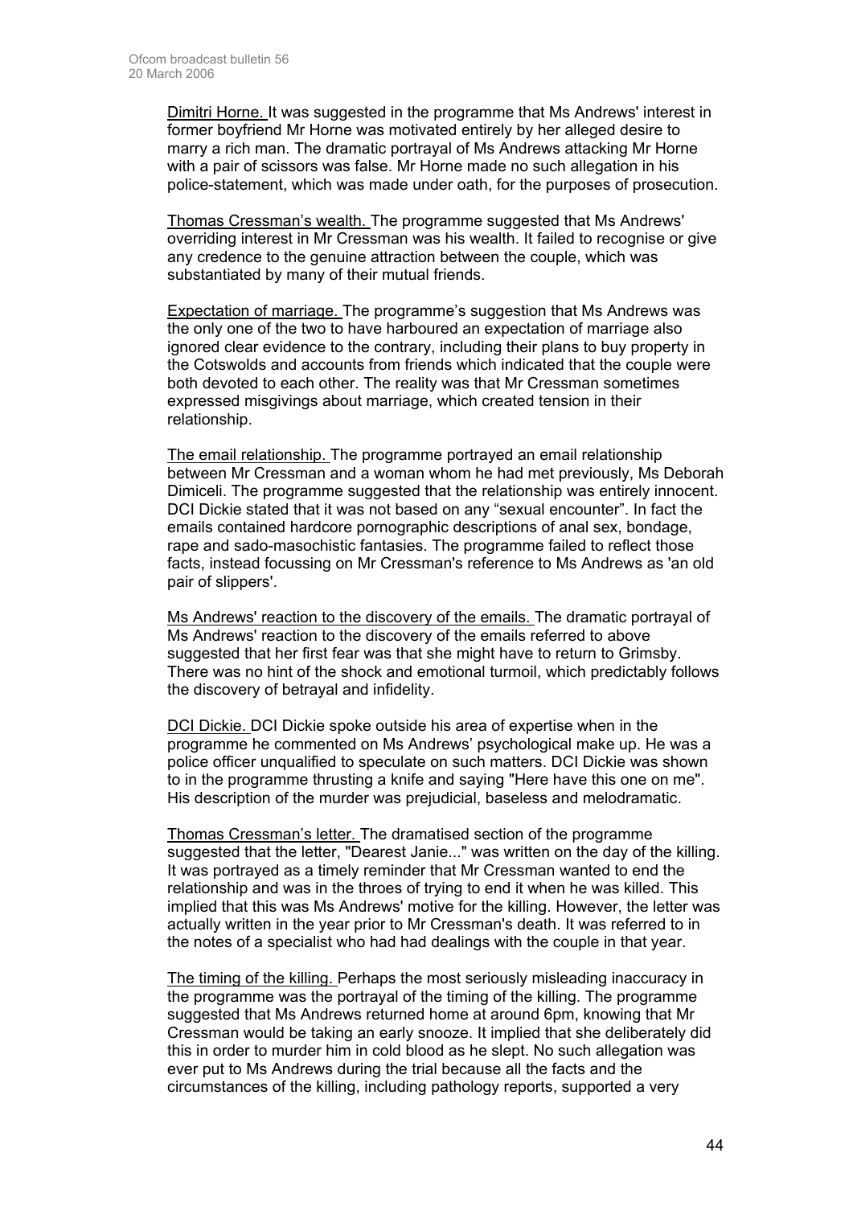Dimitri Horne. It was suggested in the programme that Ms Andrews' interest in former boyfriend Mr Horne was motivated entirely by her alleged desire to marry a rich man. The dramatic portrayal of Ms Andrews attacking Mr Horne with a pair of scissors was false. Mr Horne made no such allegation in his police-statement, which was made under oath, for the purposes of prosecution.

Thomas Cressman's wealth. The programme suggested that Ms Andrews' overriding interest in Mr Cressman was his wealth. It failed to recognise or give any credence to the genuine attraction between the couple, which was substantiated by many of their mutual friends.

Expectation of marriage. The programme's suggestion that Ms Andrews was the only one of the two to have harboured an expectation of marriage also ignored clear evidence to the contrary, including their plans to buy property in the Cotswolds and accounts from friends which indicated that the couple were both devoted to each other. The reality was that Mr Cressman sometimes expressed misgivings about marriage, which created tension in their relationship.

The email relationship. The programme portrayed an email relationship between Mr Cressman and a woman whom he had met previously, Ms Deborah Dimiceli. The programme suggested that the relationship was entirely innocent. DCI Dickie stated that it was not based on any "sexual encounter". In fact the emails contained hardcore pornographic descriptions of anal sex, bondage, rape and sado-masochistic fantasies. The programme failed to reflect those facts, instead focussing on Mr Cressman's reference to Ms Andrews as 'an old pair of slippers'.

Ms Andrews' reaction to the discovery of the emails. The dramatic portrayal of Ms Andrews' reaction to the discovery of the emails referred to above suggested that her first fear was that she might have to return to Grimsby. There was no hint of the shock and emotional turmoil, which predictably follows the discovery of betrayal and infidelity.

DCI Dickie. DCI Dickie spoke outside his area of expertise when in the programme he commented on Ms Andrews' psychological make up. He was a police officer unqualified to speculate on such matters. DCI Dickie was shown to in the programme thrusting a knife and saying "Here have this one on me". His description of the murder was prejudicial, baseless and melodramatic.

Thomas Cressman's letter. The dramatised section of the programme suggested that the letter, "Dearest Janie..." was written on the day of the killing. It was portrayed as a timely reminder that Mr Cressman wanted to end the relationship and was in the throes of trying to end it when he was killed. This implied that this was Ms Andrews' motive for the killing. However, the letter was actually written in the year prior to Mr Cressman's death. It was referred to in the notes of a specialist who had had dealings with the couple in that year.

The timing of the killing. Perhaps the most seriously misleading inaccuracy in the programme was the portrayal of the timing of the killing. The programme suggested that Ms Andrews returned home at around 6pm, knowing that Mr Cressman would be taking an early snooze. It implied that she deliberately did this in order to murder him in cold blood as he slept. No such allegation was ever put to Ms Andrews during the trial because all the facts and the circumstances of the killing, including pathology reports, supported a very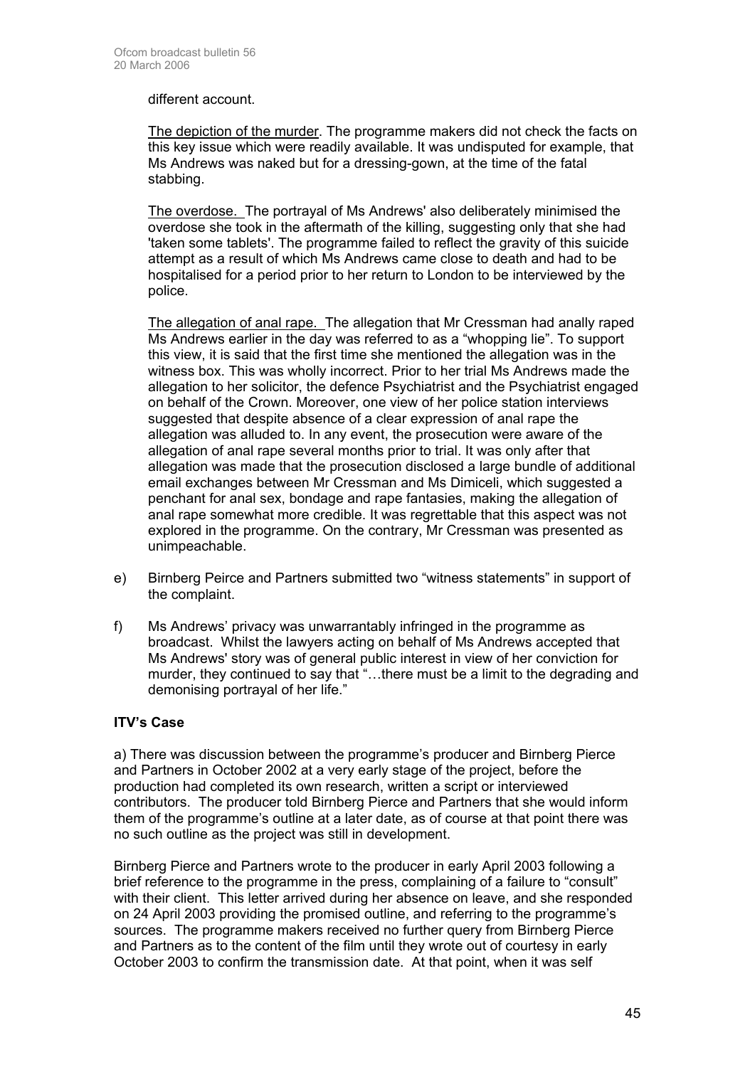different account.

<u>The depiction of the murder</u>. The programme makers did not check the facts on this key issue which were readily available. It was undisputed for example, that Ms Andrews was naked but for a dressing-gown, at the time of the fatal stabbing.

<u>The overdose.</u> The portrayal of Ms Andrews' also deliberately minimised the overdose she took in the aftermath of the killing, suggesting only that she had 'taken some tablets'. The programme failed to reflect the gravity of this suicide attempt as a result of which Ms Andrews came close to death and had to be hospitalised for a period prior to her return to London to be interviewed by the police.

<u>The allegation of anal rape.</u> The allegation that Mr Cressman had anally raped Ms Andrews earlier in the day was referred to as a "whopping lie". To support this view, it is said that the first time she mentioned the allegation was in the witness box. This was wholly incorrect. Prior to her trial Ms Andrews made the allegation to her solicitor, the defence Psychiatrist and the Psychiatrist engaged on behalf of the Crown. Moreover, one view of her police station interviews suggested that despite absence of a clear expression of anal rape the allegation was alluded to. In any event, the prosecution were aware of the allegation of anal rape several months prior to trial. It was only after that allegation was made that the prosecution disclosed a large bundle of additional email exchanges between Mr Cressman and Ms Dimiceli, which suggested a penchant for anal sex, bondage and rape fantasies, making the allegation of anal rape somewhat more credible. It was regrettable that this aspect was not explored in the programme. On the contrary, Mr Cressman was presented as unimpeachable.

e) Birnberg Peirce and Partners submitted two "witness statements" in support of the complaint.

f) Ms Andrews' privacy was unwarrantably infringed in the programme as broadcast. Whilst the lawyers acting on behalf of Ms Andrews accepted that Ms Andrews' story was of general public interest in view of her conviction for murder, they continued to say that "…there must be a limit to the degrading and demonising portrayal of her life."

**ITV's Case**

a) There was discussion between the programme's producer and Birnberg Pierce and Partners in October 2002 at a very early stage of the project, before the production had completed its own research, written a script or interviewed contributors. The producer told Birnberg Pierce and Partners that she would inform them of the programme's outline at a later date, as of course at that point there was no such outline as the project was still in development.

Birnberg Pierce and Partners wrote to the producer in early April 2003 following a brief reference to the programme in the press, complaining of a failure to "consult" with their client. This letter arrived during her absence on leave, and she responded on 24 April 2003 providing the promised outline, and referring to the programme's sources. The programme makers received no further query from Birnberg Pierce and Partners as to the content of the film until they wrote out of courtesy in early October 2003 to confirm the transmission date. At that point, when it was self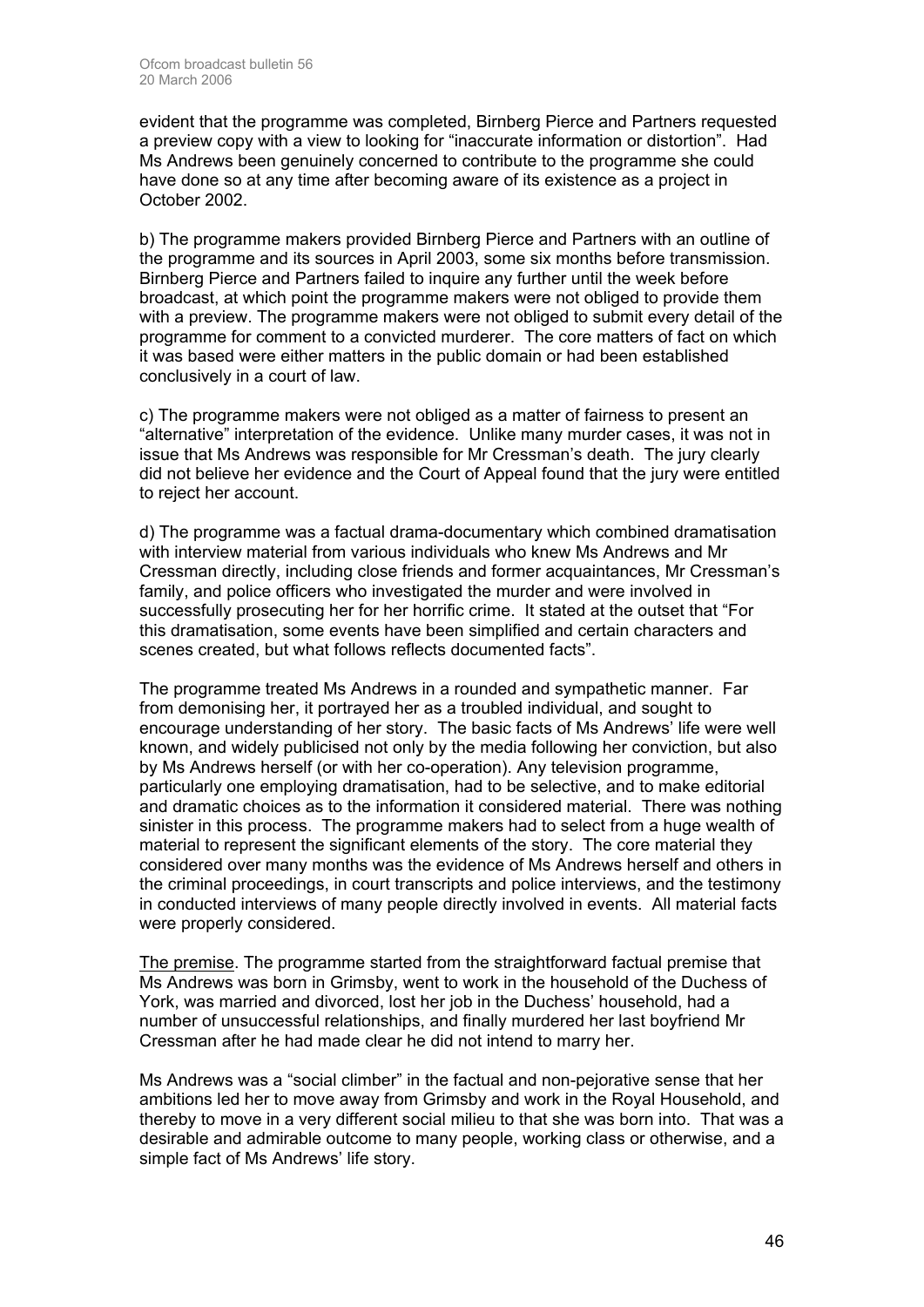evident that the programme was completed, Birnberg Pierce and Partners requested a preview copy with a view to looking for "inaccurate information or distortion". Had Ms Andrews been genuinely concerned to contribute to the programme she could have done so at any time after becoming aware of its existence as a project in October 2002.

b) The programme makers provided Birnberg Pierce and Partners with an outline of the programme and its sources in April 2003, some six months before transmission. Birnberg Pierce and Partners failed to inquire any further until the week before broadcast, at which point the programme makers were not obliged to provide them with a preview. The programme makers were not obliged to submit every detail of the programme for comment to a convicted murderer. The core matters of fact on which it was based were either matters in the public domain or had been established conclusively in a court of law.

c) The programme makers were not obliged as a matter of fairness to present an "alternative" interpretation of the evidence. Unlike many murder cases, it was not in issue that Ms Andrews was responsible for Mr Cressman's death. The jury clearly did not believe her evidence and the Court of Appeal found that the jury were entitled to reject her account.

d) The programme was a factual drama-documentary which combined dramatisation with interview material from various individuals who knew Ms Andrews and Mr Cressman directly, including close friends and former acquaintances, Mr Cressman's family, and police officers who investigated the murder and were involved in successfully prosecuting her for her horrific crime. It stated at the outset that "For this dramatisation, some events have been simplified and certain characters and scenes created, but what follows reflects documented facts".

The programme treated Ms Andrews in a rounded and sympathetic manner. Far from demonising her, it portrayed her as a troubled individual, and sought to encourage understanding of her story. The basic facts of Ms Andrews' life were well known, and widely publicised not only by the media following her conviction, but also by Ms Andrews herself (or with her co-operation). Any television programme, particularly one employing dramatisation, had to be selective, and to make editorial and dramatic choices as to the information it considered material. There was nothing sinister in this process. The programme makers had to select from a huge wealth of material to represent the significant elements of the story. The core material they considered over many months was the evidence of Ms Andrews herself and others in the criminal proceedings, in court transcripts and police interviews, and the testimony in conducted interviews of many people directly involved in events. All material facts were properly considered.

<u>The premise</u>. The programme started from the straightforward factual premise that Ms Andrews was born in Grimsby, went to work in the household of the Duchess of York, was married and divorced, lost her job in the Duchess' household, had a number of unsuccessful relationships, and finally murdered her last boyfriend Mr Cressman after he had made clear he did not intend to marry her.

Ms Andrews was a "social climber" in the factual and non-pejorative sense that her ambitions led her to move away from Grimsby and work in the Royal Household, and thereby to move in a very different social milieu to that she was born into. That was a desirable and admirable outcome to many people, working class or otherwise, and a simple fact of Ms Andrews' life story.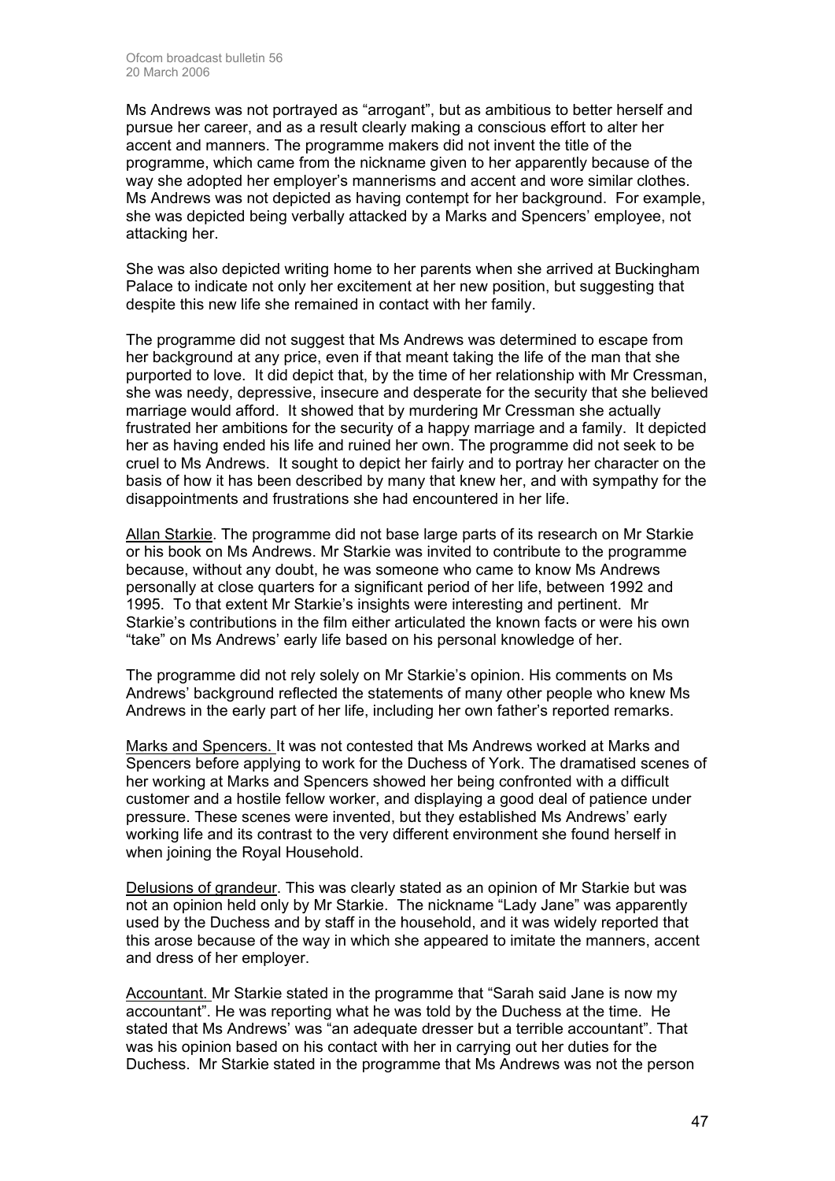Ms Andrews was not portrayed as "arrogant", but as ambitious to better herself and pursue her career, and as a result clearly making a conscious effort to alter her accent and manners. The programme makers did not invent the title of the programme, which came from the nickname given to her apparently because of the way she adopted her employer's mannerisms and accent and wore similar clothes. Ms Andrews was not depicted as having contempt for her background. For example, she was depicted being verbally attacked by a Marks and Spencers' employee, not attacking her.

She was also depicted writing home to her parents when she arrived at Buckingham Palace to indicate not only her excitement at her new position, but suggesting that despite this new life she remained in contact with her family.

The programme did not suggest that Ms Andrews was determined to escape from her background at any price, even if that meant taking the life of the man that she purported to love. It did depict that, by the time of her relationship with Mr Cressman, she was needy, depressive, insecure and desperate for the security that she believed marriage would afford. It showed that by murdering Mr Cressman she actually frustrated her ambitions for the security of a happy marriage and a family. It depicted her as having ended his life and ruined her own. The programme did not seek to be cruel to Ms Andrews. It sought to depict her fairly and to portray her character on the basis of how it has been described by many that knew her, and with sympathy for the disappointments and frustrations she had encountered in her life.

Allan Starkie. The programme did not base large parts of its research on Mr Starkie or his book on Ms Andrews. Mr Starkie was invited to contribute to the programme because, without any doubt, he was someone who came to know Ms Andrews personally at close quarters for a significant period of her life, between 1992 and 1995. To that extent Mr Starkie's insights were interesting and pertinent. Mr Starkie's contributions in the film either articulated the known facts or were his own "take" on Ms Andrews' early life based on his personal knowledge of her.

The programme did not rely solely on Mr Starkie's opinion. His comments on Ms Andrews' background reflected the statements of many other people who knew Ms Andrews in the early part of her life, including her own father's reported remarks.

Marks and Spencers. It was not contested that Ms Andrews worked at Marks and Spencers before applying to work for the Duchess of York. The dramatised scenes of her working at Marks and Spencers showed her being confronted with a difficult customer and a hostile fellow worker, and displaying a good deal of patience under pressure. These scenes were invented, but they established Ms Andrews' early working life and its contrast to the very different environment she found herself in when joining the Royal Household.

Delusions of grandeur. This was clearly stated as an opinion of Mr Starkie but was not an opinion held only by Mr Starkie. The nickname "Lady Jane" was apparently used by the Duchess and by staff in the household, and it was widely reported that this arose because of the way in which she appeared to imitate the manners, accent and dress of her employer.

Accountant. Mr Starkie stated in the programme that "Sarah said Jane is now my accountant". He was reporting what he was told by the Duchess at the time. He stated that Ms Andrews' was "an adequate dresser but a terrible accountant". That was his opinion based on his contact with her in carrying out her duties for the Duchess. Mr Starkie stated in the programme that Ms Andrews was not the person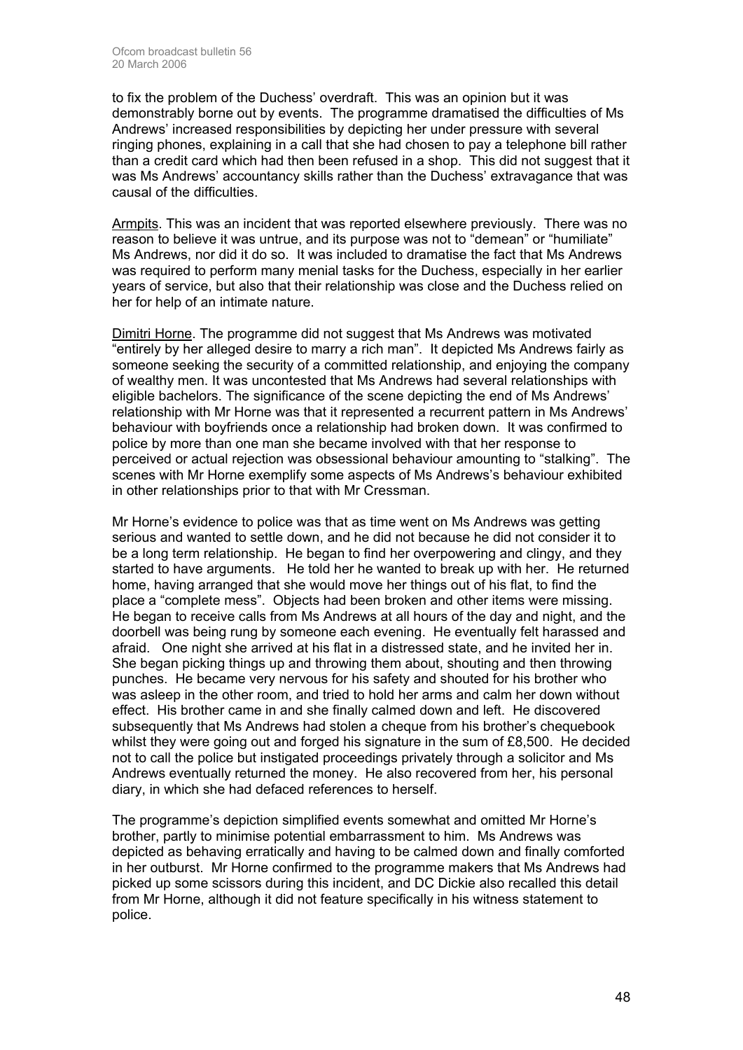to fix the problem of the Duchess' overdraft. This was an opinion but it was demonstrably borne out by events. The programme dramatised the difficulties of Ms Andrews' increased responsibilities by depicting her under pressure with several ringing phones, explaining in a call that she had chosen to pay a telephone bill rather than a credit card which had then been refused in a shop. This did not suggest that it was Ms Andrews' accountancy skills rather than the Duchess' extravagance that was causal of the difficulties.

Armpits. This was an incident that was reported elsewhere previously. There was no reason to believe it was untrue, and its purpose was not to "demean" or "humiliate" Ms Andrews, nor did it do so. It was included to dramatise the fact that Ms Andrews was required to perform many menial tasks for the Duchess, especially in her earlier years of service, but also that their relationship was close and the Duchess relied on her for help of an intimate nature.

Dimitri Horne. The programme did not suggest that Ms Andrews was motivated "entirely by her alleged desire to marry a rich man". It depicted Ms Andrews fairly as someone seeking the security of a committed relationship, and enjoying the company of wealthy men. It was uncontested that Ms Andrews had several relationships with eligible bachelors. The significance of the scene depicting the end of Ms Andrews' relationship with Mr Horne was that it represented a recurrent pattern in Ms Andrews' behaviour with boyfriends once a relationship had broken down. It was confirmed to police by more than one man she became involved with that her response to perceived or actual rejection was obsessional behaviour amounting to "stalking". The scenes with Mr Horne exemplify some aspects of Ms Andrews's behaviour exhibited in other relationships prior to that with Mr Cressman.

Mr Horne's evidence to police was that as time went on Ms Andrews was getting serious and wanted to settle down, and he did not because he did not consider it to be a long term relationship. He began to find her overpowering and clingy, and they started to have arguments. He told her he wanted to break up with her. He returned home, having arranged that she would move her things out of his flat, to find the place a "complete mess". Objects had been broken and other items were missing. He began to receive calls from Ms Andrews at all hours of the day and night, and the doorbell was being rung by someone each evening. He eventually felt harassed and afraid. One night she arrived at his flat in a distressed state, and he invited her in. She began picking things up and throwing them about, shouting and then throwing punches. He became very nervous for his safety and shouted for his brother who was asleep in the other room, and tried to hold her arms and calm her down without effect. His brother came in and she finally calmed down and left. He discovered subsequently that Ms Andrews had stolen a cheque from his brother's chequebook whilst they were going out and forged his signature in the sum of £8,500. He decided not to call the police but instigated proceedings privately through a solicitor and Ms Andrews eventually returned the money. He also recovered from her, his personal diary, in which she had defaced references to herself.

The programme's depiction simplified events somewhat and omitted Mr Horne's brother, partly to minimise potential embarrassment to him. Ms Andrews was depicted as behaving erratically and having to be calmed down and finally comforted in her outburst. Mr Horne confirmed to the programme makers that Ms Andrews had picked up some scissors during this incident, and DC Dickie also recalled this detail from Mr Horne, although it did not feature specifically in his witness statement to police.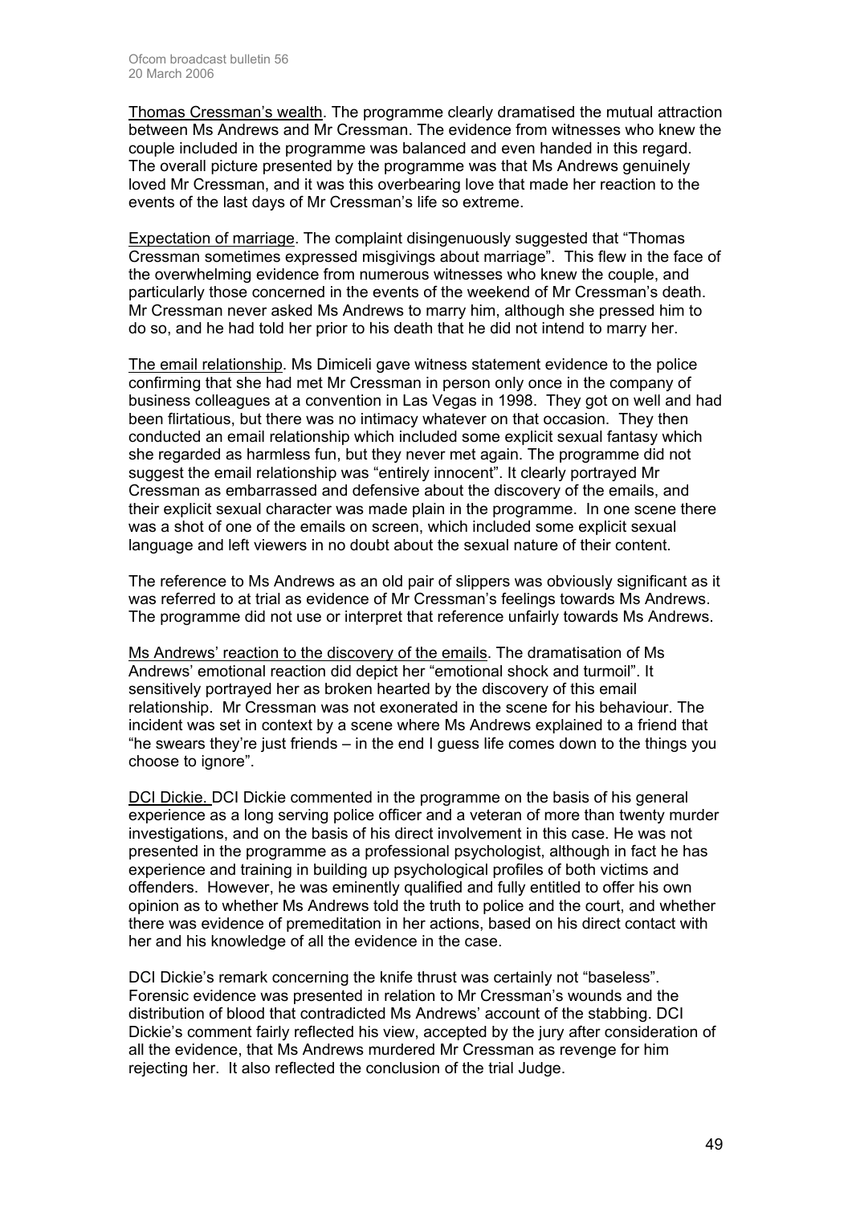Thomas Cressman's wealth. The programme clearly dramatised the mutual attraction between Ms Andrews and Mr Cressman. The evidence from witnesses who knew the couple included in the programme was balanced and even handed in this regard. The overall picture presented by the programme was that Ms Andrews genuinely loved Mr Cressman, and it was this overbearing love that made her reaction to the events of the last days of Mr Cressman's life so extreme.

Expectation of marriage. The complaint disingenuously suggested that "Thomas Cressman sometimes expressed misgivings about marriage". This flew in the face of the overwhelming evidence from numerous witnesses who knew the couple, and particularly those concerned in the events of the weekend of Mr Cressman's death. Mr Cressman never asked Ms Andrews to marry him, although she pressed him to do so, and he had told her prior to his death that he did not intend to marry her.

The email relationship. Ms Dimiceli gave witness statement evidence to the police confirming that she had met Mr Cressman in person only once in the company of business colleagues at a convention in Las Vegas in 1998. They got on well and had been flirtatious, but there was no intimacy whatever on that occasion. They then conducted an email relationship which included some explicit sexual fantasy which she regarded as harmless fun, but they never met again. The programme did not suggest the email relationship was "entirely innocent". It clearly portrayed Mr Cressman as embarrassed and defensive about the discovery of the emails, and their explicit sexual character was made plain in the programme. In one scene there was a shot of one of the emails on screen, which included some explicit sexual language and left viewers in no doubt about the sexual nature of their content.

The reference to Ms Andrews as an old pair of slippers was obviously significant as it was referred to at trial as evidence of Mr Cressman's feelings towards Ms Andrews. The programme did not use or interpret that reference unfairly towards Ms Andrews.

Ms Andrews' reaction to the discovery of the emails. The dramatisation of Ms Andrews' emotional reaction did depict her "emotional shock and turmoil". It sensitively portrayed her as broken hearted by the discovery of this email relationship. Mr Cressman was not exonerated in the scene for his behaviour. The incident was set in context by a scene where Ms Andrews explained to a friend that "he swears they're just friends – in the end I guess life comes down to the things you choose to ignore".

DCI Dickie. DCI Dickie commented in the programme on the basis of his general experience as a long serving police officer and a veteran of more than twenty murder investigations, and on the basis of his direct involvement in this case. He was not presented in the programme as a professional psychologist, although in fact he has experience and training in building up psychological profiles of both victims and offenders. However, he was eminently qualified and fully entitled to offer his own opinion as to whether Ms Andrews told the truth to police and the court, and whether there was evidence of premeditation in her actions, based on his direct contact with her and his knowledge of all the evidence in the case.

DCI Dickie's remark concerning the knife thrust was certainly not "baseless". Forensic evidence was presented in relation to Mr Cressman's wounds and the distribution of blood that contradicted Ms Andrews' account of the stabbing. DCI Dickie's comment fairly reflected his view, accepted by the jury after consideration of all the evidence, that Ms Andrews murdered Mr Cressman as revenge for him rejecting her. It also reflected the conclusion of the trial Judge.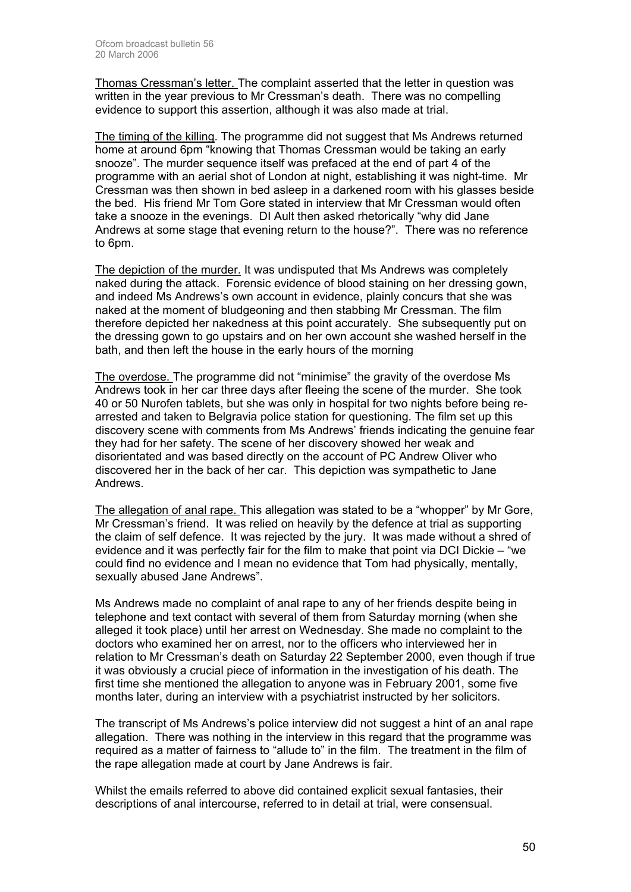Thomas Cressman's letter. The complaint asserted that the letter in question was written in the year previous to Mr Cressman's death. There was no compelling evidence to support this assertion, although it was also made at trial.

The timing of the killing. The programme did not suggest that Ms Andrews returned home at around 6pm "knowing that Thomas Cressman would be taking an early snooze". The murder sequence itself was prefaced at the end of part 4 of the programme with an aerial shot of London at night, establishing it was night-time. Mr Cressman was then shown in bed asleep in a darkened room with his glasses beside the bed. His friend Mr Tom Gore stated in interview that Mr Cressman would often take a snooze in the evenings. DI Ault then asked rhetorically "why did Jane Andrews at some stage that evening return to the house?". There was no reference to 6pm.

The depiction of the murder. It was undisputed that Ms Andrews was completely naked during the attack. Forensic evidence of blood staining on her dressing gown, and indeed Ms Andrews's own account in evidence, plainly concurs that she was naked at the moment of bludgeoning and then stabbing Mr Cressman. The film therefore depicted her nakedness at this point accurately. She subsequently put on the dressing gown to go upstairs and on her own account she washed herself in the bath, and then left the house in the early hours of the morning

The overdose. The programme did not "minimise" the gravity of the overdose Ms Andrews took in her car three days after fleeing the scene of the murder. She took 40 or 50 Nurofen tablets, but she was only in hospital for two nights before being re-arrested and taken to Belgravia police station for questioning. The film set up this discovery scene with comments from Ms Andrews' friends indicating the genuine fear they had for her safety. The scene of her discovery showed her weak and disorientated and was based directly on the account of PC Andrew Oliver who discovered her in the back of her car. This depiction was sympathetic to Jane Andrews.

The allegation of anal rape. This allegation was stated to be a "whopper" by Mr Gore, Mr Cressman's friend. It was relied on heavily by the defence at trial as supporting the claim of self defence. It was rejected by the jury. It was made without a shred of evidence and it was perfectly fair for the film to make that point via DCI Dickie – "we could find no evidence and I mean no evidence that Tom had physically, mentally, sexually abused Jane Andrews".

Ms Andrews made no complaint of anal rape to any of her friends despite being in telephone and text contact with several of them from Saturday morning (when she alleged it took place) until her arrest on Wednesday. She made no complaint to the doctors who examined her on arrest, nor to the officers who interviewed her in relation to Mr Cressman's death on Saturday 22 September 2000, even though if true it was obviously a crucial piece of information in the investigation of his death. The first time she mentioned the allegation to anyone was in February 2001, some five months later, during an interview with a psychiatrist instructed by her solicitors.

The transcript of Ms Andrews's police interview did not suggest a hint of an anal rape allegation. There was nothing in the interview in this regard that the programme was required as a matter of fairness to "allude to" in the film. The treatment in the film of the rape allegation made at court by Jane Andrews is fair.

Whilst the emails referred to above did contained explicit sexual fantasies, their descriptions of anal intercourse, referred to in detail at trial, were consensual.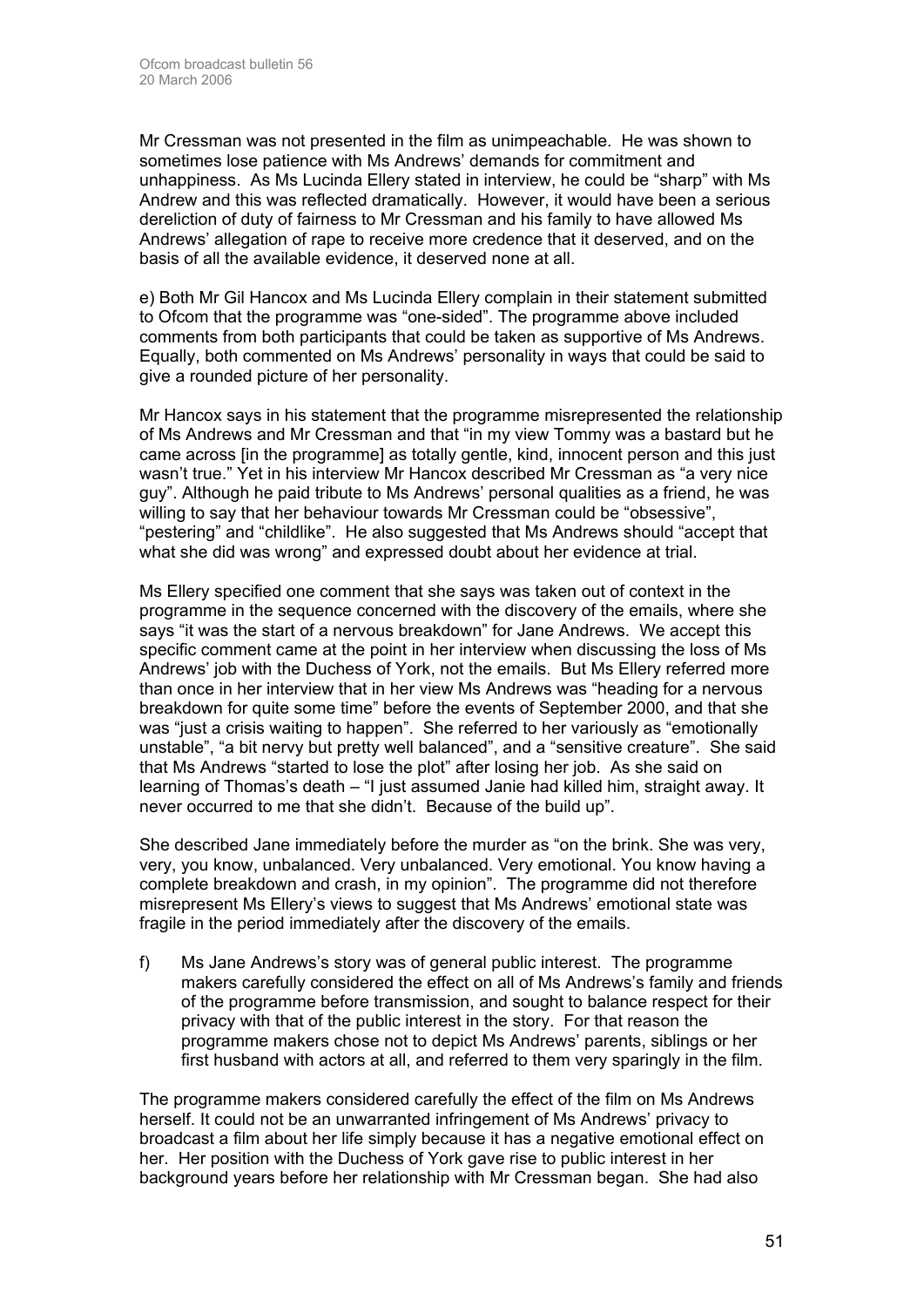Mr Cressman was not presented in the film as unimpeachable. He was shown to sometimes lose patience with Ms Andrews' demands for commitment and unhappiness. As Ms Lucinda Ellery stated in interview, he could be "sharp" with Ms Andrew and this was reflected dramatically. However, it would have been a serious dereliction of duty of fairness to Mr Cressman and his family to have allowed Ms Andrews' allegation of rape to receive more credence that it deserved, and on the basis of all the available evidence, it deserved none at all.

e) Both Mr Gil Hancox and Ms Lucinda Ellery complain in their statement submitted to Ofcom that the programme was "one-sided". The programme above included comments from both participants that could be taken as supportive of Ms Andrews. Equally, both commented on Ms Andrews' personality in ways that could be said to give a rounded picture of her personality.

Mr Hancox says in his statement that the programme misrepresented the relationship of Ms Andrews and Mr Cressman and that "in my view Tommy was a bastard but he came across [in the programme] as totally gentle, kind, innocent person and this just wasn't true." Yet in his interview Mr Hancox described Mr Cressman as "a very nice guy". Although he paid tribute to Ms Andrews' personal qualities as a friend, he was willing to say that her behaviour towards Mr Cressman could be "obsessive", "pestering" and "childlike". He also suggested that Ms Andrews should "accept that what she did was wrong" and expressed doubt about her evidence at trial.

Ms Ellery specified one comment that she says was taken out of context in the programme in the sequence concerned with the discovery of the emails, where she says "it was the start of a nervous breakdown" for Jane Andrews. We accept this specific comment came at the point in her interview when discussing the loss of Ms Andrews' job with the Duchess of York, not the emails. But Ms Ellery referred more than once in her interview that in her view Ms Andrews was "heading for a nervous breakdown for quite some time" before the events of September 2000, and that she was "just a crisis waiting to happen". She referred to her variously as "emotionally unstable", "a bit nervy but pretty well balanced", and a "sensitive creature". She said that Ms Andrews "started to lose the plot" after losing her job. As she said on learning of Thomas's death – "I just assumed Janie had killed him, straight away. It never occurred to me that she didn't. Because of the build up".

She described Jane immediately before the murder as "on the brink. She was very, very, you know, unbalanced. Very unbalanced. Very emotional. You know having a complete breakdown and crash, in my opinion". The programme did not therefore misrepresent Ms Ellery's views to suggest that Ms Andrews' emotional state was fragile in the period immediately after the discovery of the emails.

f) Ms Jane Andrews's story was of general public interest. The programme makers carefully considered the effect on all of Ms Andrews's family and friends of the programme before transmission, and sought to balance respect for their privacy with that of the public interest in the story. For that reason the programme makers chose not to depict Ms Andrews' parents, siblings or her first husband with actors at all, and referred to them very sparingly in the film.

The programme makers considered carefully the effect of the film on Ms Andrews herself. It could not be an unwarranted infringement of Ms Andrews' privacy to broadcast a film about her life simply because it has a negative emotional effect on her. Her position with the Duchess of York gave rise to public interest in her background years before her relationship with Mr Cressman began. She had also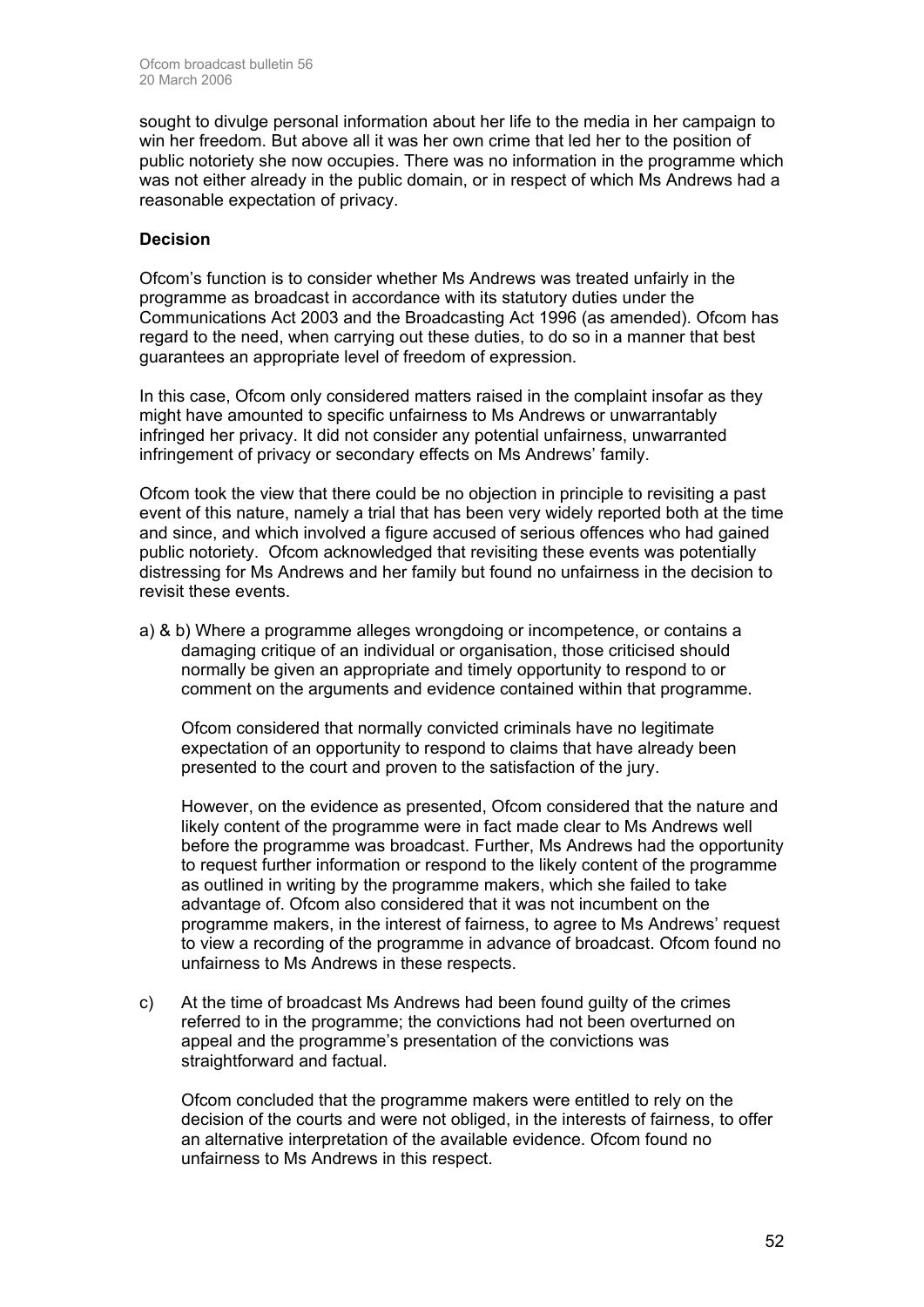sought to divulge personal information about her life to the media in her campaign to win her freedom. But above all it was her own crime that led her to the position of public notoriety she now occupies. There was no information in the programme which was not either already in the public domain, or in respect of which Ms Andrews had a reasonable expectation of privacy.

**Decision**

Ofcom's function is to consider whether Ms Andrews was treated unfairly in the programme as broadcast in accordance with its statutory duties under the Communications Act 2003 and the Broadcasting Act 1996 (as amended). Ofcom has regard to the need, when carrying out these duties, to do so in a manner that best guarantees an appropriate level of freedom of expression.

In this case, Ofcom only considered matters raised in the complaint insofar as they might have amounted to specific unfairness to Ms Andrews or unwarrantably infringed her privacy. It did not consider any potential unfairness, unwarranted infringement of privacy or secondary effects on Ms Andrews' family.

Ofcom took the view that there could be no objection in principle to revisiting a past event of this nature, namely a trial that has been very widely reported both at the time and since, and which involved a figure accused of serious offences who had gained public notoriety. Ofcom acknowledged that revisiting these events was potentially distressing for Ms Andrews and her family but found no unfairness in the decision to revisit these events.

a) & b) Where a programme alleges wrongdoing or incompetence, or contains a damaging critique of an individual or organisation, those criticised should normally be given an appropriate and timely opportunity to respond to or comment on the arguments and evidence contained within that programme.

Ofcom considered that normally convicted criminals have no legitimate expectation of an opportunity to respond to claims that have already been presented to the court and proven to the satisfaction of the jury.

However, on the evidence as presented, Ofcom considered that the nature and likely content of the programme were in fact made clear to Ms Andrews well before the programme was broadcast. Further, Ms Andrews had the opportunity to request further information or respond to the likely content of the programme as outlined in writing by the programme makers, which she failed to take advantage of. Ofcom also considered that it was not incumbent on the programme makers, in the interest of fairness, to agree to Ms Andrews' request to view a recording of the programme in advance of broadcast. Ofcom found no unfairness to Ms Andrews in these respects.

c) At the time of broadcast Ms Andrews had been found guilty of the crimes referred to in the programme; the convictions had not been overturned on appeal and the programme's presentation of the convictions was straightforward and factual.

Ofcom concluded that the programme makers were entitled to rely on the decision of the courts and were not obliged, in the interests of fairness, to offer an alternative interpretation of the available evidence. Ofcom found no unfairness to Ms Andrews in this respect.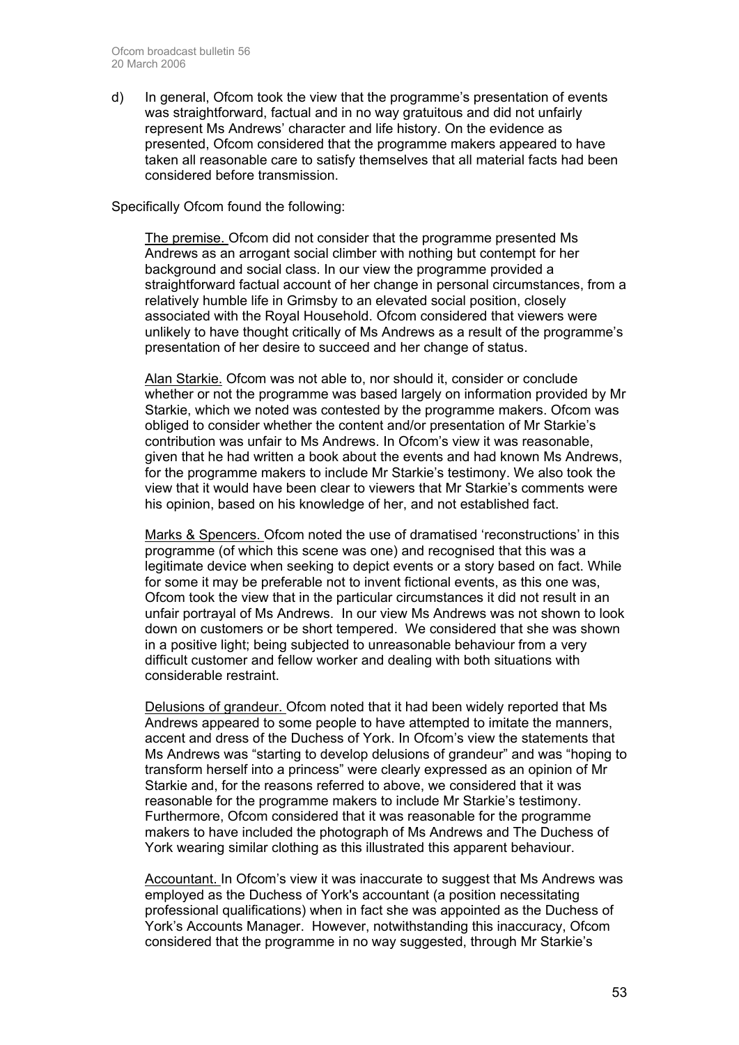d) In general, Ofcom took the view that the programme's presentation of events was straightforward, factual and in no way gratuitous and did not unfairly represent Ms Andrews' character and life history. On the evidence as presented, Ofcom considered that the programme makers appeared to have taken all reasonable care to satisfy themselves that all material facts had been considered before transmission.

Specifically Ofcom found the following:

The premise. Ofcom did not consider that the programme presented Ms Andrews as an arrogant social climber with nothing but contempt for her background and social class. In our view the programme provided a straightforward factual account of her change in personal circumstances, from a relatively humble life in Grimsby to an elevated social position, closely associated with the Royal Household. Ofcom considered that viewers were unlikely to have thought critically of Ms Andrews as a result of the programme's presentation of her desire to succeed and her change of status.

Alan Starkie. Ofcom was not able to, nor should it, consider or conclude whether or not the programme was based largely on information provided by Mr Starkie, which we noted was contested by the programme makers. Ofcom was obliged to consider whether the content and/or presentation of Mr Starkie's contribution was unfair to Ms Andrews. In Ofcom's view it was reasonable, given that he had written a book about the events and had known Ms Andrews, for the programme makers to include Mr Starkie's testimony. We also took the view that it would have been clear to viewers that Mr Starkie's comments were his opinion, based on his knowledge of her, and not established fact.

Marks & Spencers. Ofcom noted the use of dramatised 'reconstructions' in this programme (of which this scene was one) and recognised that this was a legitimate device when seeking to depict events or a story based on fact. While for some it may be preferable not to invent fictional events, as this one was, Ofcom took the view that in the particular circumstances it did not result in an unfair portrayal of Ms Andrews. In our view Ms Andrews was not shown to look down on customers or be short tempered. We considered that she was shown in a positive light; being subjected to unreasonable behaviour from a very difficult customer and fellow worker and dealing with both situations with considerable restraint.

Delusions of grandeur. Ofcom noted that it had been widely reported that Ms Andrews appeared to some people to have attempted to imitate the manners, accent and dress of the Duchess of York. In Ofcom's view the statements that Ms Andrews was "starting to develop delusions of grandeur" and was "hoping to transform herself into a princess" were clearly expressed as an opinion of Mr Starkie and, for the reasons referred to above, we considered that it was reasonable for the programme makers to include Mr Starkie's testimony. Furthermore, Ofcom considered that it was reasonable for the programme makers to have included the photograph of Ms Andrews and The Duchess of York wearing similar clothing as this illustrated this apparent behaviour.

Accountant. In Ofcom's view it was inaccurate to suggest that Ms Andrews was employed as the Duchess of York's accountant (a position necessitating professional qualifications) when in fact she was appointed as the Duchess of York's Accounts Manager. However, notwithstanding this inaccuracy, Ofcom considered that the programme in no way suggested, through Mr Starkie's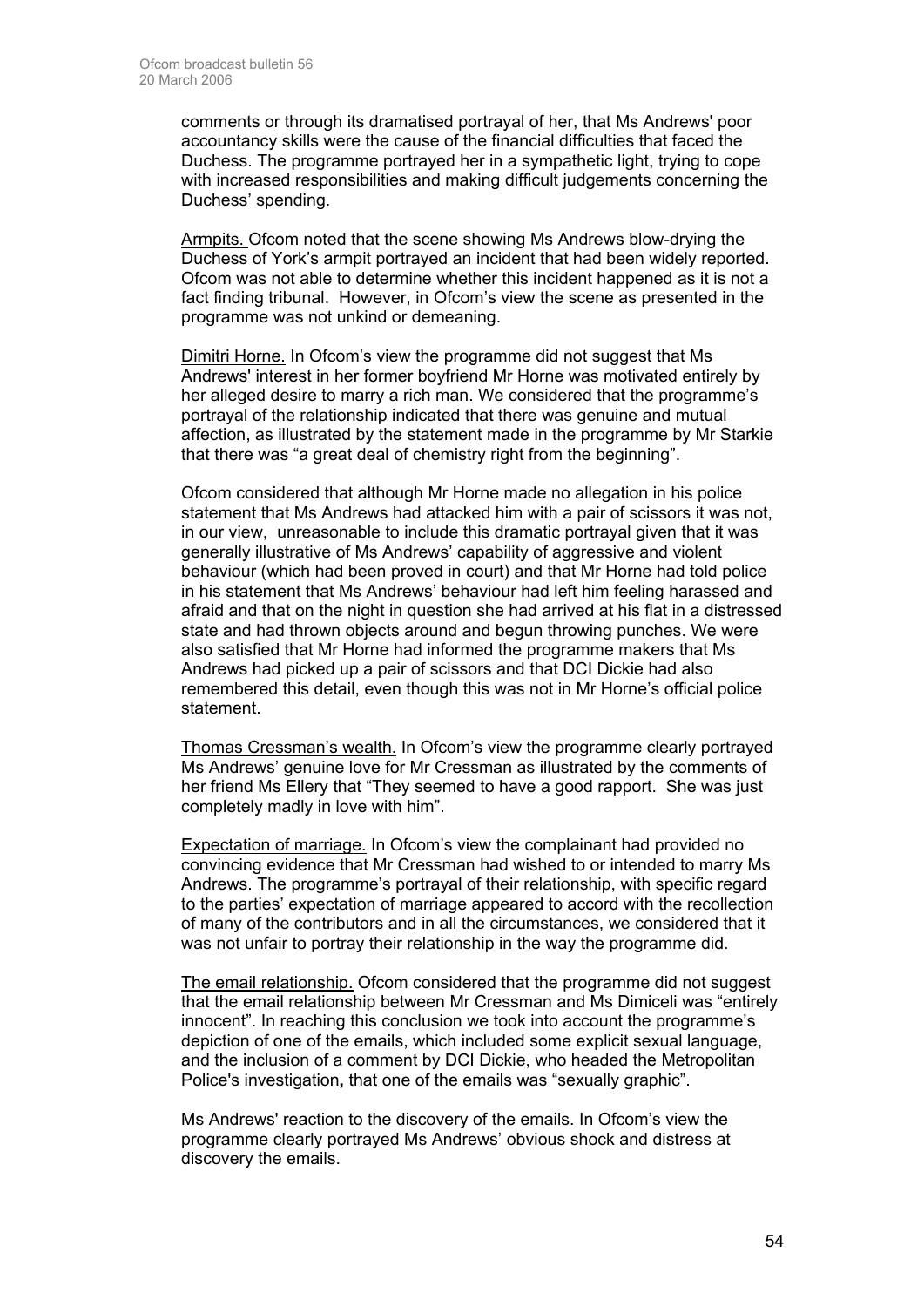comments or through its dramatised portrayal of her, that Ms Andrews' poor accountancy skills were the cause of the financial difficulties that faced the Duchess. The programme portrayed her in a sympathetic light, trying to cope with increased responsibilities and making difficult judgements concerning the Duchess' spending.

Armpits. Ofcom noted that the scene showing Ms Andrews blow-drying the Duchess of York's armpit portrayed an incident that had been widely reported. Ofcom was not able to determine whether this incident happened as it is not a fact finding tribunal. However, in Ofcom's view the scene as presented in the programme was not unkind or demeaning.

Dimitri Horne. In Ofcom's view the programme did not suggest that Ms Andrews' interest in her former boyfriend Mr Horne was motivated entirely by her alleged desire to marry a rich man. We considered that the programme's portrayal of the relationship indicated that there was genuine and mutual affection, as illustrated by the statement made in the programme by Mr Starkie that there was "a great deal of chemistry right from the beginning".

Ofcom considered that although Mr Horne made no allegation in his police statement that Ms Andrews had attacked him with a pair of scissors it was not, in our view, unreasonable to include this dramatic portrayal given that it was generally illustrative of Ms Andrews' capability of aggressive and violent behaviour (which had been proved in court) and that Mr Horne had told police in his statement that Ms Andrews' behaviour had left him feeling harassed and afraid and that on the night in question she had arrived at his flat in a distressed state and had thrown objects around and begun throwing punches. We were also satisfied that Mr Horne had informed the programme makers that Ms Andrews had picked up a pair of scissors and that DCI Dickie had also remembered this detail, even though this was not in Mr Horne's official police statement.

Thomas Cressman's wealth. In Ofcom's view the programme clearly portrayed Ms Andrews' genuine love for Mr Cressman as illustrated by the comments of her friend Ms Ellery that "They seemed to have a good rapport. She was just completely madly in love with him".

Expectation of marriage. In Ofcom's view the complainant had provided no convincing evidence that Mr Cressman had wished to or intended to marry Ms Andrews. The programme's portrayal of their relationship, with specific regard to the parties' expectation of marriage appeared to accord with the recollection of many of the contributors and in all the circumstances, we considered that it was not unfair to portray their relationship in the way the programme did.

The email relationship. Ofcom considered that the programme did not suggest that the email relationship between Mr Cressman and Ms Dimiceli was "entirely innocent". In reaching this conclusion we took into account the programme's depiction of one of the emails, which included some explicit sexual language, and the inclusion of a comment by DCI Dickie, who headed the Metropolitan Police's investigation**,** that one of the emails was "sexually graphic".

Ms Andrews' reaction to the discovery of the emails. In Ofcom's view the programme clearly portrayed Ms Andrews' obvious shock and distress at discovery the emails.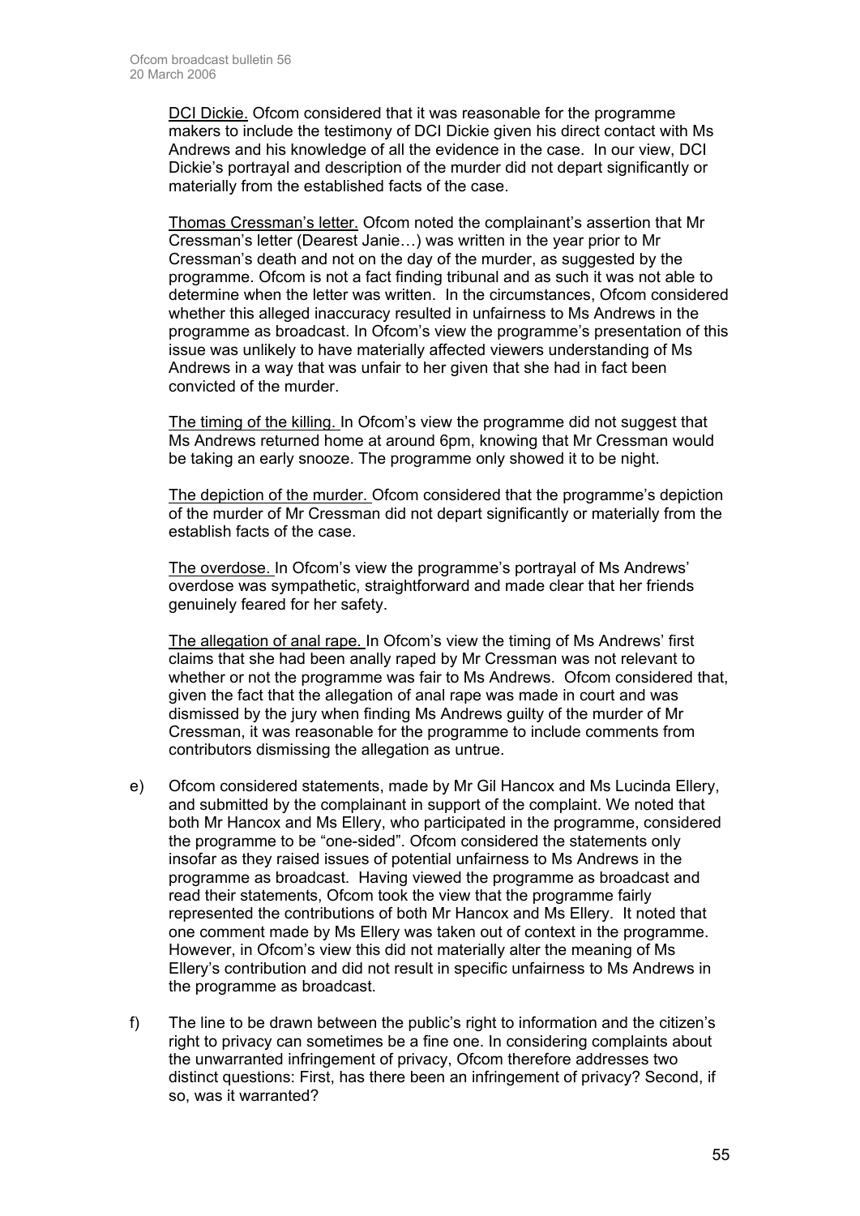<u>DCI Dickie.</u> Ofcom considered that it was reasonable for the programme makers to include the testimony of DCI Dickie given his direct contact with Ms Andrews and his knowledge of all the evidence in the case. In our view, DCI Dickie's portrayal and description of the murder did not depart significantly or materially from the established facts of the case.

<u>Thomas Cressman's letter.</u> Ofcom noted the complainant's assertion that Mr Cressman's letter (Dearest Janie…) was written in the year prior to Mr Cressman's death and not on the day of the murder, as suggested by the programme. Ofcom is not a fact finding tribunal and as such it was not able to determine when the letter was written. In the circumstances, Ofcom considered whether this alleged inaccuracy resulted in unfairness to Ms Andrews in the programme as broadcast. In Ofcom's view the programme's presentation of this issue was unlikely to have materially affected viewers understanding of Ms Andrews in a way that was unfair to her given that she had in fact been convicted of the murder.

<u>The timing of the killing.</u> In Ofcom's view the programme did not suggest that Ms Andrews returned home at around 6pm, knowing that Mr Cressman would be taking an early snooze. The programme only showed it to be night.

<u>The depiction of the murder.</u> Ofcom considered that the programme's depiction of the murder of Mr Cressman did not depart significantly or materially from the establish facts of the case.

<u>The overdose.</u> In Ofcom's view the programme's portrayal of Ms Andrews' overdose was sympathetic, straightforward and made clear that her friends genuinely feared for her safety.

<u>The allegation of anal rape.</u> In Ofcom's view the timing of Ms Andrews' first claims that she had been anally raped by Mr Cressman was not relevant to whether or not the programme was fair to Ms Andrews. Ofcom considered that, given the fact that the allegation of anal rape was made in court and was dismissed by the jury when finding Ms Andrews guilty of the murder of Mr Cressman, it was reasonable for the programme to include comments from contributors dismissing the allegation as untrue.

e) Ofcom considered statements, made by Mr Gil Hancox and Ms Lucinda Ellery, and submitted by the complainant in support of the complaint. We noted that both Mr Hancox and Ms Ellery, who participated in the programme, considered the programme to be "one-sided". Ofcom considered the statements only insofar as they raised issues of potential unfairness to Ms Andrews in the programme as broadcast. Having viewed the programme as broadcast and read their statements, Ofcom took the view that the programme fairly represented the contributions of both Mr Hancox and Ms Ellery. It noted that one comment made by Ms Ellery was taken out of context in the programme. However, in Ofcom's view this did not materially alter the meaning of Ms Ellery's contribution and did not result in specific unfairness to Ms Andrews in the programme as broadcast.

f) The line to be drawn between the public's right to information and the citizen's right to privacy can sometimes be a fine one. In considering complaints about the unwarranted infringement of privacy, Ofcom therefore addresses two distinct questions: First, has there been an infringement of privacy? Second, if so, was it warranted?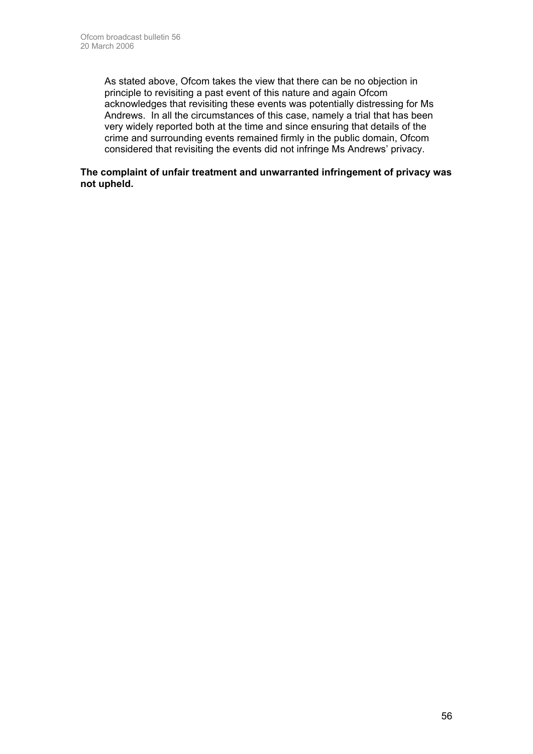As stated above, Ofcom takes the view that there can be no objection in principle to revisiting a past event of this nature and again Ofcom acknowledges that revisiting these events was potentially distressing for Ms Andrews. In all the circumstances of this case, namely a trial that has been very widely reported both at the time and since ensuring that details of the crime and surrounding events remained firmly in the public domain, Ofcom considered that revisiting the events did not infringe Ms Andrews' privacy.

**The complaint of unfair treatment and unwarranted infringement of privacy was not upheld.**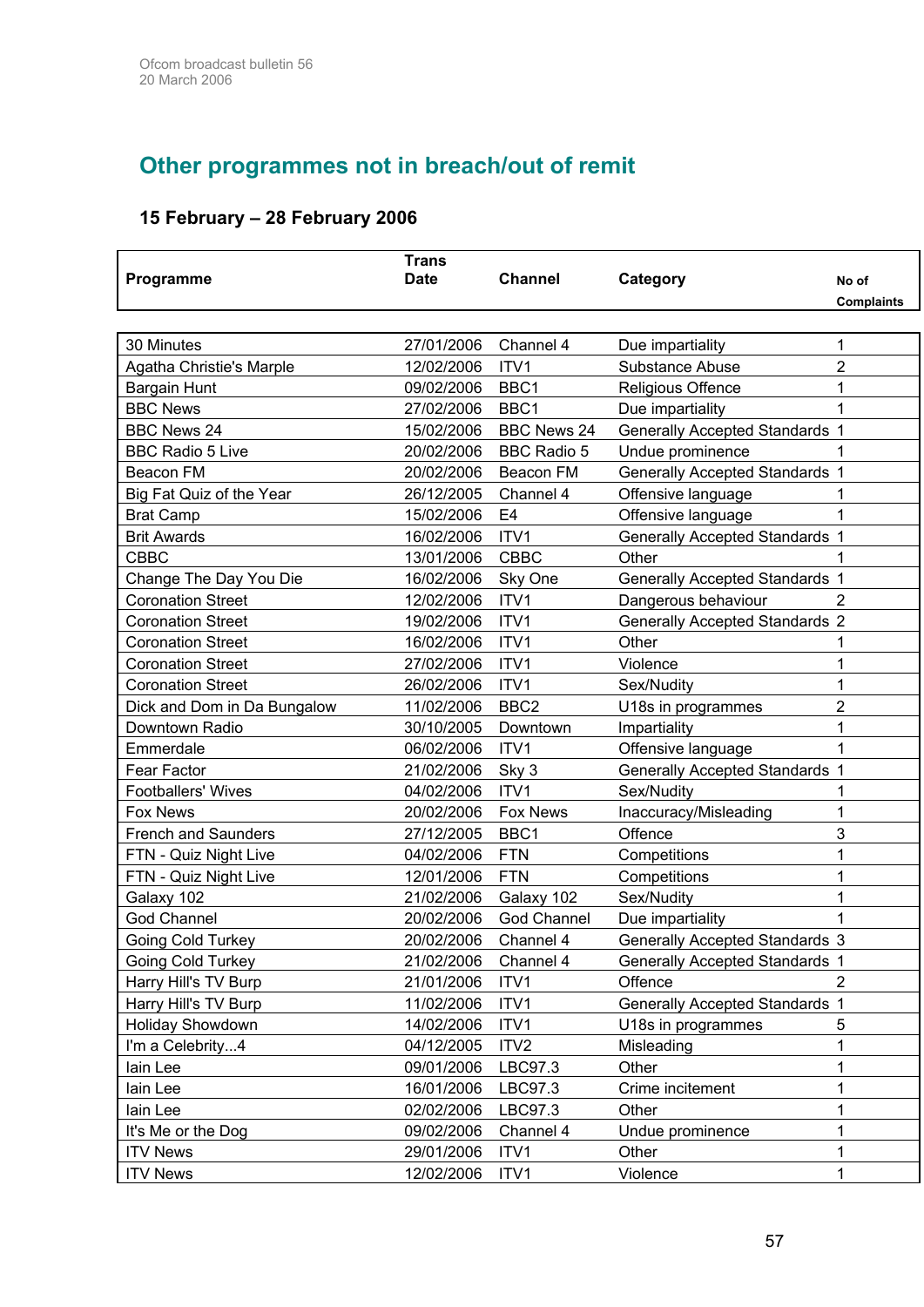## Other programmes not in breach/out of remit

### 15 February – 28 February 2006

| Programme | Trans Date | Channel | Category | No of Complaints |
|---|---|---|---|---|
| 30 Minutes | 27/01/2006 | Channel 4 | Due impartiality | 1 |
| Agatha Christie's Marple | 12/02/2006 | ITV1 | Substance Abuse | 2 |
| Bargain Hunt | 09/02/2006 | BBC1 | Religious Offence | 1 |
| BBC News | 27/02/2006 | BBC1 | Due impartiality | 1 |
| BBC News 24 | 15/02/2006 | BBC News 24 | Generally Accepted Standards | 1 |
| BBC Radio 5 Live | 20/02/2006 | BBC Radio 5 | Undue prominence | 1 |
| Beacon FM | 20/02/2006 | Beacon FM | Generally Accepted Standards | 1 |
| Big Fat Quiz of the Year | 26/12/2005 | Channel 4 | Offensive language | 1 |
| Brat Camp | 15/02/2006 | E4 | Offensive language | 1 |
| Brit Awards | 16/02/2006 | ITV1 | Generally Accepted Standards | 1 |
| CBBC | 13/01/2006 | CBBC | Other | 1 |
| Change The Day You Die | 16/02/2006 | Sky One | Generally Accepted Standards | 1 |
| Coronation Street | 12/02/2006 | ITV1 | Dangerous behaviour | 2 |
| Coronation Street | 19/02/2006 | ITV1 | Generally Accepted Standards | 2 |
| Coronation Street | 16/02/2006 | ITV1 | Other | 1 |
| Coronation Street | 27/02/2006 | ITV1 | Violence | 1 |
| Coronation Street | 26/02/2006 | ITV1 | Sex/Nudity | 1 |
| Dick and Dom in Da Bungalow | 11/02/2006 | BBC2 | U18s in programmes | 2 |
| Downtown Radio | 30/10/2005 | Downtown | Impartiality | 1 |
| Emmerdale | 06/02/2006 | ITV1 | Offensive language | 1 |
| Fear Factor | 21/02/2006 | Sky 3 | Generally Accepted Standards | 1 |
| Footballers' Wives | 04/02/2006 | ITV1 | Sex/Nudity | 1 |
| Fox News | 20/02/2006 | Fox News | Inaccuracy/Misleading | 1 |
| French and Saunders | 27/12/2005 | BBC1 | Offence | 3 |
| FTN - Quiz Night Live | 04/02/2006 | FTN | Competitions | 1 |
| FTN - Quiz Night Live | 12/01/2006 | FTN | Competitions | 1 |
| Galaxy 102 | 21/02/2006 | Galaxy 102 | Sex/Nudity | 1 |
| God Channel | 20/02/2006 | God Channel | Due impartiality | 1 |
| Going Cold Turkey | 20/02/2006 | Channel 4 | Generally Accepted Standards | 3 |
| Going Cold Turkey | 21/02/2006 | Channel 4 | Generally Accepted Standards | 1 |
| Harry Hill's TV Burp | 21/01/2006 | ITV1 | Offence | 2 |
| Harry Hill's TV Burp | 11/02/2006 | ITV1 | Generally Accepted Standards | 1 |
| Holiday Showdown | 14/02/2006 | ITV1 | U18s in programmes | 5 |
| I'm a Celebrity...4 | 04/12/2005 | ITV2 | Misleading | 1 |
| Iain Lee | 09/01/2006 | LBC97.3 | Other | 1 |
| Iain Lee | 16/01/2006 | LBC97.3 | Crime incitement | 1 |
| Iain Lee | 02/02/2006 | LBC97.3 | Other | 1 |
| It's Me or the Dog | 09/02/2006 | Channel 4 | Undue prominence | 1 |
| ITV News | 29/01/2006 | ITV1 | Other | 1 |
| ITV News | 12/02/2006 | ITV1 | Violence | 1 |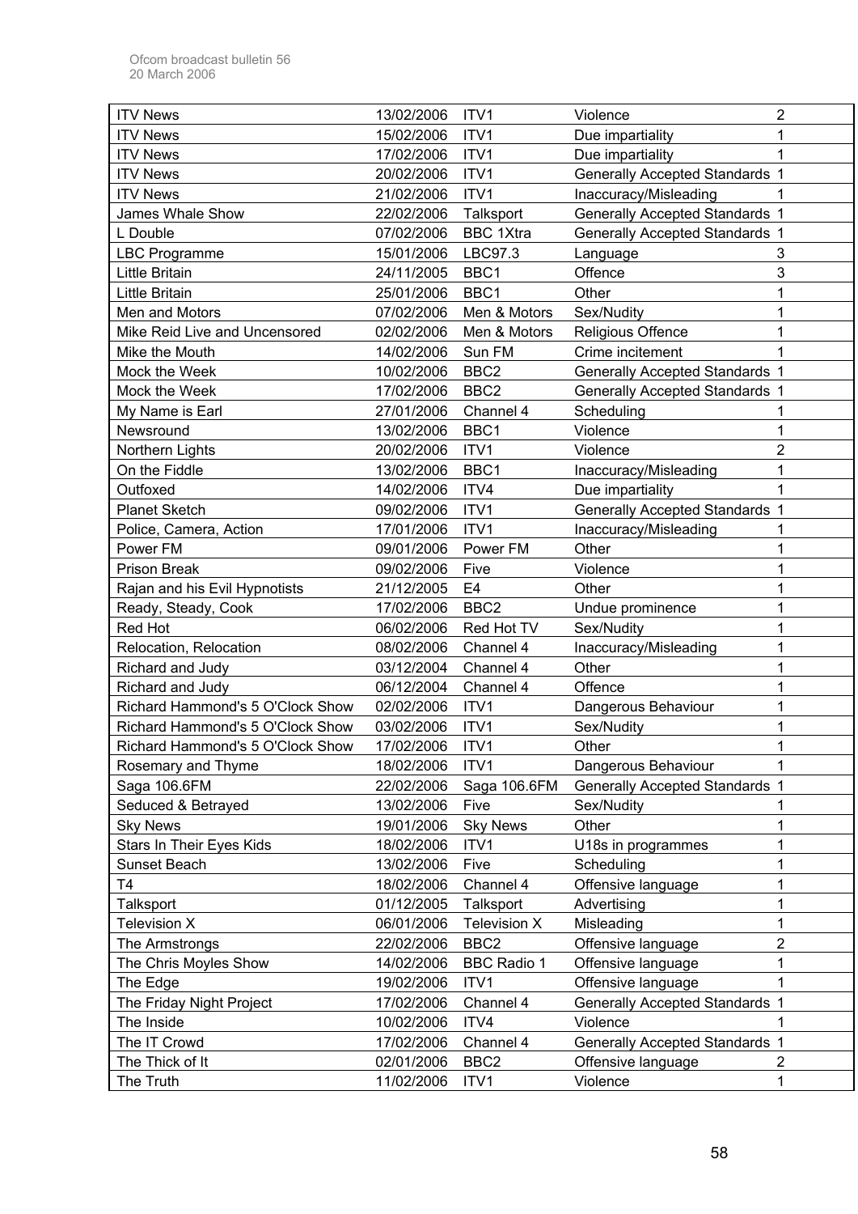| | | | | |
|---|---|---|---|---|
| ITV News | 13/02/2006 | ITV1 | Violence | 2 |
| ITV News | 15/02/2006 | ITV1 | Due impartiality | 1 |
| ITV News | 17/02/2006 | ITV1 | Due impartiality | 1 |
| ITV News | 20/02/2006 | ITV1 | Generally Accepted Standards | 1 |
| ITV News | 21/02/2006 | ITV1 | Inaccuracy/Misleading | 1 |
| James Whale Show | 22/02/2006 | Talksport | Generally Accepted Standards | 1 |
| L Double | 07/02/2006 | BBC 1Xtra | Generally Accepted Standards | 1 |
| LBC Programme | 15/01/2006 | LBC97.3 | Language | 3 |
| Little Britain | 24/11/2005 | BBC1 | Offence | 3 |
| Little Britain | 25/01/2006 | BBC1 | Other | 1 |
| Men and Motors | 07/02/2006 | Men & Motors | Sex/Nudity | 1 |
| Mike Reid Live and Uncensored | 02/02/2006 | Men & Motors | Religious Offence | 1 |
| Mike the Mouth | 14/02/2006 | Sun FM | Crime incitement | 1 |
| Mock the Week | 10/02/2006 | BBC2 | Generally Accepted Standards | 1 |
| Mock the Week | 17/02/2006 | BBC2 | Generally Accepted Standards | 1 |
| My Name is Earl | 27/01/2006 | Channel 4 | Scheduling | 1 |
| Newsround | 13/02/2006 | BBC1 | Violence | 1 |
| Northern Lights | 20/02/2006 | ITV1 | Violence | 2 |
| On the Fiddle | 13/02/2006 | BBC1 | Inaccuracy/Misleading | 1 |
| Outfoxed | 14/02/2006 | ITV4 | Due impartiality | 1 |
| Planet Sketch | 09/02/2006 | ITV1 | Generally Accepted Standards | 1 |
| Police, Camera, Action | 17/01/2006 | ITV1 | Inaccuracy/Misleading | 1 |
| Power FM | 09/01/2006 | Power FM | Other | 1 |
| Prison Break | 09/02/2006 | Five | Violence | 1 |
| Rajan and his Evil Hypnotists | 21/12/2005 | E4 | Other | 1 |
| Ready, Steady, Cook | 17/02/2006 | BBC2 | Undue prominence | 1 |
| Red Hot | 06/02/2006 | Red Hot TV | Sex/Nudity | 1 |
| Relocation, Relocation | 08/02/2006 | Channel 4 | Inaccuracy/Misleading | 1 |
| Richard and Judy | 03/12/2004 | Channel 4 | Other | 1 |
| Richard and Judy | 06/12/2004 | Channel 4 | Offence | 1 |
| Richard Hammond's 5 O'Clock Show | 02/02/2006 | ITV1 | Dangerous Behaviour | 1 |
| Richard Hammond's 5 O'Clock Show | 03/02/2006 | ITV1 | Sex/Nudity | 1 |
| Richard Hammond's 5 O'Clock Show | 17/02/2006 | ITV1 | Other | 1 |
| Rosemary and Thyme | 18/02/2006 | ITV1 | Dangerous Behaviour | 1 |
| Saga 106.6FM | 22/02/2006 | Saga 106.6FM | Generally Accepted Standards | 1 |
| Seduced & Betrayed | 13/02/2006 | Five | Sex/Nudity | 1 |
| Sky News | 19/01/2006 | Sky News | Other | 1 |
| Stars In Their Eyes Kids | 18/02/2006 | ITV1 | U18s in programmes | 1 |
| Sunset Beach | 13/02/2006 | Five | Scheduling | 1 |
| T4 | 18/02/2006 | Channel 4 | Offensive language | 1 |
| Talksport | 01/12/2005 | Talksport | Advertising | 1 |
| Television X | 06/01/2006 | Television X | Misleading | 1 |
| The Armstrongs | 22/02/2006 | BBC2 | Offensive language | 2 |
| The Chris Moyles Show | 14/02/2006 | BBC Radio 1 | Offensive language | 1 |
| The Edge | 19/02/2006 | ITV1 | Offensive language | 1 |
| The Friday Night Project | 17/02/2006 | Channel 4 | Generally Accepted Standards | 1 |
| The Inside | 10/02/2006 | ITV4 | Violence | 1 |
| The IT Crowd | 17/02/2006 | Channel 4 | Generally Accepted Standards | 1 |
| The Thick of It | 02/01/2006 | BBC2 | Offensive language | 2 |
| The Truth | 11/02/2006 | ITV1 | Violence | 1 |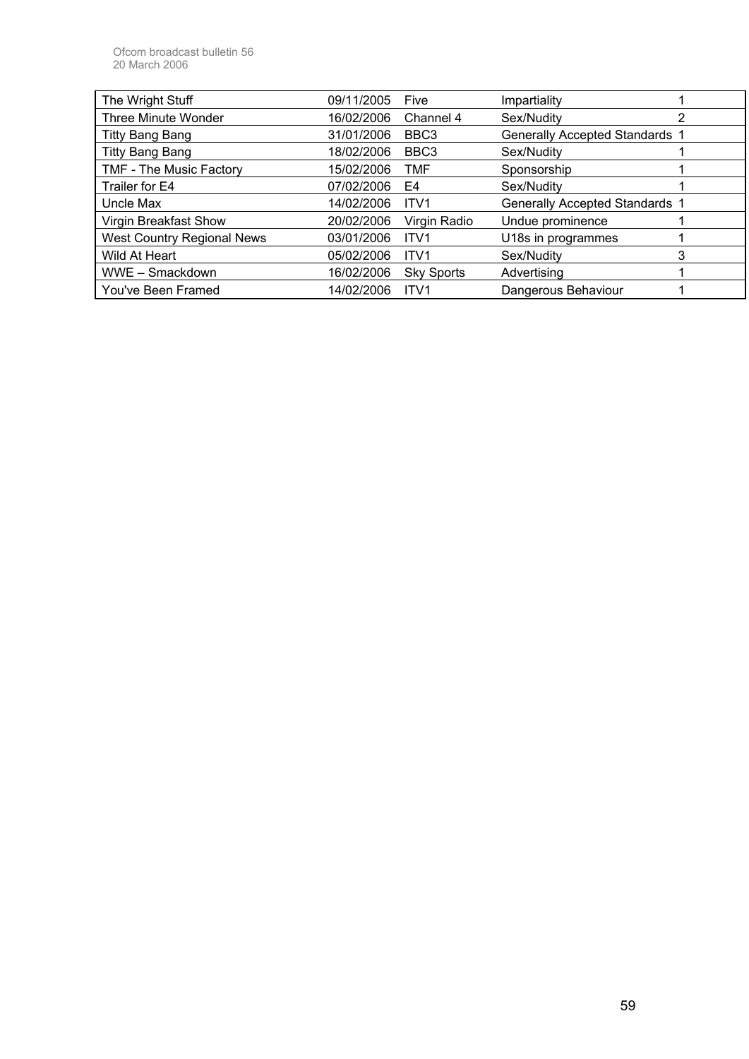| | | | | |
|---|---|---|---|---|
| The Wright Stuff | 09/11/2005 | Five | Impartiality | 1 |
| Three Minute Wonder | 16/02/2006 | Channel 4 | Sex/Nudity | 2 |
| Titty Bang Bang | 31/01/2006 | BBC3 | Generally Accepted Standards | 1 |
| Titty Bang Bang | 18/02/2006 | BBC3 | Sex/Nudity | 1 |
| TMF - The Music Factory | 15/02/2006 | TMF | Sponsorship | 1 |
| Trailer for E4 | 07/02/2006 | E4 | Sex/Nudity | 1 |
| Uncle Max | 14/02/2006 | ITV1 | Generally Accepted Standards | 1 |
| Virgin Breakfast Show | 20/02/2006 | Virgin Radio | Undue prominence | 1 |
| West Country Regional News | 03/01/2006 | ITV1 | U18s in programmes | 1 |
| Wild At Heart | 05/02/2006 | ITV1 | Sex/Nudity | 3 |
| WWE – Smackdown | 16/02/2006 | Sky Sports | Advertising | 1 |
| You've Been Framed | 14/02/2006 | ITV1 | Dangerous Behaviour | 1 |